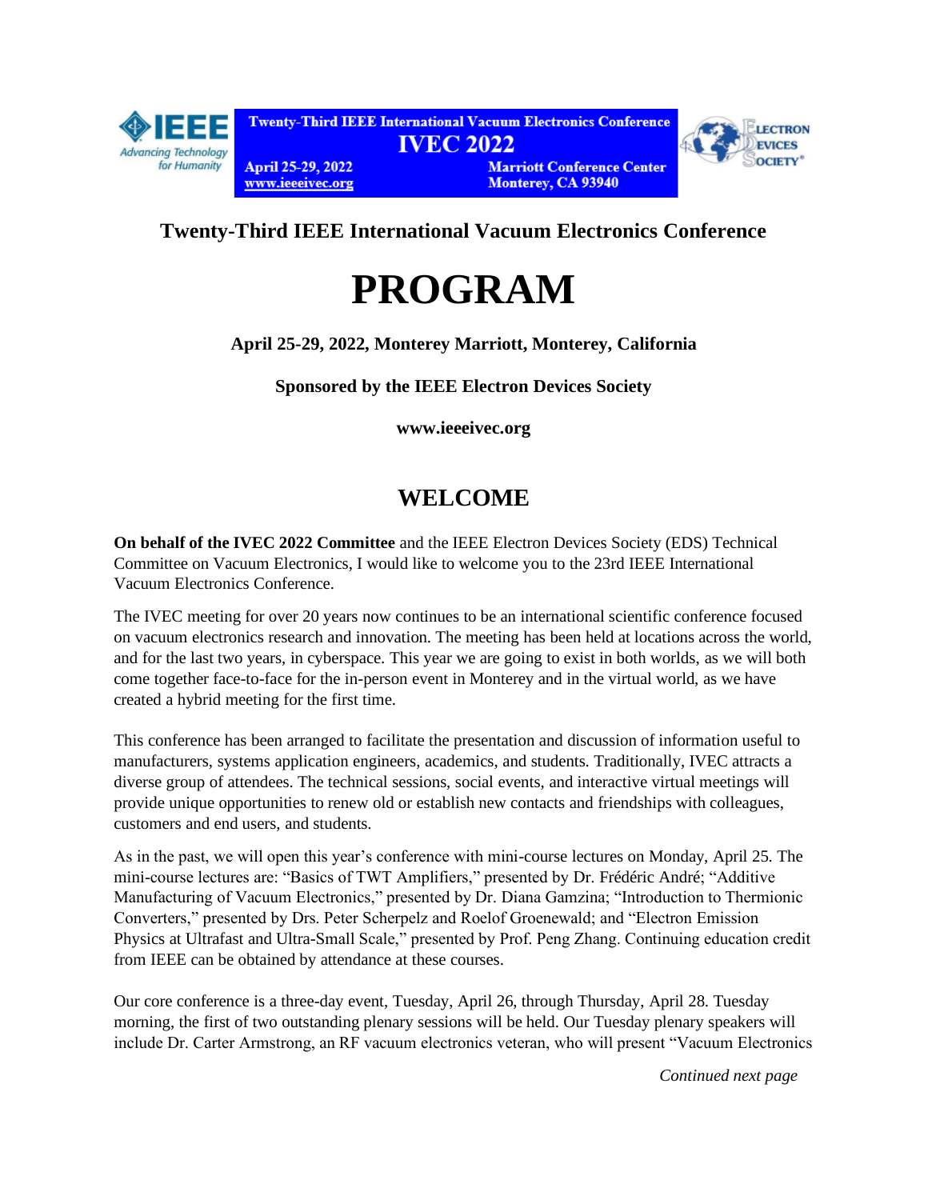Twenty-Third IEEE International Vacuum Electronics Conference

IVEC 2022

April 25-29, 2022
www.ieeeivec.org

Marriott Conference Center
Monterey, CA 93940

## Twenty-Third IEEE International Vacuum Electronics Conference

# PROGRAM

**April 25-29, 2022, Monterey Marriott, Monterey, California**

**Sponsored by the IEEE Electron Devices Society**

**www.ieeeivec.org**

## WELCOME

**On behalf of the IVEC 2022 Committee** and the IEEE Electron Devices Society (EDS) Technical Committee on Vacuum Electronics, I would like to welcome you to the 23rd IEEE International Vacuum Electronics Conference.

The IVEC meeting for over 20 years now continues to be an international scientific conference focused on vacuum electronics research and innovation. The meeting has been held at locations across the world, and for the last two years, in cyberspace. This year we are going to exist in both worlds, as we will both come together face-to-face for the in-person event in Monterey and in the virtual world, as we have created a hybrid meeting for the first time.

This conference has been arranged to facilitate the presentation and discussion of information useful to manufacturers, systems application engineers, academics, and students. Traditionally, IVEC attracts a diverse group of attendees. The technical sessions, social events, and interactive virtual meetings will provide unique opportunities to renew old or establish new contacts and friendships with colleagues, customers and end users, and students.

As in the past, we will open this year's conference with mini-course lectures on Monday, April 25. The mini-course lectures are: "Basics of TWT Amplifiers," presented by Dr. Frédéric André; "Additive Manufacturing of Vacuum Electronics," presented by Dr. Diana Gamzina; "Introduction to Thermionic Converters," presented by Drs. Peter Scherpelz and Roelof Groenewald; and "Electron Emission Physics at Ultrafast and Ultra-Small Scale," presented by Prof. Peng Zhang. Continuing education credit from IEEE can be obtained by attendance at these courses.

Our core conference is a three-day event, Tuesday, April 26, through Thursday, April 28. Tuesday morning, the first of two outstanding plenary sessions will be held. Our Tuesday plenary speakers will include Dr. Carter Armstrong, an RF vacuum electronics veteran, who will present "Vacuum Electronics

*Continued next page*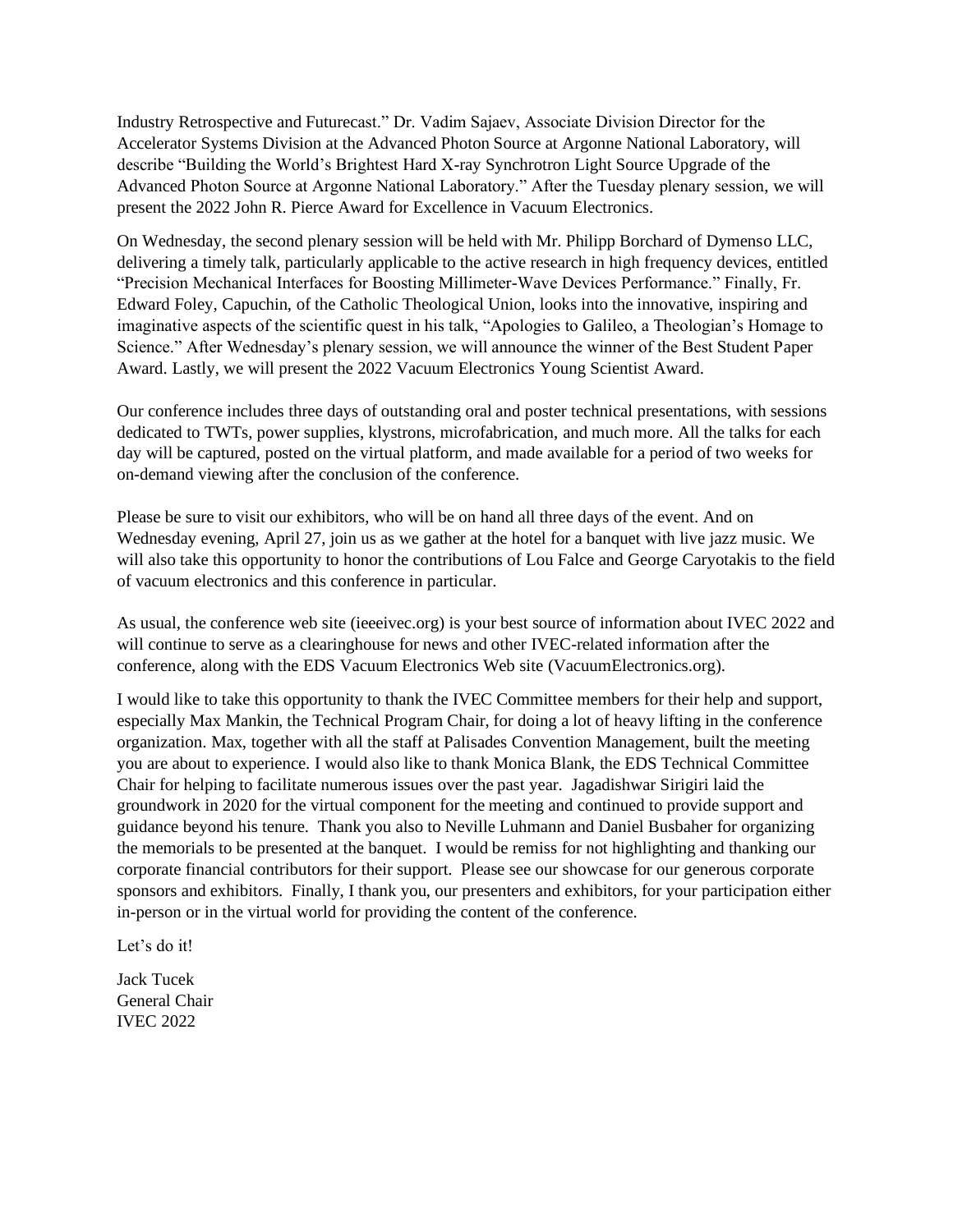Industry Retrospective and Futurecast." Dr. Vadim Sajaev, Associate Division Director for the Accelerator Systems Division at the Advanced Photon Source at Argonne National Laboratory, will describe "Building the World's Brightest Hard X-ray Synchrotron Light Source Upgrade of the Advanced Photon Source at Argonne National Laboratory." After the Tuesday plenary session, we will present the 2022 John R. Pierce Award for Excellence in Vacuum Electronics.

On Wednesday, the second plenary session will be held with Mr. Philipp Borchard of Dymenso LLC, delivering a timely talk, particularly applicable to the active research in high frequency devices, entitled "Precision Mechanical Interfaces for Boosting Millimeter-Wave Devices Performance." Finally, Fr. Edward Foley, Capuchin, of the Catholic Theological Union, looks into the innovative, inspiring and imaginative aspects of the scientific quest in his talk, "Apologies to Galileo, a Theologian's Homage to Science." After Wednesday's plenary session, we will announce the winner of the Best Student Paper Award. Lastly, we will present the 2022 Vacuum Electronics Young Scientist Award.

Our conference includes three days of outstanding oral and poster technical presentations, with sessions dedicated to TWTs, power supplies, klystrons, microfabrication, and much more. All the talks for each day will be captured, posted on the virtual platform, and made available for a period of two weeks for on-demand viewing after the conclusion of the conference.

Please be sure to visit our exhibitors, who will be on hand all three days of the event. And on Wednesday evening, April 27, join us as we gather at the hotel for a banquet with live jazz music. We will also take this opportunity to honor the contributions of Lou Falce and George Caryotakis to the field of vacuum electronics and this conference in particular.

As usual, the conference web site (ieeeivec.org) is your best source of information about IVEC 2022 and will continue to serve as a clearinghouse for news and other IVEC-related information after the conference, along with the EDS Vacuum Electronics Web site (VacuumElectronics.org).

I would like to take this opportunity to thank the IVEC Committee members for their help and support, especially Max Mankin, the Technical Program Chair, for doing a lot of heavy lifting in the conference organization. Max, together with all the staff at Palisades Convention Management, built the meeting you are about to experience. I would also like to thank Monica Blank, the EDS Technical Committee Chair for helping to facilitate numerous issues over the past year. Jagadishwar Sirigiri laid the groundwork in 2020 for the virtual component for the meeting and continued to provide support and guidance beyond his tenure. Thank you also to Neville Luhmann and Daniel Busbaher for organizing the memorials to be presented at the banquet. I would be remiss for not highlighting and thanking our corporate financial contributors for their support. Please see our showcase for our generous corporate sponsors and exhibitors. Finally, I thank you, our presenters and exhibitors, for your participation either in-person or in the virtual world for providing the content of the conference.

Let's do it!

Jack Tucek
General Chair
IVEC 2022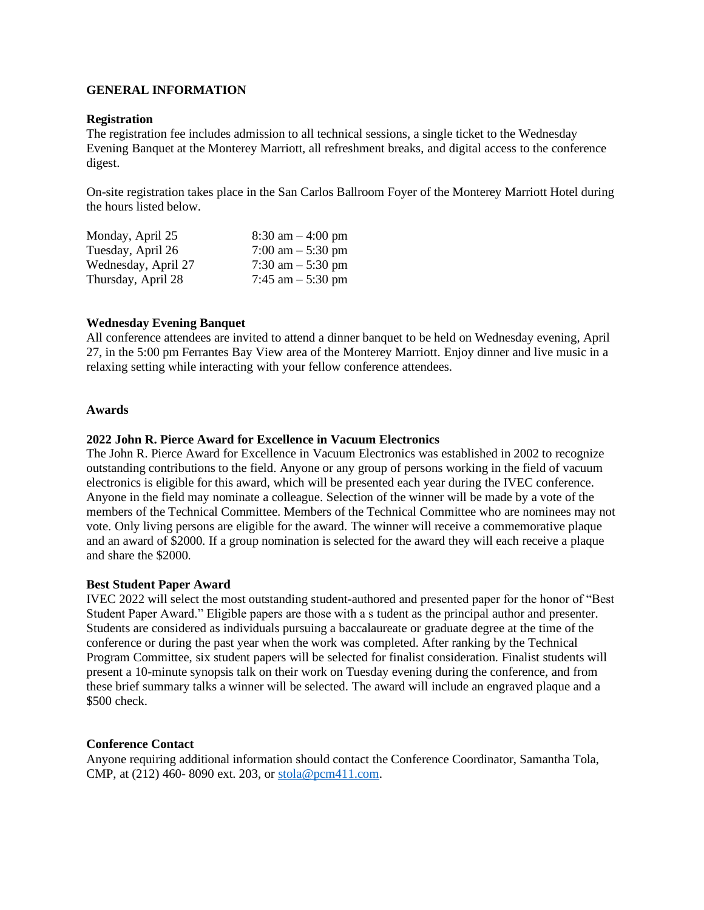## GENERAL INFORMATION

### Registration

The registration fee includes admission to all technical sessions, a single ticket to the Wednesday Evening Banquet at the Monterey Marriott, all refreshment breaks, and digital access to the conference digest.

On-site registration takes place in the San Carlos Ballroom Foyer of the Monterey Marriott Hotel during the hours listed below.

| | |
|---|---|
| Monday, April 25 | 8:30 am – 4:00 pm |
| Tuesday, April 26 | 7:00 am – 5:30 pm |
| Wednesday, April 27 | 7:30 am – 5:30 pm |
| Thursday, April 28 | 7:45 am – 5:30 pm |

### Wednesday Evening Banquet

All conference attendees are invited to attend a dinner banquet to be held on Wednesday evening, April 27, in the 5:00 pm Ferrantes Bay View area of the Monterey Marriott. Enjoy dinner and live music in a relaxing setting while interacting with your fellow conference attendees.

### Awards

#### 2022 John R. Pierce Award for Excellence in Vacuum Electronics

The John R. Pierce Award for Excellence in Vacuum Electronics was established in 2002 to recognize outstanding contributions to the field. Anyone or any group of persons working in the field of vacuum electronics is eligible for this award, which will be presented each year during the IVEC conference. Anyone in the field may nominate a colleague. Selection of the winner will be made by a vote of the members of the Technical Committee. Members of the Technical Committee who are nominees may not vote. Only living persons are eligible for the award. The winner will receive a commemorative plaque and an award of $2000. If a group nomination is selected for the award they will each receive a plaque and share the $2000.

#### Best Student Paper Award

IVEC 2022 will select the most outstanding student-authored and presented paper for the honor of "Best Student Paper Award." Eligible papers are those with a s tudent as the principal author and presenter. Students are considered as individuals pursuing a baccalaureate or graduate degree at the time of the conference or during the past year when the work was completed. After ranking by the Technical Program Committee, six student papers will be selected for finalist consideration. Finalist students will present a 10-minute synopsis talk on their work on Tuesday evening during the conference, and from these brief summary talks a winner will be selected. The award will include an engraved plaque and a $500 check.

### Conference Contact

Anyone requiring additional information should contact the Conference Coordinator, Samantha Tola, CMP, at (212) 460- 8090 ext. 203, or stola@pcm411.com.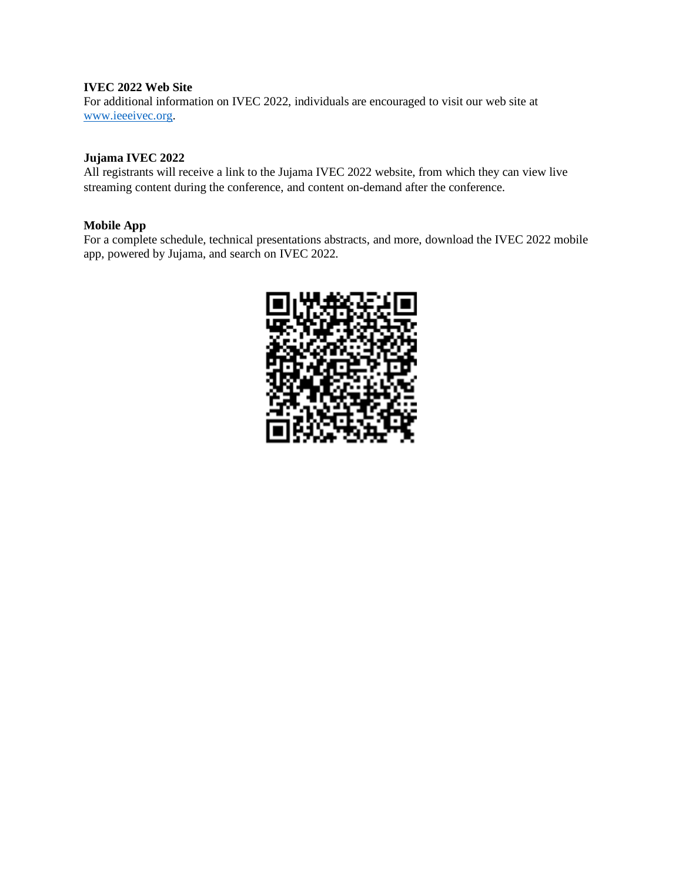**IVEC 2022 Web Site**

For additional information on IVEC 2022, individuals are encouraged to visit our web site at [www.ieeeivec.org](http://www.ieeeivec.org).

**Jujama IVEC 2022**

All registrants will receive a link to the Jujama IVEC 2022 website, from which they can view live streaming content during the conference, and content on-demand after the conference.

**Mobile App**

For a complete schedule, technical presentations abstracts, and more, download the IVEC 2022 mobile app, powered by Jujama, and search on IVEC 2022.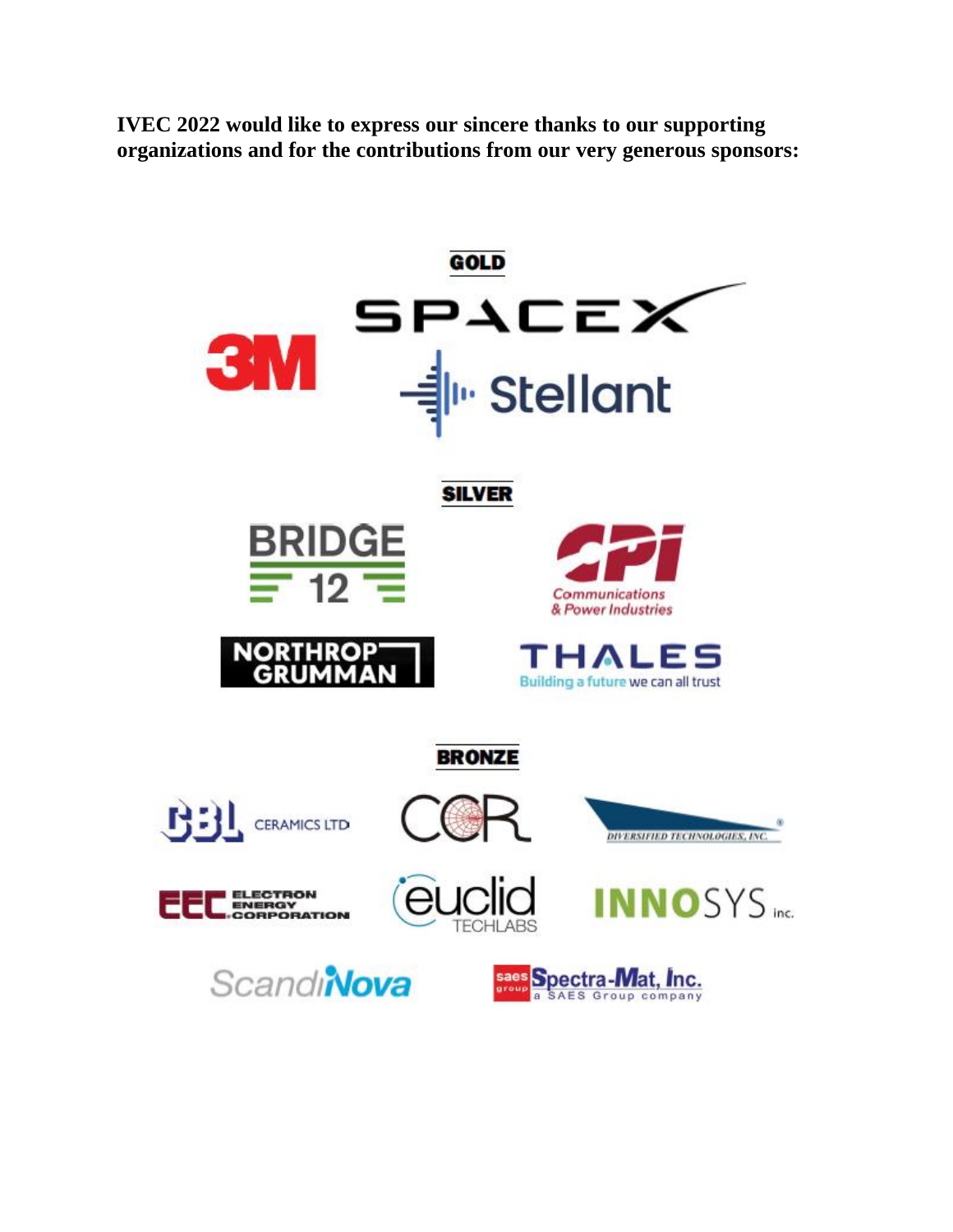**IVEC 2022 would like to express our sincere thanks to our supporting organizations and for the contributions from our very generous sponsors:**

**GOLD**

SPACEX

3M

Stellant

**SILVER**

BRIDGE 12

CPI Communications & Power Industries

NORTHROP GRUMMAN

THALES Building a future we can all trust

**BRONZE**

CBL CERAMICS LTD

CCR

DIVERSIFIED TECHNOLOGIES, INC.

EEC ELECTRON ENERGY CORPORATION

euclid TECHLABS

INNOSYS inc.

ScandiNova

saes group Spectra-Mat, Inc. a SAES Group company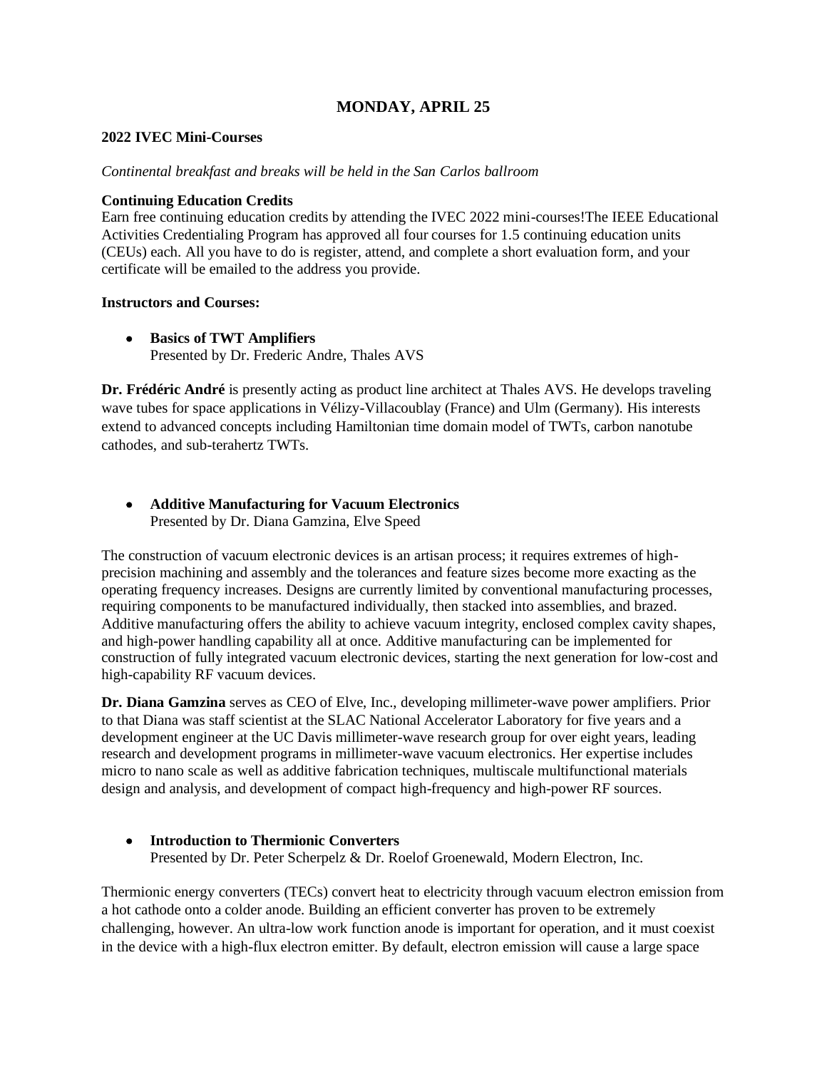# MONDAY, APRIL 25

**2022 IVEC Mini-Courses**

*Continental breakfast and breaks will be held in the San Carlos ballroom*

**Continuing Education Credits**
Earn free continuing education credits by attending the IVEC 2022 mini-courses!The IEEE Educational Activities Credentialing Program has approved all four courses for 1.5 continuing education units (CEUs) each. All you have to do is register, attend, and complete a short evaluation form, and your certificate will be emailed to the address you provide.

**Instructors and Courses:**

- **Basics of TWT Amplifiers**
  Presented by Dr. Frederic Andre, Thales AVS

**Dr. Frédéric André** is presently acting as product line architect at Thales AVS. He develops traveling wave tubes for space applications in Vélizy-Villacoublay (France) and Ulm (Germany). His interests extend to advanced concepts including Hamiltonian time domain model of TWTs, carbon nanotube cathodes, and sub-terahertz TWTs.

- **Additive Manufacturing for Vacuum Electronics**
  Presented by Dr. Diana Gamzina, Elve Speed

The construction of vacuum electronic devices is an artisan process; it requires extremes of high-precision machining and assembly and the tolerances and feature sizes become more exacting as the operating frequency increases. Designs are currently limited by conventional manufacturing processes, requiring components to be manufactured individually, then stacked into assemblies, and brazed. Additive manufacturing offers the ability to achieve vacuum integrity, enclosed complex cavity shapes, and high-power handling capability all at once. Additive manufacturing can be implemented for construction of fully integrated vacuum electronic devices, starting the next generation for low-cost and high-capability RF vacuum devices.

**Dr. Diana Gamzina** serves as CEO of Elve, Inc., developing millimeter-wave power amplifiers. Prior to that Diana was staff scientist at the SLAC National Accelerator Laboratory for five years and a development engineer at the UC Davis millimeter-wave research group for over eight years, leading research and development programs in millimeter-wave vacuum electronics. Her expertise includes micro to nano scale as well as additive fabrication techniques, multiscale multifunctional materials design and analysis, and development of compact high-frequency and high-power RF sources.

- **Introduction to Thermionic Converters**
  Presented by Dr. Peter Scherpelz & Dr. Roelof Groenewald, Modern Electron, Inc.

Thermionic energy converters (TECs) convert heat to electricity through vacuum electron emission from a hot cathode onto a colder anode. Building an efficient converter has proven to be extremely challenging, however. An ultra-low work function anode is important for operation, and it must coexist in the device with a high-flux electron emitter. By default, electron emission will cause a large space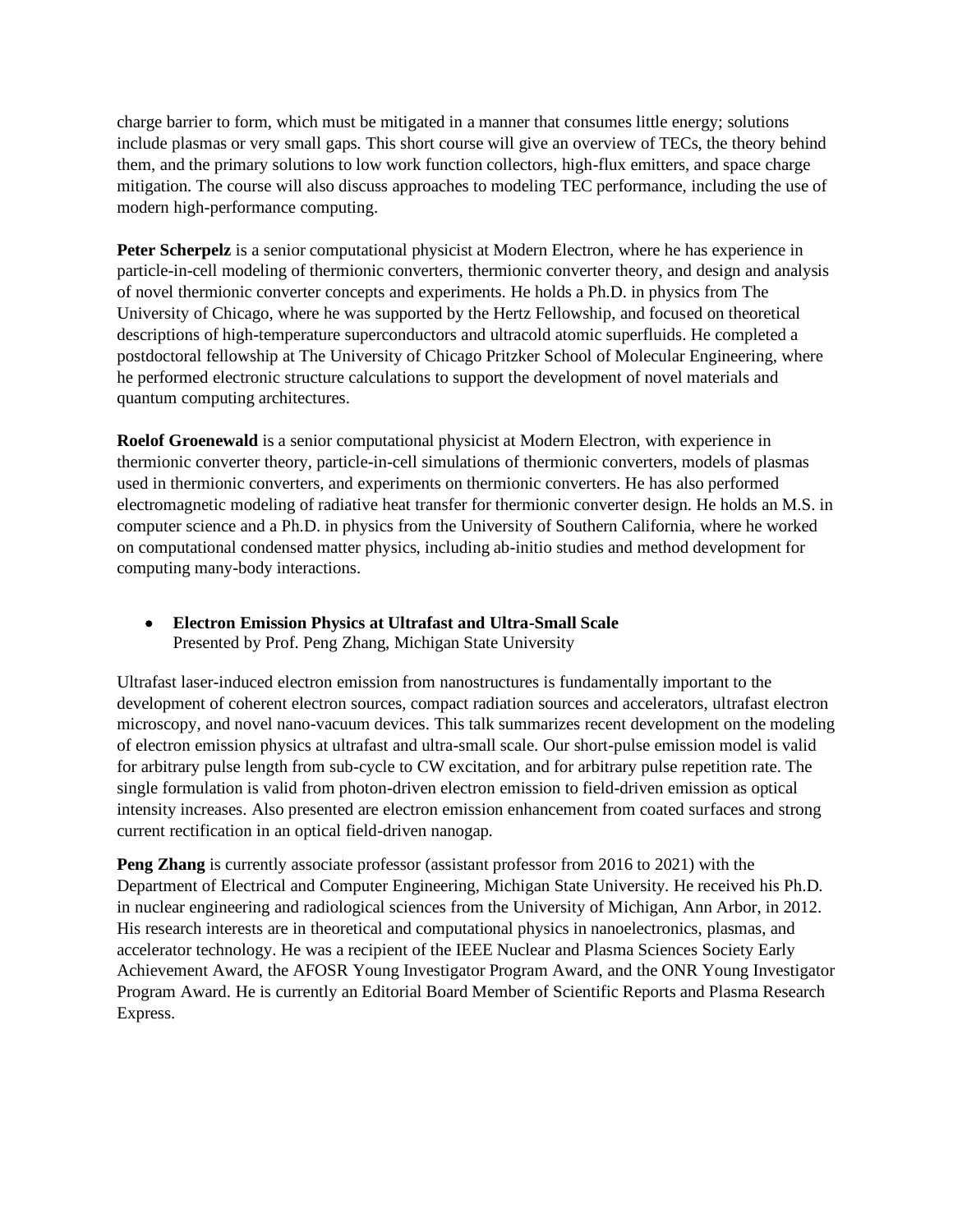charge barrier to form, which must be mitigated in a manner that consumes little energy; solutions include plasmas or very small gaps. This short course will give an overview of TECs, the theory behind them, and the primary solutions to low work function collectors, high-flux emitters, and space charge mitigation. The course will also discuss approaches to modeling TEC performance, including the use of modern high-performance computing.

**Peter Scherpelz** is a senior computational physicist at Modern Electron, where he has experience in particle-in-cell modeling of thermionic converters, thermionic converter theory, and design and analysis of novel thermionic converter concepts and experiments. He holds a Ph.D. in physics from The University of Chicago, where he was supported by the Hertz Fellowship, and focused on theoretical descriptions of high-temperature superconductors and ultracold atomic superfluids. He completed a postdoctoral fellowship at The University of Chicago Pritzker School of Molecular Engineering, where he performed electronic structure calculations to support the development of novel materials and quantum computing architectures.

**Roelof Groenewald** is a senior computational physicist at Modern Electron, with experience in thermionic converter theory, particle-in-cell simulations of thermionic converters, models of plasmas used in thermionic converters, and experiments on thermionic converters. He has also performed electromagnetic modeling of radiative heat transfer for thermionic converter design. He holds an M.S. in computer science and a Ph.D. in physics from the University of Southern California, where he worked on computational condensed matter physics, including ab-initio studies and method development for computing many-body interactions.

- **Electron Emission Physics at Ultrafast and Ultra-Small Scale**
  Presented by Prof. Peng Zhang, Michigan State University

Ultrafast laser-induced electron emission from nanostructures is fundamentally important to the development of coherent electron sources, compact radiation sources and accelerators, ultrafast electron microscopy, and novel nano-vacuum devices. This talk summarizes recent development on the modeling of electron emission physics at ultrafast and ultra-small scale. Our short-pulse emission model is valid for arbitrary pulse length from sub-cycle to CW excitation, and for arbitrary pulse repetition rate. The single formulation is valid from photon-driven electron emission to field-driven emission as optical intensity increases. Also presented are electron emission enhancement from coated surfaces and strong current rectification in an optical field-driven nanogap.

**Peng Zhang** is currently associate professor (assistant professor from 2016 to 2021) with the Department of Electrical and Computer Engineering, Michigan State University. He received his Ph.D. in nuclear engineering and radiological sciences from the University of Michigan, Ann Arbor, in 2012. His research interests are in theoretical and computational physics in nanoelectronics, plasmas, and accelerator technology. He was a recipient of the IEEE Nuclear and Plasma Sciences Society Early Achievement Award, the AFOSR Young Investigator Program Award, and the ONR Young Investigator Program Award. He is currently an Editorial Board Member of Scientific Reports and Plasma Research Express.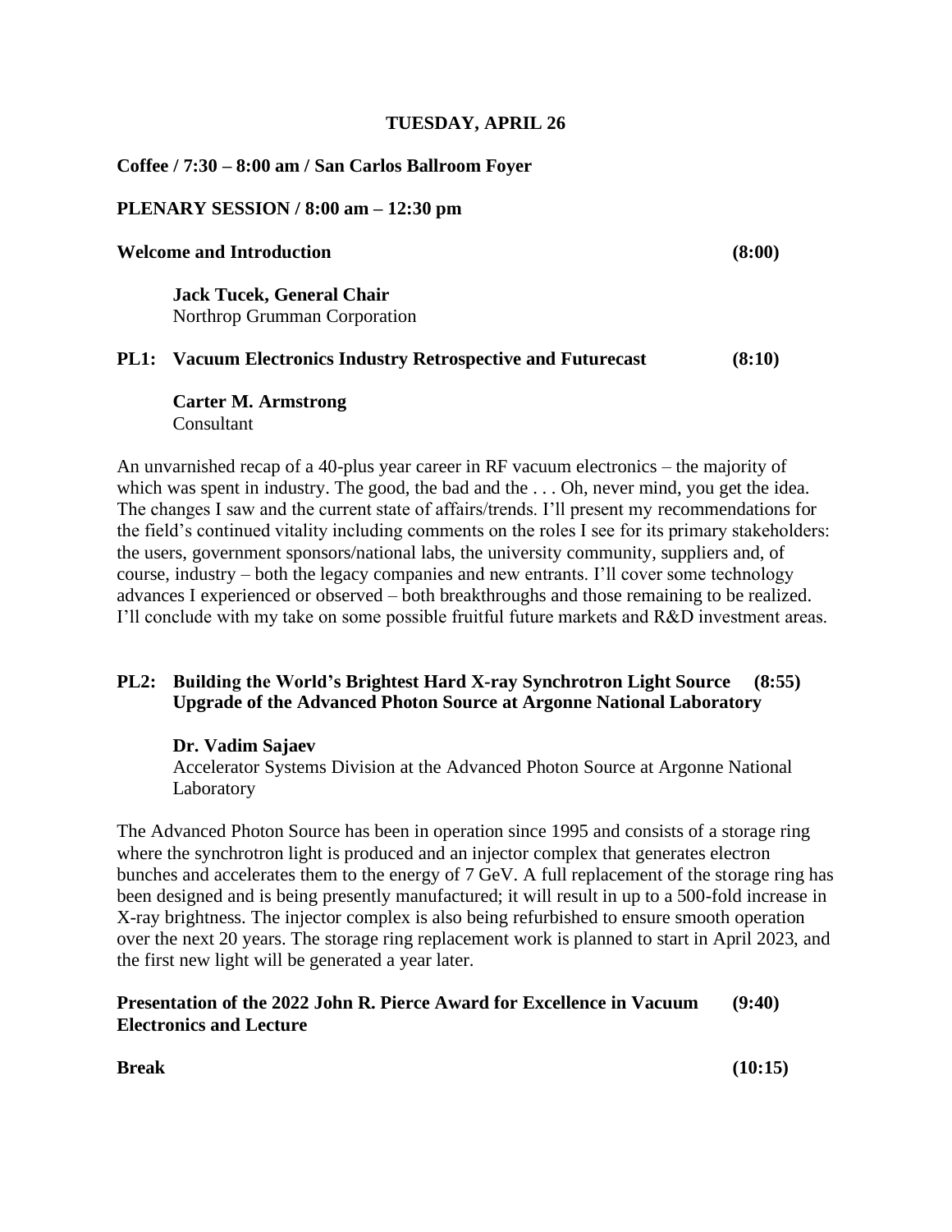## TUESDAY, APRIL 26

**Coffee / 7:30 – 8:00 am / San Carlos Ballroom Foyer**

**PLENARY SESSION / 8:00 am – 12:30 pm**

**Welcome and Introduction (8:00)**

**Jack Tucek, General Chair**
Northrop Grumman Corporation

**PL1: Vacuum Electronics Industry Retrospective and Futurecast (8:10)**

**Carter M. Armstrong**
Consultant

An unvarnished recap of a 40-plus year career in RF vacuum electronics – the majority of which was spent in industry. The good, the bad and the . . . Oh, never mind, you get the idea. The changes I saw and the current state of affairs/trends. I'll present my recommendations for the field's continued vitality including comments on the roles I see for its primary stakeholders: the users, government sponsors/national labs, the university community, suppliers and, of course, industry – both the legacy companies and new entrants. I'll cover some technology advances I experienced or observed – both breakthroughs and those remaining to be realized. I'll conclude with my take on some possible fruitful future markets and R&D investment areas.

**PL2: Building the World's Brightest Hard X-ray Synchrotron Light Source Upgrade of the Advanced Photon Source at Argonne National Laboratory (8:55)**

**Dr. Vadim Sajaev**
Accelerator Systems Division at the Advanced Photon Source at Argonne National Laboratory

The Advanced Photon Source has been in operation since 1995 and consists of a storage ring where the synchrotron light is produced and an injector complex that generates electron bunches and accelerates them to the energy of 7 GeV. A full replacement of the storage ring has been designed and is being presently manufactured; it will result in up to a 500-fold increase in X-ray brightness. The injector complex is also being refurbished to ensure smooth operation over the next 20 years. The storage ring replacement work is planned to start in April 2023, and the first new light will be generated a year later.

**Presentation of the 2022 John R. Pierce Award for Excellence in Vacuum Electronics and Lecture (9:40)**

**Break (10:15)**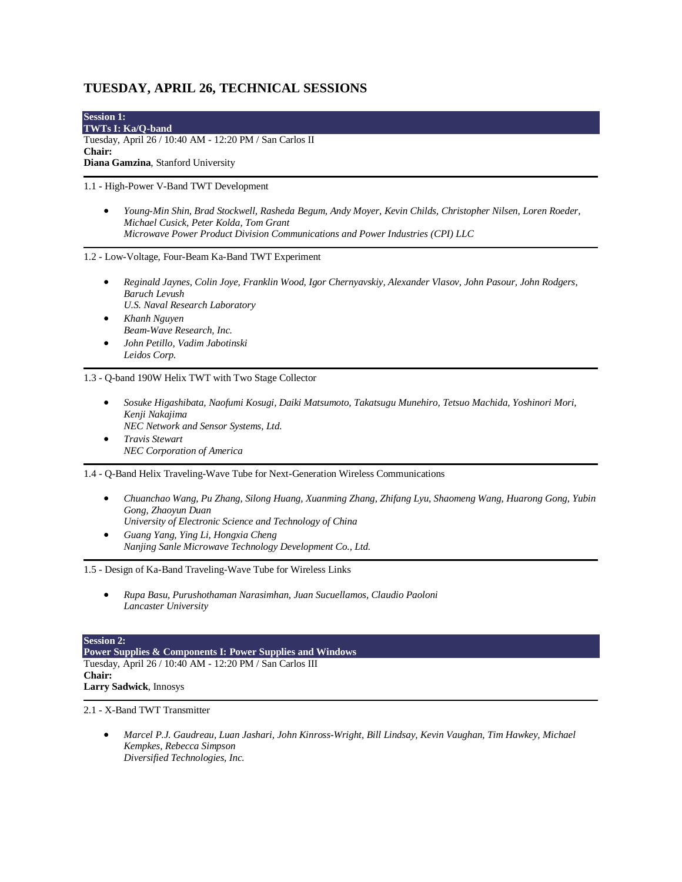# TUESDAY, APRIL 26, TECHNICAL SESSIONS

**Session 1:**
**TWTs I: Ka/Q-band**

Tuesday, April 26 / 10:40 AM - 12:20 PM / San Carlos II

**Chair:**
**Diana Gamzina**, Stanford University

---

1.1 - High-Power V-Band TWT Development

- *Young-Min Shin, Brad Stockwell, Rasheda Begum, Andy Moyer, Kevin Childs, Christopher Nilsen, Loren Roeder, Michael Cusick, Peter Kolda, Tom Grant*
  *Microwave Power Product Division Communications and Power Industries (CPI) LLC*

---

1.2 - Low-Voltage, Four-Beam Ka-Band TWT Experiment

- *Reginald Jaynes, Colin Joye, Franklin Wood, Igor Chernyavskiy, Alexander Vlasov, John Pasour, John Rodgers, Baruch Levush*
  *U.S. Naval Research Laboratory*
- *Khanh Nguyen*
  *Beam-Wave Research, Inc.*
- *John Petillo, Vadim Jabotinski*
  *Leidos Corp.*

---

1.3 - Q-band 190W Helix TWT with Two Stage Collector

- *Sosuke Higashibata, Naofumi Kosugi, Daiki Matsumoto, Takatsugu Munehiro, Tetsuo Machida, Yoshinori Mori, Kenji Nakajima*
  *NEC Network and Sensor Systems, Ltd.*
- *Travis Stewart*
  *NEC Corporation of America*

---

1.4 - Q-Band Helix Traveling-Wave Tube for Next-Generation Wireless Communications

- *Chuanchao Wang, Pu Zhang, Silong Huang, Xuanming Zhang, Zhifang Lyu, Shaomeng Wang, Huarong Gong, Yubin Gong, Zhaoyun Duan*
  *University of Electronic Science and Technology of China*
- *Guang Yang, Ying Li, Hongxia Cheng*
  *Nanjing Sanle Microwave Technology Development Co., Ltd.*

---

1.5 - Design of Ka-Band Traveling-Wave Tube for Wireless Links

- *Rupa Basu, Purushothaman Narasimhan, Juan Sucuellamos, Claudio Paoloni*
  *Lancaster University*

**Session 2:**
**Power Supplies & Components I: Power Supplies and Windows**

Tuesday, April 26 / 10:40 AM - 12:20 PM / San Carlos III

**Chair:**
**Larry Sadwick**, Innosys

---

2.1 - X-Band TWT Transmitter

- *Marcel P.J. Gaudreau, Luan Jashari, John Kinross-Wright, Bill Lindsay, Kevin Vaughan, Tim Hawkey, Michael Kempkes, Rebecca Simpson*
  *Diversified Technologies, Inc.*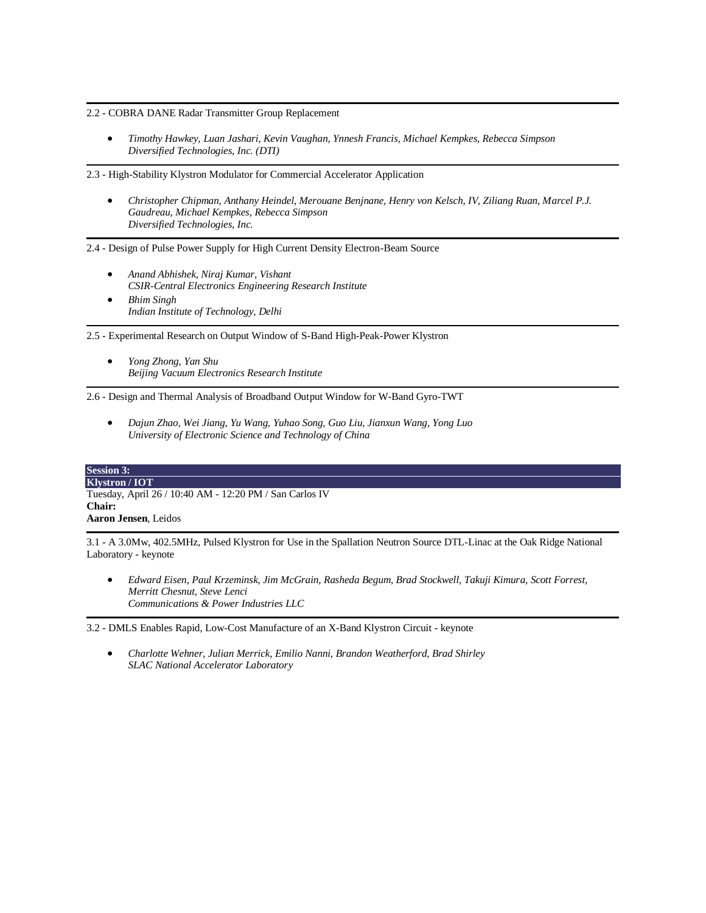---

2.2 - COBRA DANE Radar Transmitter Group Replacement

- *Timothy Hawkey, Luan Jashari, Kevin Vaughan, Ynnesh Francis, Michael Kempkes, Rebecca Simpson*
  *Diversified Technologies, Inc. (DTI)*

---

2.3 - High-Stability Klystron Modulator for Commercial Accelerator Application

- *Christopher Chipman, Anthany Heindel, Merouane Benjnane, Henry von Kelsch, IV, Ziliang Ruan, Marcel P.J. Gaudreau, Michael Kempkes, Rebecca Simpson*
  *Diversified Technologies, Inc.*

---

2.4 - Design of Pulse Power Supply for High Current Density Electron-Beam Source

- *Anand Abhishek, Niraj Kumar, Vishant*
  *CSIR-Central Electronics Engineering Research Institute*
- *Bhim Singh*
  *Indian Institute of Technology, Delhi*

---

2.5 - Experimental Research on Output Window of S-Band High-Peak-Power Klystron

- *Yong Zhong, Yan Shu*
  *Beijing Vacuum Electronics Research Institute*

---

2.6 - Design and Thermal Analysis of Broadband Output Window for W-Band Gyro-TWT

- *Dajun Zhao, Wei Jiang, Yu Wang, Yuhao Song, Guo Liu, Jianxun Wang, Yong Luo*
  *University of Electronic Science and Technology of China*

## Session 3: Klystron / IOT

Tuesday, April 26 / 10:40 AM - 12:20 PM / San Carlos IV

**Chair:**
**Aaron Jensen**, Leidos

---

3.1 - A 3.0Mw, 402.5MHz, Pulsed Klystron for Use in the Spallation Neutron Source DTL-Linac at the Oak Ridge National Laboratory - keynote

- *Edward Eisen, Paul Krzeminsk, Jim McGrain, Rasheda Begum, Brad Stockwell, Takuji Kimura, Scott Forrest, Merritt Chesnut, Steve Lenci*
  *Communications & Power Industries LLC*

---

3.2 - DMLS Enables Rapid, Low-Cost Manufacture of an X-Band Klystron Circuit - keynote

- *Charlotte Wehner, Julian Merrick, Emilio Nanni, Brandon Weatherford, Brad Shirley*
  *SLAC National Accelerator Laboratory*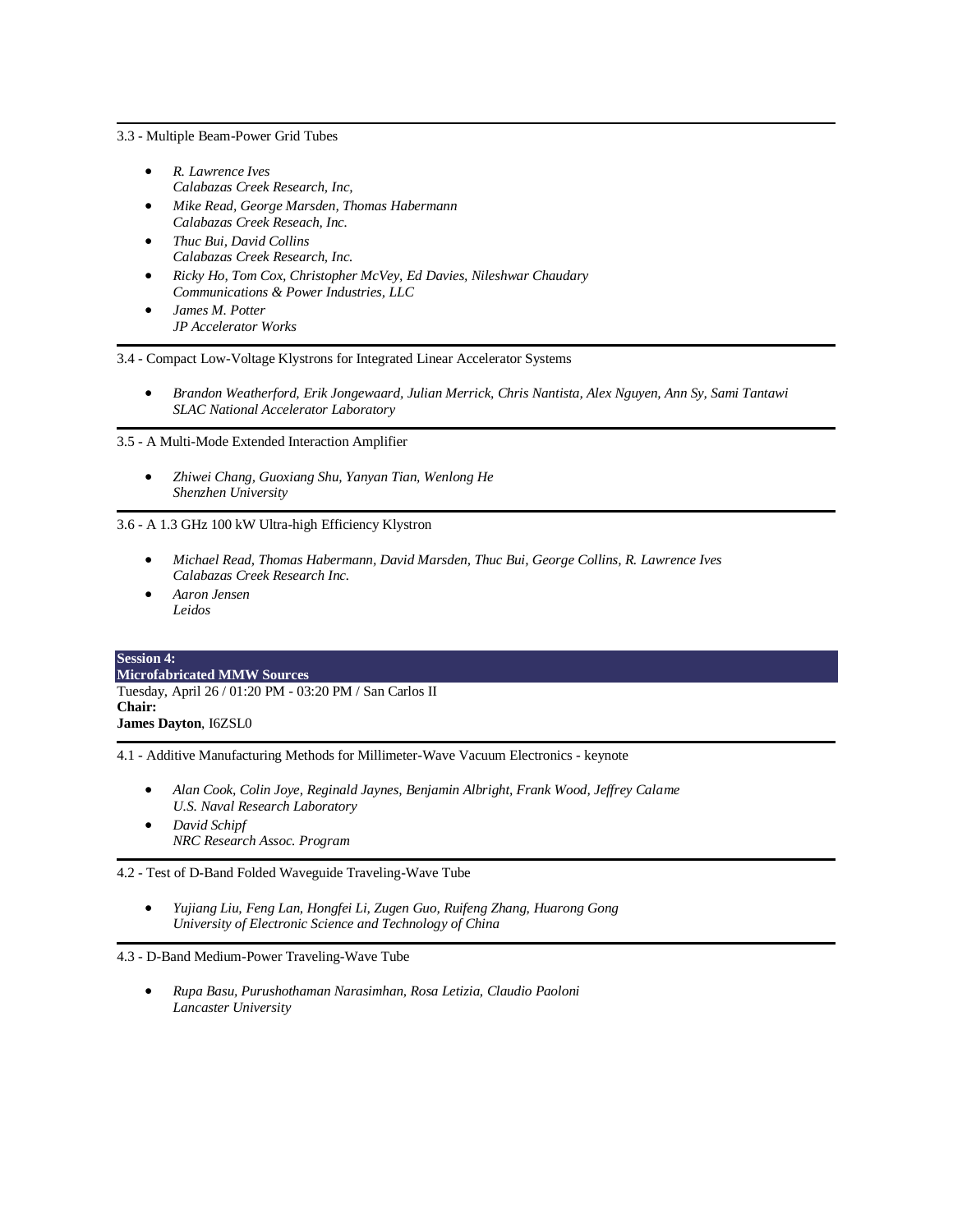3.3 - Multiple Beam-Power Grid Tubes

- *R. Lawrence Ives*
  *Calabazas Creek Research, Inc,*
- *Mike Read, George Marsden, Thomas Habermann*
  *Calabazas Creek Reseach, Inc.*
- *Thuc Bui, David Collins*
  *Calabazas Creek Research, Inc.*
- *Ricky Ho, Tom Cox, Christopher McVey, Ed Davies, Nileshwar Chaudary*
  *Communications & Power Industries, LLC*
- *James M. Potter*
  *JP Accelerator Works*

---

3.4 - Compact Low-Voltage Klystrons for Integrated Linear Accelerator Systems

- *Brandon Weatherford, Erik Jongewaard, Julian Merrick, Chris Nantista, Alex Nguyen, Ann Sy, Sami Tantawi*
  *SLAC National Accelerator Laboratory*

---

3.5 - A Multi-Mode Extended Interaction Amplifier

- *Zhiwei Chang, Guoxiang Shu, Yanyan Tian, Wenlong He*
  *Shenzhen University*

---

3.6 - A 1.3 GHz 100 kW Ultra-high Efficiency Klystron

- *Michael Read, Thomas Habermann, David Marsden, Thuc Bui, George Collins, R. Lawrence Ives*
  *Calabazas Creek Research Inc.*
- *Aaron Jensen*
  *Leidos*

## Session 4: Microfabricated MMW Sources

Tuesday, April 26 / 01:20 PM - 03:20 PM / San Carlos II

**Chair:**

**James Dayton**, I6ZSL0

---

4.1 - Additive Manufacturing Methods for Millimeter-Wave Vacuum Electronics - keynote

- *Alan Cook, Colin Joye, Reginald Jaynes, Benjamin Albright, Frank Wood, Jeffrey Calame*
  *U.S. Naval Research Laboratory*
- *David Schipf*
  *NRC Research Assoc. Program*

---

4.2 - Test of D-Band Folded Waveguide Traveling-Wave Tube

- *Yujiang Liu, Feng Lan, Hongfei Li, Zugen Guo, Ruifeng Zhang, Huarong Gong*
  *University of Electronic Science and Technology of China*

---

4.3 - D-Band Medium-Power Traveling-Wave Tube

- *Rupa Basu, Purushothaman Narasimhan, Rosa Letizia, Claudio Paoloni*
  *Lancaster University*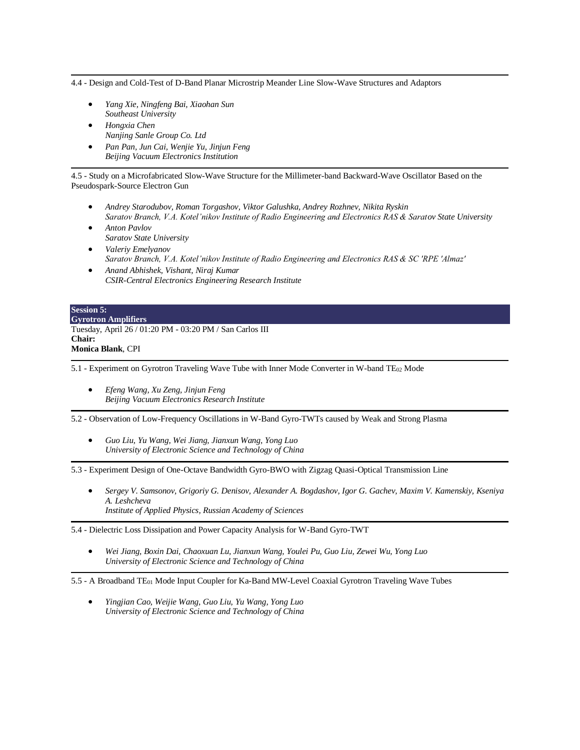---

4.4 - Design and Cold-Test of D-Band Planar Microstrip Meander Line Slow-Wave Structures and Adaptors

- *Yang Xie, Ningfeng Bai, Xiaohan Sun*
  *Southeast University*
- *Hongxia Chen*
  *Nanjing Sanle Group Co. Ltd*
- *Pan Pan, Jun Cai, Wenjie Yu, Jinjun Feng*
  *Beijing Vacuum Electronics Institution*

---

4.5 - Study on a Microfabricated Slow-Wave Structure for the Millimeter-band Backward-Wave Oscillator Based on the Pseudospark-Source Electron Gun

- *Andrey Starodubov, Roman Torgashov, Viktor Galushka, Andrey Rozhnev, Nikita Ryskin*
  *Saratov Branch, V.A. Kotel'nikov Institute of Radio Engineering and Electronics RAS & Saratov State University*
- *Anton Pavlov*
  *Saratov State University*
- *Valeriy Emelyanov*
  *Saratov Branch, V.A. Kotel'nikov Institute of Radio Engineering and Electronics RAS & SC 'RPE 'Almaz'*
- *Anand Abhishek, Vishant, Niraj Kumar*
  *CSIR-Central Electronics Engineering Research Institute*

## Session 5: Gyrotron Amplifiers

Tuesday, April 26 / 01:20 PM - 03:20 PM / San Carlos III

**Chair:**

**Monica Blank**, CPI

---

5.1 - Experiment on Gyrotron Traveling Wave Tube with Inner Mode Converter in W-band $TE_{02}$ Mode

- *Efeng Wang, Xu Zeng, Jinjun Feng*
  *Beijing Vacuum Electronics Research Institute*

---

5.2 - Observation of Low-Frequency Oscillations in W-Band Gyro-TWTs caused by Weak and Strong Plasma

- *Guo Liu, Yu Wang, Wei Jiang, Jianxun Wang, Yong Luo*
  *University of Electronic Science and Technology of China*

---

5.3 - Experiment Design of One-Octave Bandwidth Gyro-BWO with Zigzag Quasi-Optical Transmission Line

- *Sergey V. Samsonov, Grigoriy G. Denisov, Alexander A. Bogdashov, Igor G. Gachev, Maxim V. Kamenskiy, Kseniya A. Leshcheva*
  *Institute of Applied Physics, Russian Academy of Sciences*

---

5.4 - Dielectric Loss Dissipation and Power Capacity Analysis for W-Band Gyro-TWT

- *Wei Jiang, Boxin Dai, Chaoxuan Lu, Jianxun Wang, Youlei Pu, Guo Liu, Zewei Wu, Yong Luo*
  *University of Electronic Science and Technology of China*

---

5.5 - A Broadband $TE_{01}$ Mode Input Coupler for Ka-Band MW-Level Coaxial Gyrotron Traveling Wave Tubes

- *Yingjian Cao, Weijie Wang, Guo Liu, Yu Wang, Yong Luo*
  *University of Electronic Science and Technology of China*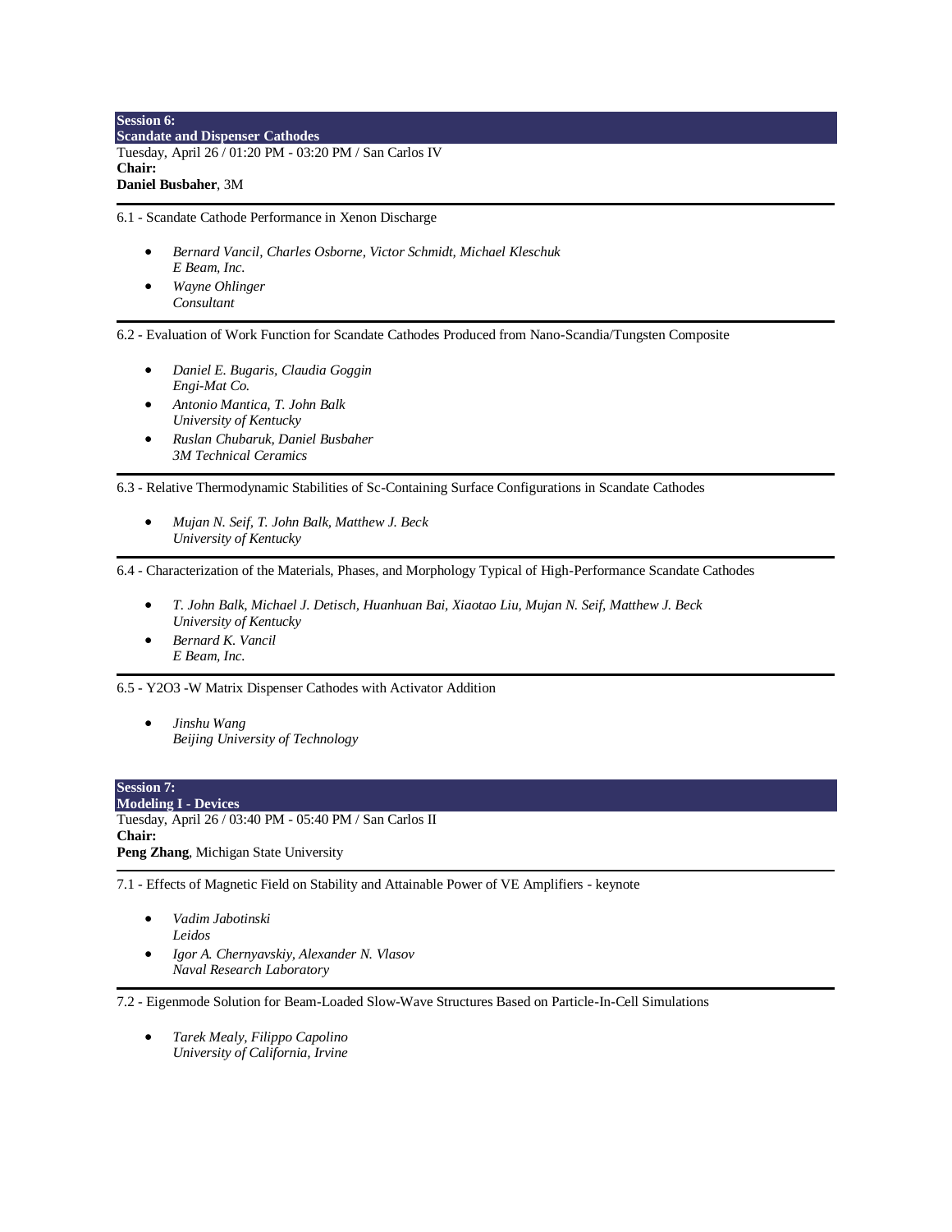## Session 6: Scandate and Dispenser Cathodes

Tuesday, April 26 / 01:20 PM - 03:20 PM / San Carlos IV

**Chair:**

**Daniel Busbaher**, 3M

---

6.1 - Scandate Cathode Performance in Xenon Discharge

- *Bernard Vancil, Charles Osborne, Victor Schmidt, Michael Kleschuk*
  *E Beam, Inc.*
- *Wayne Ohlinger*
  *Consultant*

---

6.2 - Evaluation of Work Function for Scandate Cathodes Produced from Nano-Scandia/Tungsten Composite

- *Daniel E. Bugaris, Claudia Goggin*
  *Engi-Mat Co.*
- *Antonio Mantica, T. John Balk*
  *University of Kentucky*
- *Ruslan Chubaruk, Daniel Busbaher*
  *3M Technical Ceramics*

---

6.3 - Relative Thermodynamic Stabilities of Sc-Containing Surface Configurations in Scandate Cathodes

- *Mujan N. Seif, T. John Balk, Matthew J. Beck*
  *University of Kentucky*

---

6.4 - Characterization of the Materials, Phases, and Morphology Typical of High-Performance Scandate Cathodes

- *T. John Balk, Michael J. Detisch, Huanhuan Bai, Xiaotao Liu, Mujan N. Seif, Matthew J. Beck*
  *University of Kentucky*
- *Bernard K. Vancil*
  *E Beam, Inc.*

---

6.5 - $Y_2O_3$ -W Matrix Dispenser Cathodes with Activator Addition

- *Jinshu Wang*
  *Beijing University of Technology*

## Session 7: Modeling I - Devices

Tuesday, April 26 / 03:40 PM - 05:40 PM / San Carlos II

**Chair:**

**Peng Zhang**, Michigan State University

---

7.1 - Effects of Magnetic Field on Stability and Attainable Power of VE Amplifiers - keynote

- *Vadim Jabotinski*
  *Leidos*
- *Igor A. Chernyavskiy, Alexander N. Vlasov*
  *Naval Research Laboratory*

---

7.2 - Eigenmode Solution for Beam-Loaded Slow-Wave Structures Based on Particle-In-Cell Simulations

- *Tarek Mealy, Filippo Capolino*
  *University of California, Irvine*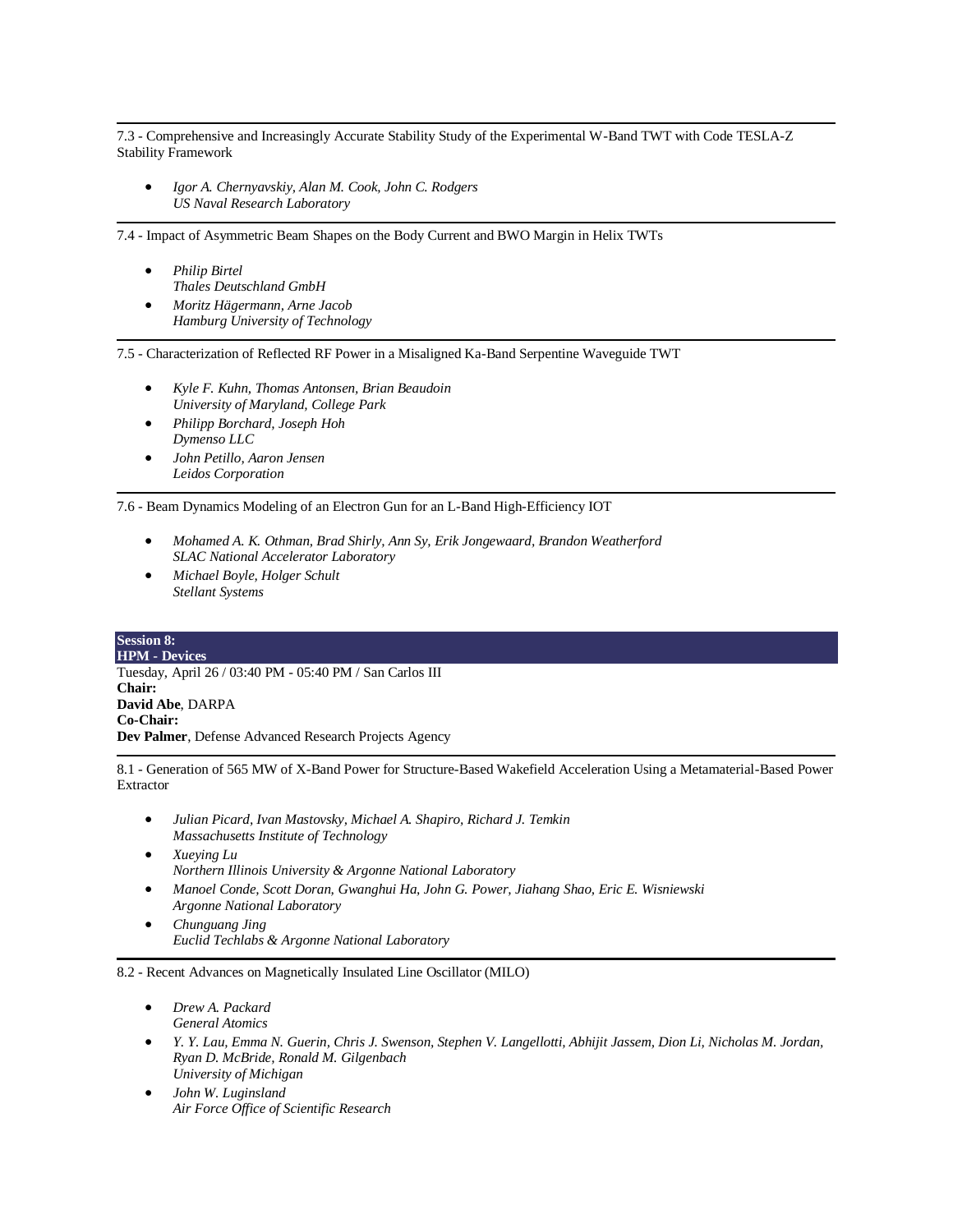---

7.3 - Comprehensive and Increasingly Accurate Stability Study of the Experimental W-Band TWT with Code TESLA-Z Stability Framework

- *Igor A. Chernyavskiy, Alan M. Cook, John C. Rodgers*
  *US Naval Research Laboratory*

---

7.4 - Impact of Asymmetric Beam Shapes on the Body Current and BWO Margin in Helix TWTs

- *Philip Birtel*
  *Thales Deutschland GmbH*
- *Moritz Hägermann, Arne Jacob*
  *Hamburg University of Technology*

---

7.5 - Characterization of Reflected RF Power in a Misaligned Ka-Band Serpentine Waveguide TWT

- *Kyle F. Kuhn, Thomas Antonsen, Brian Beaudoin*
  *University of Maryland, College Park*
- *Philipp Borchard, Joseph Hoh*
  *Dymenso LLC*
- *John Petillo, Aaron Jensen*
  *Leidos Corporation*

---

7.6 - Beam Dynamics Modeling of an Electron Gun for an L-Band High-Efficiency IOT

- *Mohamed A. K. Othman, Brad Shirly, Ann Sy, Erik Jongewaard, Brandon Weatherford*
  *SLAC National Accelerator Laboratory*
- *Michael Boyle, Holger Schult*
  *Stellant Systems*

## Session 8: HPM - Devices

Tuesday, April 26 / 03:40 PM - 05:40 PM / San Carlos III
**Chair:**
**David Abe**, DARPA
**Co-Chair:**
**Dev Palmer**, Defense Advanced Research Projects Agency

---

8.1 - Generation of 565 MW of X-Band Power for Structure-Based Wakefield Acceleration Using a Metamaterial-Based Power Extractor

- *Julian Picard, Ivan Mastovsky, Michael A. Shapiro, Richard J. Temkin*
  *Massachusetts Institute of Technology*
- *Xueying Lu*
  *Northern Illinois University & Argonne National Laboratory*
- *Manoel Conde, Scott Doran, Gwanghui Ha, John G. Power, Jiahang Shao, Eric E. Wisniewski*
  *Argonne National Laboratory*
- *Chunguang Jing*
  *Euclid Techlabs & Argonne National Laboratory*

---

8.2 - Recent Advances on Magnetically Insulated Line Oscillator (MILO)

- *Drew A. Packard*
  *General Atomics*
- *Y. Y. Lau, Emma N. Guerin, Chris J. Swenson, Stephen V. Langellotti, Abhijit Jassem, Dion Li, Nicholas M. Jordan, Ryan D. McBride, Ronald M. Gilgenbach*
  *University of Michigan*
- *John W. Luginsland*
  *Air Force Office of Scientific Research*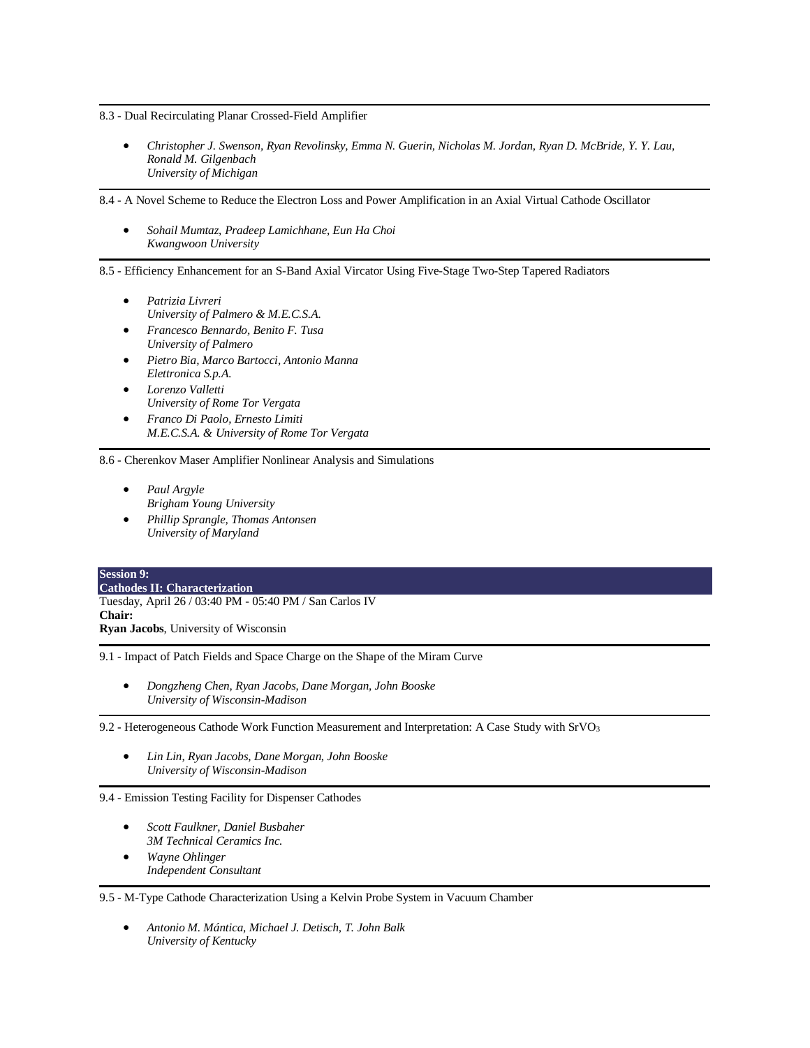8.3 - Dual Recirculating Planar Crossed-Field Amplifier

- *Christopher J. Swenson, Ryan Revolinsky, Emma N. Guerin, Nicholas M. Jordan, Ryan D. McBride, Y. Y. Lau, Ronald M. Gilgenbach*
  *University of Michigan*

---

8.4 - A Novel Scheme to Reduce the Electron Loss and Power Amplification in an Axial Virtual Cathode Oscillator

- *Sohail Mumtaz, Pradeep Lamichhane, Eun Ha Choi*
  *Kwangwoon University*

---

8.5 - Efficiency Enhancement for an S-Band Axial Vircator Using Five-Stage Two-Step Tapered Radiators

- *Patrizia Livreri*
  *University of Palmero & M.E.C.S.A.*
- *Francesco Bennardo, Benito F. Tusa*
  *University of Palmero*
- *Pietro Bia, Marco Bartocci, Antonio Manna*
  *Elettronica S.p.A.*
- *Lorenzo Valletti*
  *University of Rome Tor Vergata*
- *Franco Di Paolo, Ernesto Limiti*
  *M.E.C.S.A. & University of Rome Tor Vergata*

---

8.6 - Cherenkov Maser Amplifier Nonlinear Analysis and Simulations

- *Paul Argyle*
  *Brigham Young University*
- *Phillip Sprangle, Thomas Antonsen*
  *University of Maryland*

## Session 9: Cathodes II: Characterization

Tuesday, April 26 / 03:40 PM - 05:40 PM / San Carlos IV

**Chair:**

**Ryan Jacobs**, University of Wisconsin

---

9.1 - Impact of Patch Fields and Space Charge on the Shape of the Miram Curve

- *Dongzheng Chen, Ryan Jacobs, Dane Morgan, John Booske*
  *University of Wisconsin-Madison*

---

9.2 - Heterogeneous Cathode Work Function Measurement and Interpretation: A Case Study with $SrVO_3$

- *Lin Lin, Ryan Jacobs, Dane Morgan, John Booske*
  *University of Wisconsin-Madison*

---

9.4 - Emission Testing Facility for Dispenser Cathodes

- *Scott Faulkner, Daniel Busbaher*
  *3M Technical Ceramics Inc.*
- *Wayne Ohlinger*
  *Independent Consultant*

---

9.5 - M-Type Cathode Characterization Using a Kelvin Probe System in Vacuum Chamber

- *Antonio M. Mántica, Michael J. Detisch, T. John Balk*
  *University of Kentucky*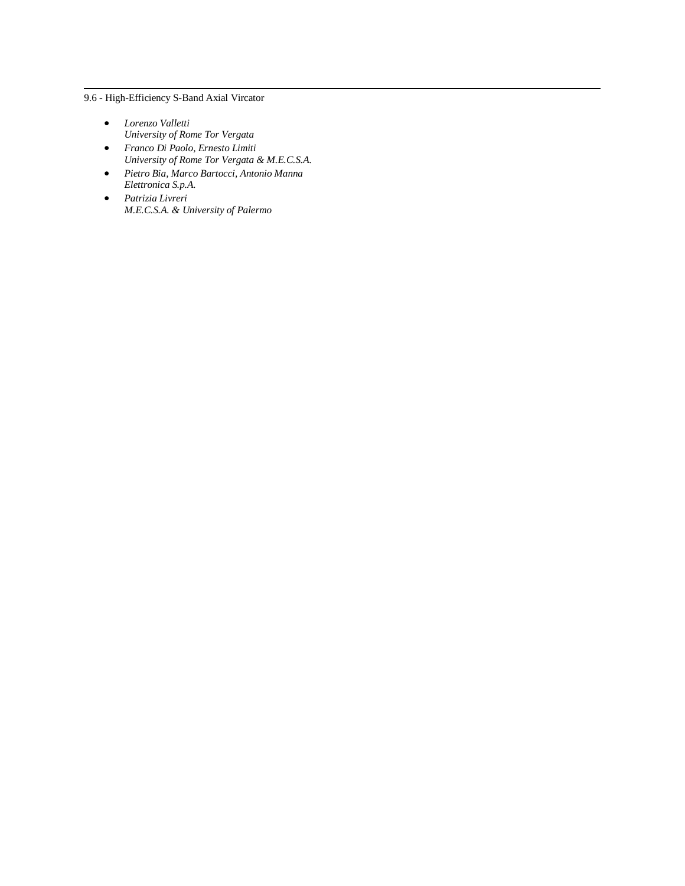## 9.6 - High-Efficiency S-Band Axial Vircator

- *Lorenzo Valletti*
  *University of Rome Tor Vergata*
- *Franco Di Paolo, Ernesto Limiti*
  *University of Rome Tor Vergata & M.E.C.S.A.*
- *Pietro Bia, Marco Bartocci, Antonio Manna*
  *Elettronica S.p.A.*
- *Patrizia Livreri*
  *M.E.C.S.A. & University of Palermo*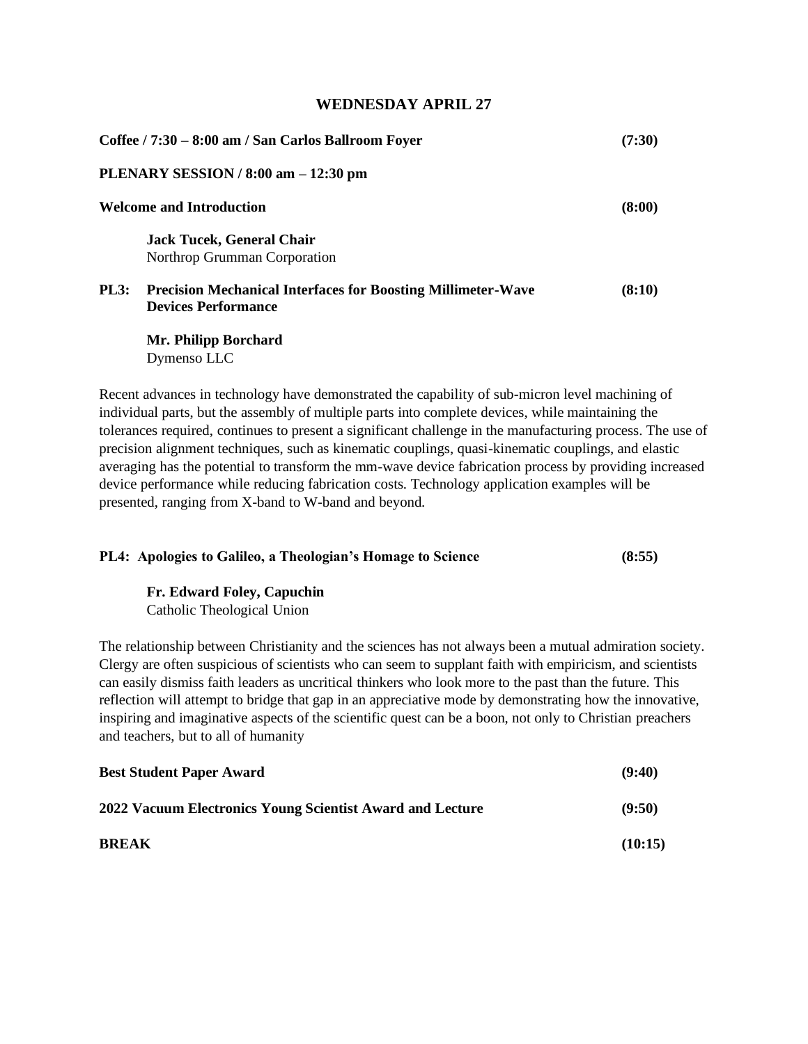## WEDNESDAY APRIL 27

**Coffee / 7:30 – 8:00 am / San Carlos Ballroom Foyer** **(7:30)**

**PLENARY SESSION / 8:00 am – 12:30 pm**

**Welcome and Introduction** **(8:00)**

**Jack Tucek, General Chair**
Northrop Grumman Corporation

**PL3: Precision Mechanical Interfaces for Boosting Millimeter-Wave Devices Performance** **(8:10)**

**Mr. Philipp Borchard**
Dymenso LLC

Recent advances in technology have demonstrated the capability of sub-micron level machining of individual parts, but the assembly of multiple parts into complete devices, while maintaining the tolerances required, continues to present a significant challenge in the manufacturing process. The use of precision alignment techniques, such as kinematic couplings, quasi-kinematic couplings, and elastic averaging has the potential to transform the mm-wave device fabrication process by providing increased device performance while reducing fabrication costs. Technology application examples will be presented, ranging from X-band to W-band and beyond.

**PL4: Apologies to Galileo, a Theologian's Homage to Science** **(8:55)**

**Fr. Edward Foley, Capuchin**
Catholic Theological Union

The relationship between Christianity and the sciences has not always been a mutual admiration society. Clergy are often suspicious of scientists who can seem to supplant faith with empiricism, and scientists can easily dismiss faith leaders as uncritical thinkers who look more to the past than the future. This reflection will attempt to bridge that gap in an appreciative mode by demonstrating how the innovative, inspiring and imaginative aspects of the scientific quest can be a boon, not only to Christian preachers and teachers, but to all of humanity

**Best Student Paper Award** **(9:40)**

**2022 Vacuum Electronics Young Scientist Award and Lecture** **(9:50)**

**BREAK** **(10:15)**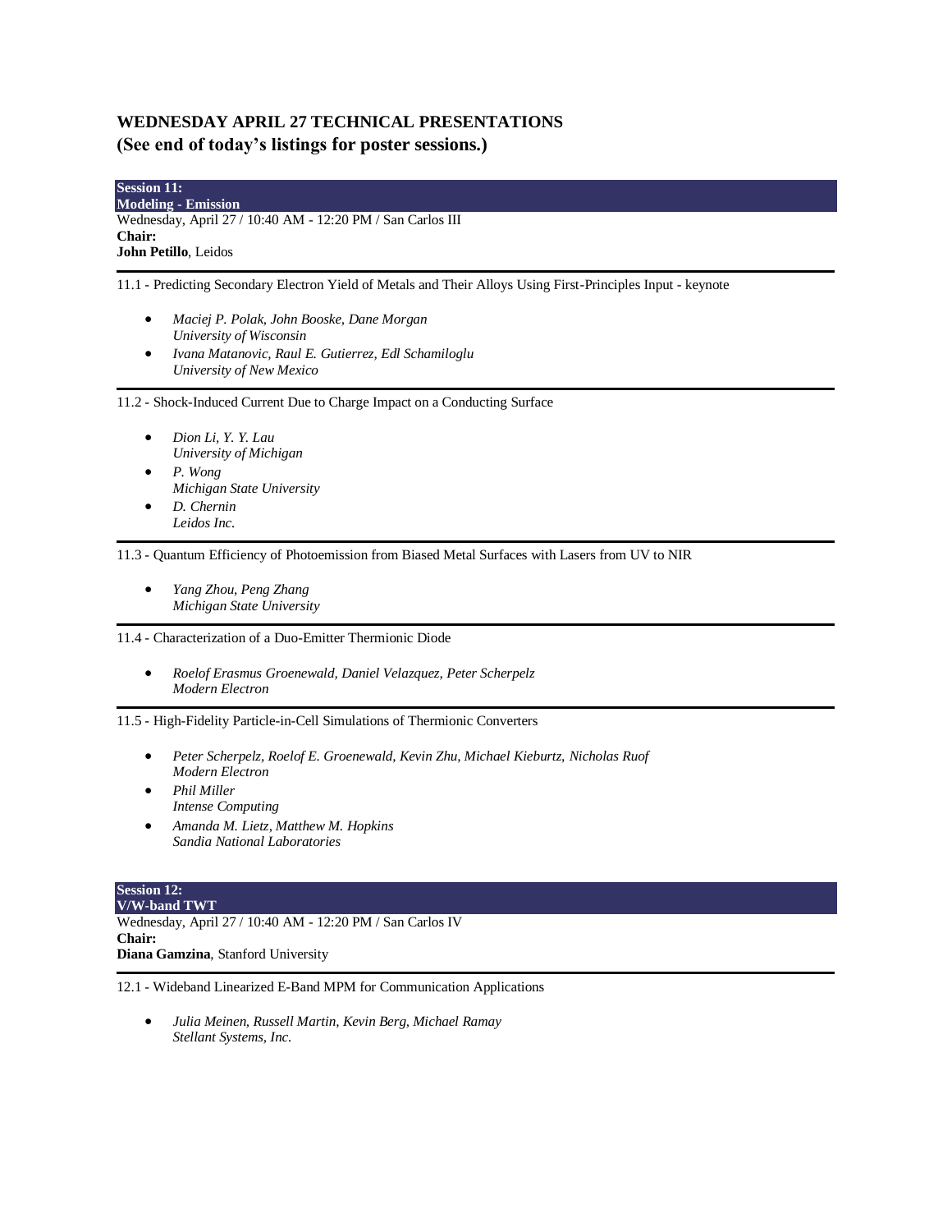## WEDNESDAY APRIL 27 TECHNICAL PRESENTATIONS
## (See end of today's listings for poster sessions.)

**Session 11:**
**Modeling - Emission**
Wednesday, April 27 / 10:40 AM - 12:20 PM / San Carlos III
**Chair:**
**John Petillo**, Leidos

---

11.1 - Predicting Secondary Electron Yield of Metals and Their Alloys Using First-Principles Input - keynote

- *Maciej P. Polak, John Booske, Dane Morgan*
  *University of Wisconsin*
- *Ivana Matanovic, Raul E. Gutierrez, Edl Schamiloglu*
  *University of New Mexico*

---

11.2 - Shock-Induced Current Due to Charge Impact on a Conducting Surface

- *Dion Li, Y. Y. Lau*
  *University of Michigan*
- *P. Wong*
  *Michigan State University*
- *D. Chernin*
  *Leidos Inc.*

---

11.3 - Quantum Efficiency of Photoemission from Biased Metal Surfaces with Lasers from UV to NIR

- *Yang Zhou, Peng Zhang*
  *Michigan State University*

---

11.4 - Characterization of a Duo-Emitter Thermionic Diode

- *Roelof Erasmus Groenewald, Daniel Velazquez, Peter Scherpelz*
  *Modern Electron*

---

11.5 - High-Fidelity Particle-in-Cell Simulations of Thermionic Converters

- *Peter Scherpelz, Roelof E. Groenewald, Kevin Zhu, Michael Kieburtz, Nicholas Ruof*
  *Modern Electron*
- *Phil Miller*
  *Intense Computing*
- *Amanda M. Lietz, Matthew M. Hopkins*
  *Sandia National Laboratories*

**Session 12:**
**V/W-band TWT**
Wednesday, April 27 / 10:40 AM - 12:20 PM / San Carlos IV
**Chair:**
**Diana Gamzina**, Stanford University

---

12.1 - Wideband Linearized E-Band MPM for Communication Applications

- *Julia Meinen, Russell Martin, Kevin Berg, Michael Ramay*
  *Stellant Systems, Inc.*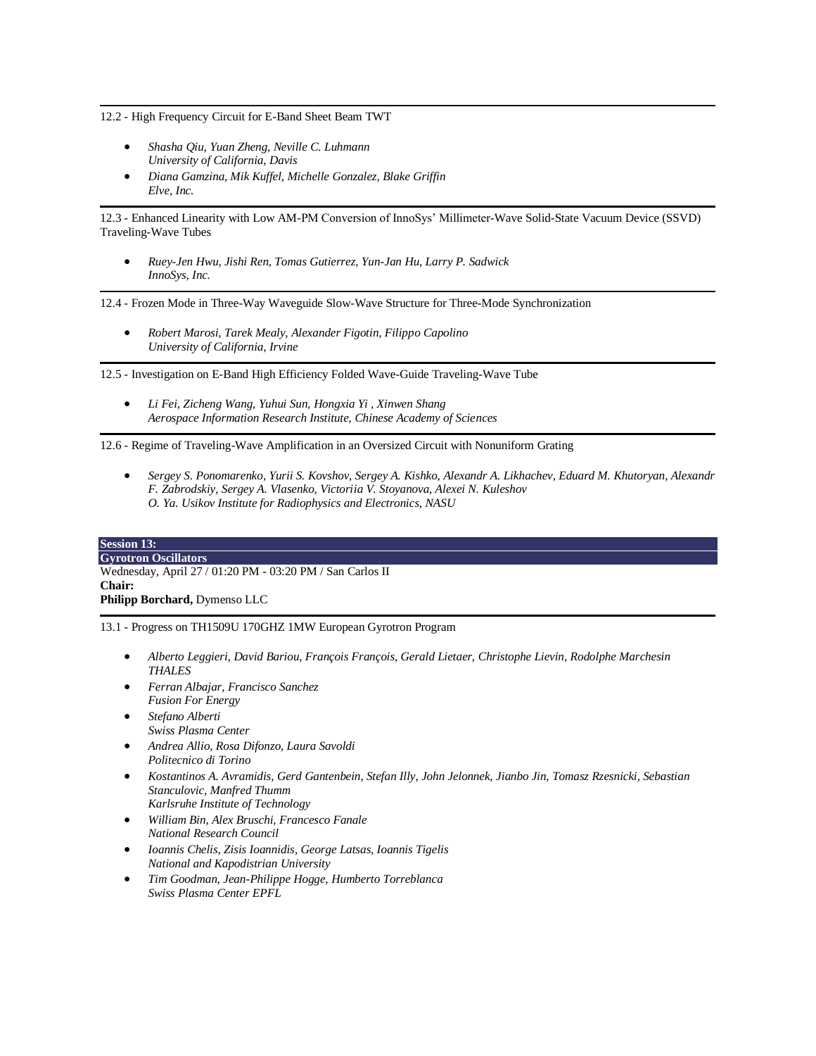---

12.2 - High Frequency Circuit for E-Band Sheet Beam TWT

- *Shasha Qiu, Yuan Zheng, Neville C. Luhmann*
  *University of California, Davis*
- *Diana Gamzina, Mik Kuffel, Michelle Gonzalez, Blake Griffin*
  *Elve, Inc.*

---

12.3 - Enhanced Linearity with Low AM-PM Conversion of InnoSys' Millimeter-Wave Solid-State Vacuum Device (SSVD) Traveling-Wave Tubes

- *Ruey-Jen Hwu, Jishi Ren, Tomas Gutierrez, Yun-Jan Hu, Larry P. Sadwick*
  *InnoSys, Inc.*

---

12.4 - Frozen Mode in Three-Way Waveguide Slow-Wave Structure for Three-Mode Synchronization

- *Robert Marosi, Tarek Mealy, Alexander Figotin, Filippo Capolino*
  *University of California, Irvine*

---

12.5 - Investigation on E-Band High Efficiency Folded Wave-Guide Traveling-Wave Tube

- *Li Fei, Zicheng Wang, Yuhui Sun, Hongxia Yi , Xinwen Shang*
  *Aerospace Information Research Institute, Chinese Academy of Sciences*

---

12.6 - Regime of Traveling-Wave Amplification in an Oversized Circuit with Nonuniform Grating

- *Sergey S. Ponomarenko, Yurii S. Kovshov, Sergey A. Kishko, Alexandr A. Likhachev, Eduard M. Khutoryan, Alexandr F. Zabrodskiy, Sergey A. Vlasenko, Victoriia V. Stoyanova, Alexei N. Kuleshov*
  *O. Ya. Usikov Institute for Radiophysics and Electronics, NASU*

## Session 13:
## Gyrotron Oscillators

Wednesday, April 27 / 01:20 PM - 03:20 PM / San Carlos II

**Chair:**
**Philipp Borchard,** Dymenso LLC

---

13.1 - Progress on TH1509U 170GHZ 1MW European Gyrotron Program

- *Alberto Leggieri, David Bariou, François François, Gerald Lietaer, Christophe Lievin, Rodolphe Marchesin*
  *THALES*
- *Ferran Albajar, Francisco Sanchez*
  *Fusion For Energy*
- *Stefano Alberti*
  *Swiss Plasma Center*
- *Andrea Allio, Rosa Difonzo, Laura Savoldi*
  *Politecnico di Torino*
- *Kostantinos A. Avramidis, Gerd Gantenbein, Stefan Illy, John Jelonnek, Jianbo Jin, Tomasz Rzesnicki, Sebastian Stanculovic, Manfred Thumm*
  *Karlsruhe Institute of Technology*
- *William Bin, Alex Bruschi, Francesco Fanale*
  *National Research Council*
- *Ioannis Chelis, Zisis Ioannidis, George Latsas, Ioannis Tigelis*
  *National and Kapodistrian University*
- *Tim Goodman, Jean-Philippe Hogge, Humberto Torreblanca*
  *Swiss Plasma Center EPFL*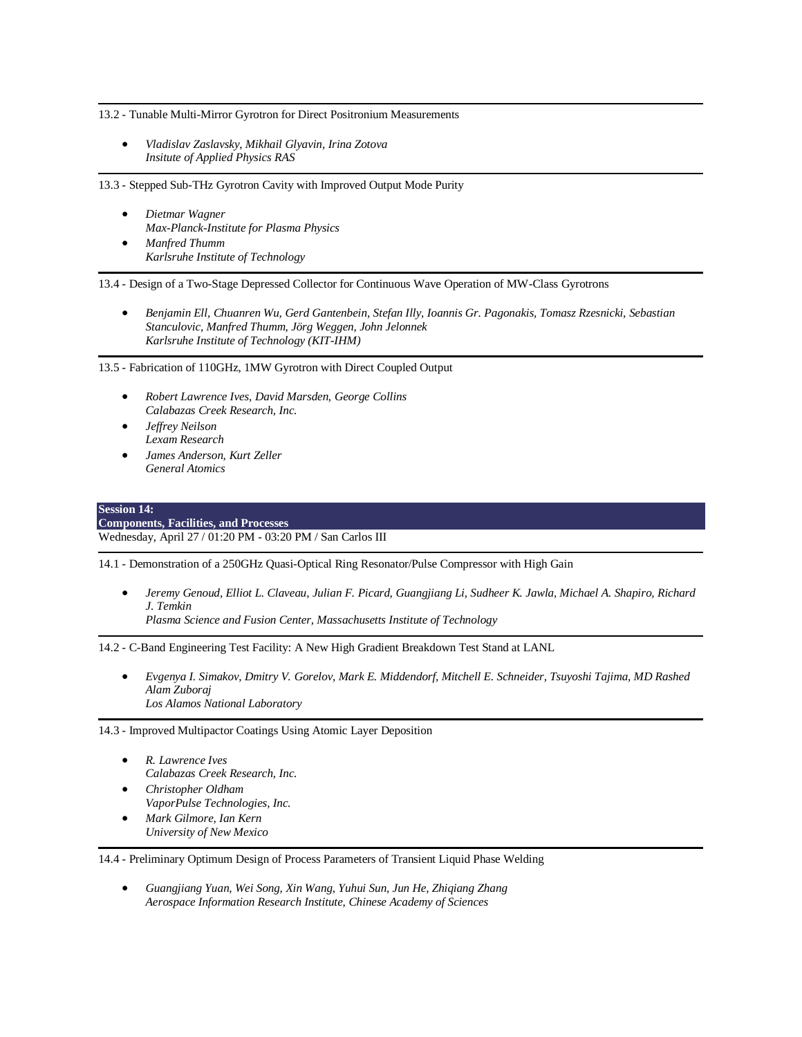13.2 - Tunable Multi-Mirror Gyrotron for Direct Positronium Measurements

- *Vladislav Zaslavsky, Mikhail Glyavin, Irina Zotova*  
  *Insitute of Applied Physics RAS*

13.3 - Stepped Sub-THz Gyrotron Cavity with Improved Output Mode Purity

- *Dietmar Wagner*  
  *Max-Planck-Institute for Plasma Physics*
- *Manfred Thumm*  
  *Karlsruhe Institute of Technology*

13.4 - Design of a Two-Stage Depressed Collector for Continuous Wave Operation of MW-Class Gyrotrons

- *Benjamin Ell, Chuanren Wu, Gerd Gantenbein, Stefan Illy, Ioannis Gr. Pagonakis, Tomasz Rzesnicki, Sebastian Stanculovic, Manfred Thumm, Jörg Weggen, John Jelonnek*  
  *Karlsruhe Institute of Technology (KIT-IHM)*

13.5 - Fabrication of 110GHz, 1MW Gyrotron with Direct Coupled Output

- *Robert Lawrence Ives, David Marsden, George Collins*  
  *Calabazas Creek Research, Inc.*
- *Jeffrey Neilson*  
  *Lexam Research*
- *James Anderson, Kurt Zeller*  
  *General Atomics*

## Session 14: Components, Facilities, and Processes

Wednesday, April 27 / 01:20 PM - 03:20 PM / San Carlos III

14.1 - Demonstration of a 250GHz Quasi-Optical Ring Resonator/Pulse Compressor with High Gain

- *Jeremy Genoud, Elliot L. Claveau, Julian F. Picard, Guangjiang Li, Sudheer K. Jawla, Michael A. Shapiro, Richard J. Temkin*  
  *Plasma Science and Fusion Center, Massachusetts Institute of Technology*

14.2 - C-Band Engineering Test Facility: A New High Gradient Breakdown Test Stand at LANL

- *Evgenya I. Simakov, Dmitry V. Gorelov, Mark E. Middendorf, Mitchell E. Schneider, Tsuyoshi Tajima, MD Rashed Alam Zuboraj*  
  *Los Alamos National Laboratory*

14.3 - Improved Multipactor Coatings Using Atomic Layer Deposition

- *R. Lawrence Ives*  
  *Calabazas Creek Research, Inc.*
- *Christopher Oldham*  
  *VaporPulse Technologies, Inc.*
- *Mark Gilmore, Ian Kern*  
  *University of New Mexico*

14.4 - Preliminary Optimum Design of Process Parameters of Transient Liquid Phase Welding

- *Guangjiang Yuan, Wei Song, Xin Wang, Yuhui Sun, Jun He, Zhiqiang Zhang*  
  *Aerospace Information Research Institute, Chinese Academy of Sciences*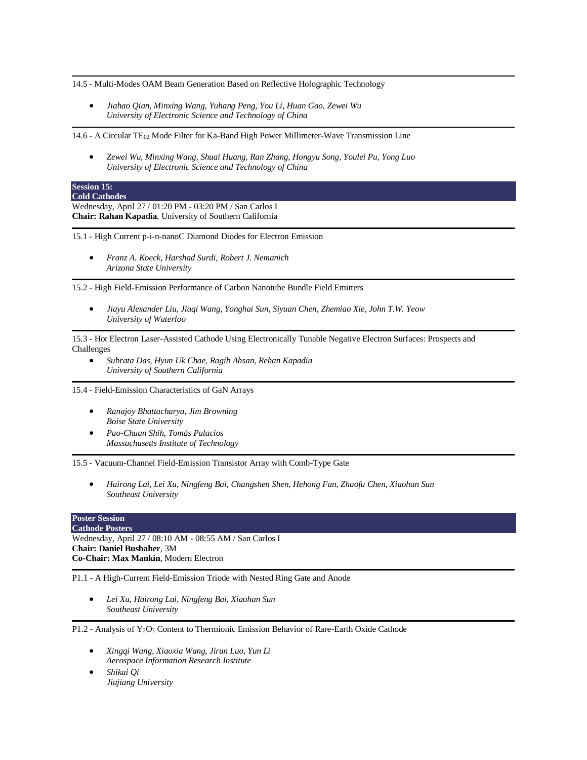14.5 - Multi-Modes OAM Beam Generation Based on Reflective Holographic Technology

- *Jiahao Qian, Minxing Wang, Yuhang Peng, You Li, Huan Gao, Zewei Wu*
  *University of Electronic Science and Technology of China*

14.6 - A Circular $TE_{02}$ Mode Filter for Ka-Band High Power Millimeter-Wave Transmission Line

- *Zewei Wu, Minxing Wang, Shuai Huang, Ran Zhang, Hongyu Song, Youlei Pu, Yong Luo*
  *University of Electronic Science and Technology of China*

## Session 15: Cold Cathodes

Wednesday, April 27 / 01:20 PM - 03:20 PM / San Carlos I
**Chair: Rahan Kapadia**, University of Southern California

15.1 - High Current p-i-n-nanoC Diamond Diodes for Electron Emission

- *Franz A. Koeck, Harshad Surdi, Robert J. Nemanich*
  *Arizona State University*

15.2 - High Field-Emission Performance of Carbon Nanotube Bundle Field Emitters

- *Jiayu Alexander Liu, Jiaqi Wang, Yonghai Sun, Siyuan Chen, Zhemiao Xie, John T.W. Yeow*
  *University of Waterloo*

15.3 - Hot Electron Laser-Assisted Cathode Using Electronically Tunable Negative Electron Surfaces: Prospects and Challenges

- *Subrata Das, Hyun Uk Chae, Ragib Ahsan, Rehan Kapadia*
  *University of Southern California*

15.4 - Field-Emission Characteristics of GaN Arrays

- *Ranajoy Bhattacharya, Jim Browning*
  *Boise State University*
- *Pao-Chuan Shih, Tomás Palacios*
  *Massachusetts Institute of Technology*

15.5 - Vacuum-Channel Field-Emission Transistor Array with Comb-Type Gate

- *Hairong Lai, Lei Xu, Ningfeng Bai, Changshen Shen, Hehong Fan, Zhaofu Chen, Xiaohan Sun*
  *Southeast University*

## Poster Session: Cathode Posters

Wednesday, April 27 / 08:10 AM - 08:55 AM / San Carlos I
**Chair: Daniel Busbaher**, 3M
**Co-Chair: Max Mankin**, Modern Electron

P1.1 - A High-Current Field-Emission Triode with Nested Ring Gate and Anode

- *Lei Xu, Hairong Lai, Ningfeng Bai, Xiaohan Sun*
  *Southeast University*

P1.2 - Analysis of $Y_2O_3$ Content to Thermionic Emission Behavior of Rare-Earth Oxide Cathode

- *Xingqi Wang, Xiaoxia Wang, Jirun Luo, Yun Li*
  *Aerospace Information Research Institute*
- *Shikai Qi*
  *Jiujiang University*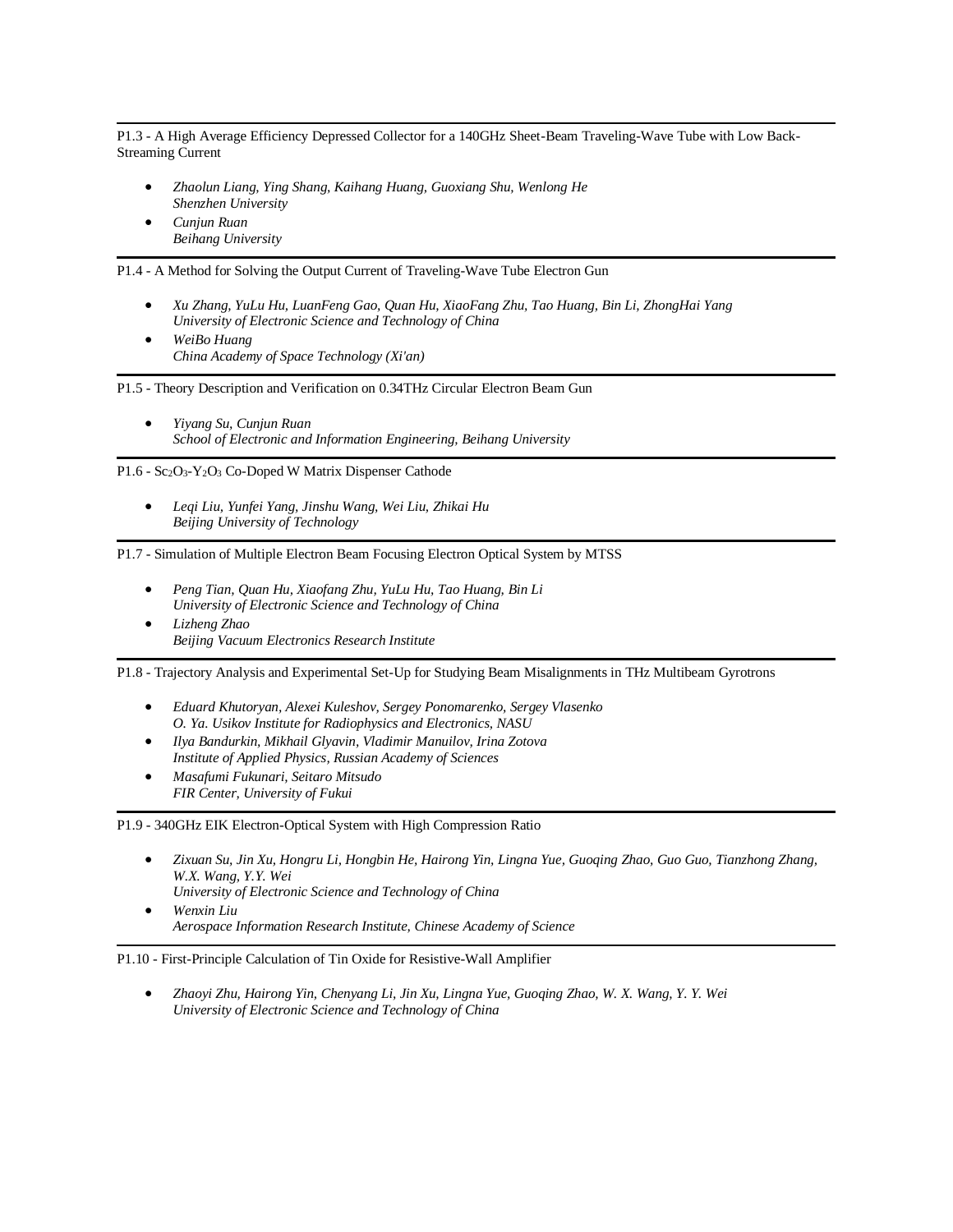P1.3 - A High Average Efficiency Depressed Collector for a 140GHz Sheet-Beam Traveling-Wave Tube with Low Back-Streaming Current

- *Zhaolun Liang, Ying Shang, Kaihang Huang, Guoxiang Shu, Wenlong He*
  *Shenzhen University*
- *Cunjun Ruan*
  *Beihang University*

---

P1.4 - A Method for Solving the Output Current of Traveling-Wave Tube Electron Gun

- *Xu Zhang, YuLu Hu, LuanFeng Gao, Quan Hu, XiaoFang Zhu, Tao Huang, Bin Li, ZhongHai Yang*
  *University of Electronic Science and Technology of China*
- *WeiBo Huang*
  *China Academy of Space Technology (Xi'an)*

---

P1.5 - Theory Description and Verification on 0.34THz Circular Electron Beam Gun

- *Yiyang Su, Cunjun Ruan*
  *School of Electronic and Information Engineering, Beihang University*

---

P1.6 - $Sc_2O_3$-$Y_2O_3$ Co-Doped W Matrix Dispenser Cathode

- *Leqi Liu, Yunfei Yang, Jinshu Wang, Wei Liu, Zhikai Hu*
  *Beijing University of Technology*

---

P1.7 - Simulation of Multiple Electron Beam Focusing Electron Optical System by MTSS

- *Peng Tian, Quan Hu, Xiaofang Zhu, YuLu Hu, Tao Huang, Bin Li*
  *University of Electronic Science and Technology of China*
- *Lizheng Zhao*
  *Beijing Vacuum Electronics Research Institute*

---

P1.8 - Trajectory Analysis and Experimental Set-Up for Studying Beam Misalignments in THz Multibeam Gyrotrons

- *Eduard Khutoryan, Alexei Kuleshov, Sergey Ponomarenko, Sergey Vlasenko*
  *O. Ya. Usikov Institute for Radiophysics and Electronics, NASU*
- *Ilya Bandurkin, Mikhail Glyavin, Vladimir Manuilov, Irina Zotova*
  *Institute of Applied Physics, Russian Academy of Sciences*
- *Masafumi Fukunari, Seitaro Mitsudo*
  *FIR Center, University of Fukui*

---

P1.9 - 340GHz EIK Electron-Optical System with High Compression Ratio

- *Zixuan Su, Jin Xu, Hongru Li, Hongbin He, Hairong Yin, Lingna Yue, Guoqing Zhao, Guo Guo, Tianzhong Zhang, W.X. Wang, Y.Y. Wei*
  *University of Electronic Science and Technology of China*
- *Wenxin Liu*
  *Aerospace Information Research Institute, Chinese Academy of Science*

---

P1.10 - First-Principle Calculation of Tin Oxide for Resistive-Wall Amplifier

- *Zhaoyi Zhu, Hairong Yin, Chenyang Li, Jin Xu, Lingna Yue, Guoqing Zhao, W. X. Wang, Y. Y. Wei*
  *University of Electronic Science and Technology of China*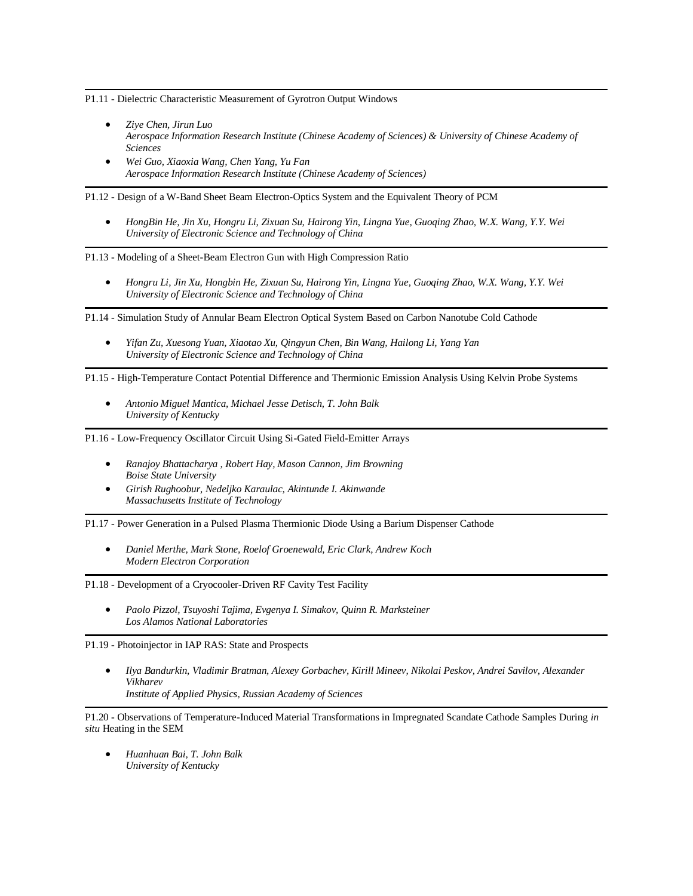P1.11 - Dielectric Characteristic Measurement of Gyrotron Output Windows

- *Ziye Chen, Jirun Luo*
  *Aerospace Information Research Institute (Chinese Academy of Sciences) & University of Chinese Academy of Sciences*
- *Wei Guo, Xiaoxia Wang, Chen Yang, Yu Fan*
  *Aerospace Information Research Institute (Chinese Academy of Sciences)*

---

P1.12 - Design of a W-Band Sheet Beam Electron-Optics System and the Equivalent Theory of PCM

- *HongBin He, Jin Xu, Hongru Li, Zixuan Su, Hairong Yin, Lingna Yue, Guoqing Zhao, W.X. Wang, Y.Y. Wei*
  *University of Electronic Science and Technology of China*

---

P1.13 - Modeling of a Sheet-Beam Electron Gun with High Compression Ratio

- *Hongru Li, Jin Xu, Hongbin He, Zixuan Su, Hairong Yin, Lingna Yue, Guoqing Zhao, W.X. Wang, Y.Y. Wei*
  *University of Electronic Science and Technology of China*

---

P1.14 - Simulation Study of Annular Beam Electron Optical System Based on Carbon Nanotube Cold Cathode

- *Yifan Zu, Xuesong Yuan, Xiaotao Xu, Qingyun Chen, Bin Wang, Hailong Li, Yang Yan*
  *University of Electronic Science and Technology of China*

---

P1.15 - High-Temperature Contact Potential Difference and Thermionic Emission Analysis Using Kelvin Probe Systems

- *Antonio Miguel Mantica, Michael Jesse Detisch, T. John Balk*
  *University of Kentucky*

---

P1.16 - Low-Frequency Oscillator Circuit Using Si-Gated Field-Emitter Arrays

- *Ranajoy Bhattacharya , Robert Hay, Mason Cannon, Jim Browning*
  *Boise State University*
- *Girish Rughoobur, Nedeljko Karaulac, Akintunde I. Akinwande*
  *Massachusetts Institute of Technology*

---

P1.17 - Power Generation in a Pulsed Plasma Thermionic Diode Using a Barium Dispenser Cathode

- *Daniel Merthe, Mark Stone, Roelof Groenewald, Eric Clark, Andrew Koch*
  *Modern Electron Corporation*

---

P1.18 - Development of a Cryocooler-Driven RF Cavity Test Facility

- *Paolo Pizzol, Tsuyoshi Tajima, Evgenya I. Simakov, Quinn R. Marksteiner*
  *Los Alamos National Laboratories*

---

P1.19 - Photoinjector in IAP RAS: State and Prospects

- *Ilya Bandurkin, Vladimir Bratman, Alexey Gorbachev, Kirill Mineev, Nikolai Peskov, Andrei Savilov, Alexander Vikharev*
  *Institute of Applied Physics, Russian Academy of Sciences*

---

P1.20 - Observations of Temperature-Induced Material Transformations in Impregnated Scandate Cathode Samples During *in situ* Heating in the SEM

- *Huanhuan Bai, T. John Balk*
  *University of Kentucky*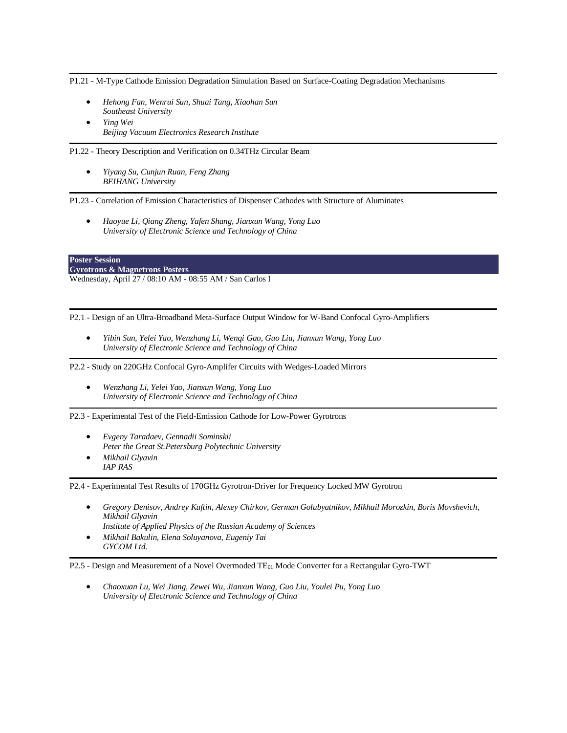P1.21 - M-Type Cathode Emission Degradation Simulation Based on Surface-Coating Degradation Mechanisms

- *Hehong Fan, Wenrui Sun, Shuai Tang, Xiaohan Sun*
  *Southeast University*
- *Ying Wei*
  *Beijing Vacuum Electronics Research Institute*

---

P1.22 - Theory Description and Verification on 0.34THz Circular Beam

- *Yiyang Su, Cunjun Ruan, Feng Zhang*
  *BEIHANG University*

---

P1.23 - Correlation of Emission Characteristics of Dispenser Cathodes with Structure of Aluminates

- *Haoyue Li, Qiang Zheng, Yafen Shang, Jianxun Wang, Yong Luo*
  *University of Electronic Science and Technology of China*

## Poster Session
## Gyrotrons & Magnetrons Posters

Wednesday, April 27 / 08:10 AM - 08:55 AM / San Carlos I

---

P2.1 - Design of an Ultra-Broadband Meta-Surface Output Window for W-Band Confocal Gyro-Amplifiers

- *Yibin Sun, Yelei Yao, Wenzhang Li, Wenqi Gao, Guo Liu, Jianxun Wang, Yong Luo*
  *University of Electronic Science and Technology of China*

---

P2.2 - Study on 220GHz Confocal Gyro-Amplifer Circuits with Wedges-Loaded Mirrors

- *Wenzhang Li, Yelei Yao, Jianxun Wang, Yong Luo*
  *University of Electronic Science and Technology of China*

---

P2.3 - Experimental Test of the Field-Emission Cathode for Low-Power Gyrotrons

- *Evgeny Taradaev, Gennadii Sominskii*
  *Peter the Great St.Petersburg Polytechnic University*
- *Mikhail Glyavin*
  *IAP RAS*

---

P2.4 - Experimental Test Results of 170GHz Gyrotron-Driver for Frequency Locked MW Gyrotron

- *Gregory Denisov, Andrey Kuftin, Alexey Chirkov, German Golubyatnikov, Mikhail Morozkin, Boris Movshevich, Mikhail Glyavin*
  *Institute of Applied Physics of the Russian Academy of Sciences*
- *Mikhail Bakulin, Elena Soluyanova, Eugeniy Tai*
  *GYCOM Ltd.*

---

P2.5 - Design and Measurement of a Novel Overmoded $TE_{01}$ Mode Converter for a Rectangular Gyro-TWT

- *Chaoxuan Lu, Wei Jiang, Zewei Wu, Jianxun Wang, Guo Liu, Youlei Pu, Yong Luo*
  *University of Electronic Science and Technology of China*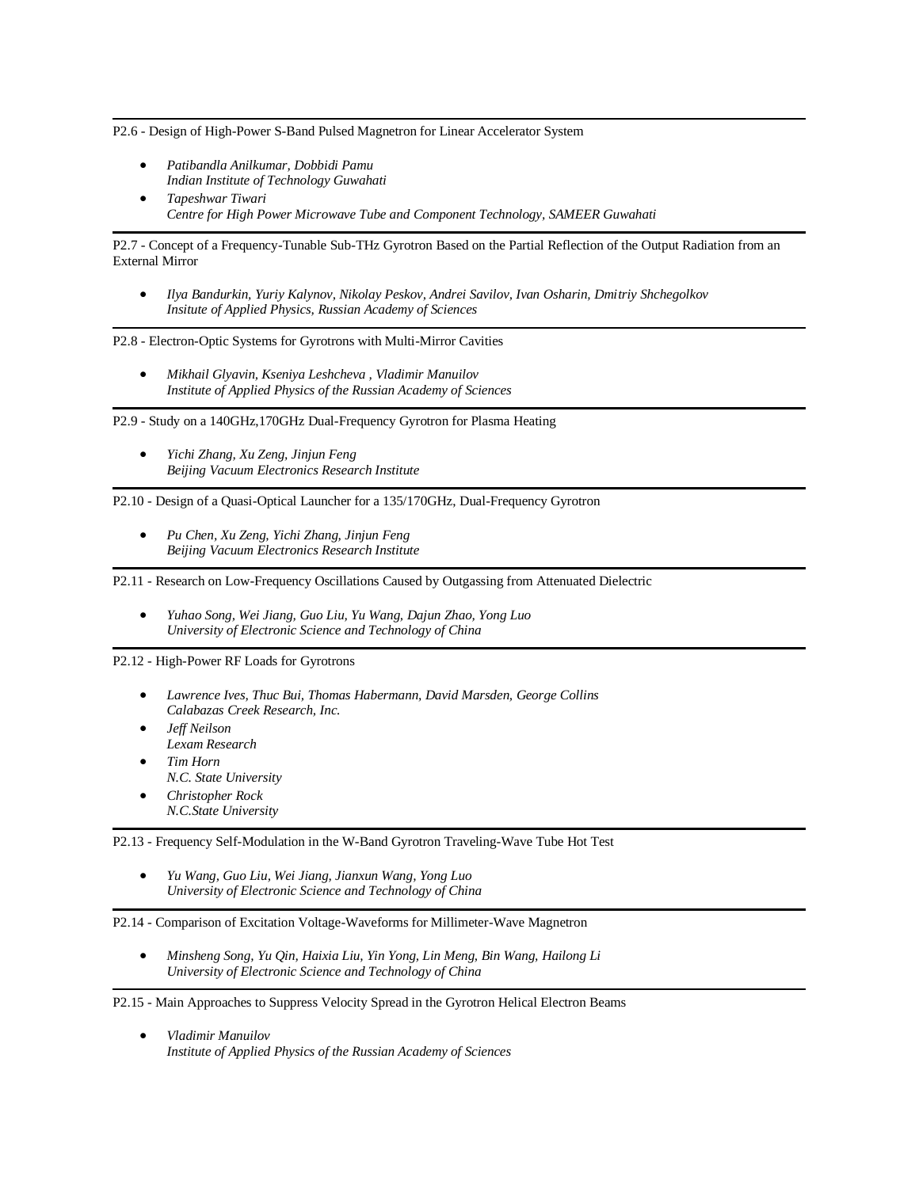---

P2.6 - Design of High-Power S-Band Pulsed Magnetron for Linear Accelerator System

- *Patibandla Anilkumar, Dobbidi Pamu*
  *Indian Institute of Technology Guwahati*
- *Tapeshwar Tiwari*
  *Centre for High Power Microwave Tube and Component Technology, SAMEER Guwahati*

---

P2.7 - Concept of a Frequency-Tunable Sub-THz Gyrotron Based on the Partial Reflection of the Output Radiation from an External Mirror

- *Ilya Bandurkin, Yuriy Kalynov, Nikolay Peskov, Andrei Savilov, Ivan Osharin, Dmitriy Shchegolkov*
  *Insitute of Applied Physics, Russian Academy of Sciences*

---

P2.8 - Electron-Optic Systems for Gyrotrons with Multi-Mirror Cavities

- *Mikhail Glyavin, Kseniya Leshcheva , Vladimir Manuilov*
  *Institute of Applied Physics of the Russian Academy of Sciences*

---

P2.9 - Study on a 140GHz,170GHz Dual-Frequency Gyrotron for Plasma Heating

- *Yichi Zhang, Xu Zeng, Jinjun Feng*
  *Beijing Vacuum Electronics Research Institute*

---

P2.10 - Design of a Quasi-Optical Launcher for a 135/170GHz, Dual-Frequency Gyrotron

- *Pu Chen, Xu Zeng, Yichi Zhang, Jinjun Feng*
  *Beijing Vacuum Electronics Research Institute*

---

P2.11 - Research on Low-Frequency Oscillations Caused by Outgassing from Attenuated Dielectric

- *Yuhao Song, Wei Jiang, Guo Liu, Yu Wang, Dajun Zhao, Yong Luo*
  *University of Electronic Science and Technology of China*

---

P2.12 - High-Power RF Loads for Gyrotrons

- *Lawrence Ives, Thuc Bui, Thomas Habermann, David Marsden, George Collins*
  *Calabazas Creek Research, Inc.*
- *Jeff Neilson*
  *Lexam Research*
- *Tim Horn*
  *N.C. State University*
- *Christopher Rock*
  *N.C.State University*

---

P2.13 - Frequency Self-Modulation in the W-Band Gyrotron Traveling-Wave Tube Hot Test

- *Yu Wang, Guo Liu, Wei Jiang, Jianxun Wang, Yong Luo*
  *University of Electronic Science and Technology of China*

---

P2.14 - Comparison of Excitation Voltage-Waveforms for Millimeter-Wave Magnetron

- *Minsheng Song, Yu Qin, Haixia Liu, Yin Yong, Lin Meng, Bin Wang, Hailong Li*
  *University of Electronic Science and Technology of China*

---

P2.15 - Main Approaches to Suppress Velocity Spread in the Gyrotron Helical Electron Beams

- *Vladimir Manuilov*
  *Institute of Applied Physics of the Russian Academy of Sciences*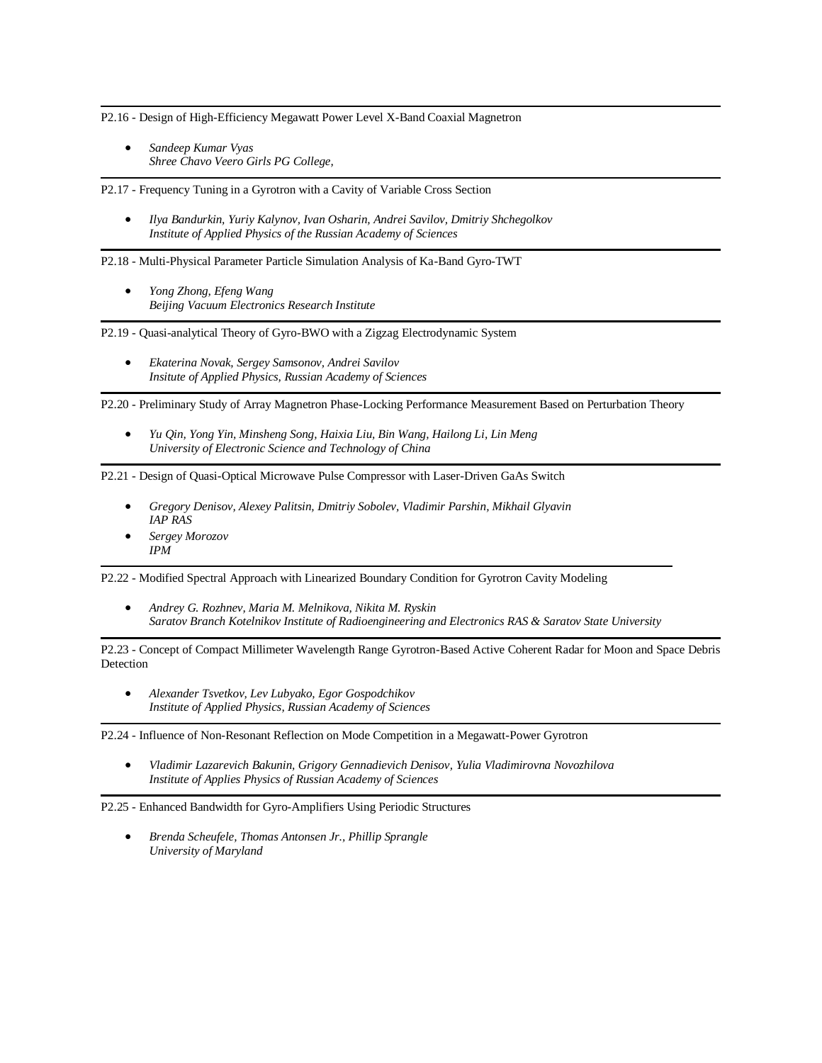---

P2.16 - Design of High-Efficiency Megawatt Power Level X-Band Coaxial Magnetron

- *Sandeep Kumar Vyas*
  *Shree Chavo Veero Girls PG College,*

---

P2.17 - Frequency Tuning in a Gyrotron with a Cavity of Variable Cross Section

- *Ilya Bandurkin, Yuriy Kalynov, Ivan Osharin, Andrei Savilov, Dmitriy Shchegolkov*
  *Institute of Applied Physics of the Russian Academy of Sciences*

---

P2.18 - Multi-Physical Parameter Particle Simulation Analysis of Ka-Band Gyro-TWT

- *Yong Zhong, Efeng Wang*
  *Beijing Vacuum Electronics Research Institute*

---

P2.19 - Quasi-analytical Theory of Gyro-BWO with a Zigzag Electrodynamic System

- *Ekaterina Novak, Sergey Samsonov, Andrei Savilov*
  *Insitute of Applied Physics, Russian Academy of Sciences*

---

P2.20 - Preliminary Study of Array Magnetron Phase-Locking Performance Measurement Based on Perturbation Theory

- *Yu Qin, Yong Yin, Minsheng Song, Haixia Liu, Bin Wang, Hailong Li, Lin Meng*
  *University of Electronic Science and Technology of China*

---

P2.21 - Design of Quasi-Optical Microwave Pulse Compressor with Laser-Driven GaAs Switch

- *Gregory Denisov, Alexey Palitsin, Dmitriy Sobolev, Vladimir Parshin, Mikhail Glyavin*
  *IAP RAS*
- *Sergey Morozov*
  *IPM*

---

P2.22 - Modified Spectral Approach with Linearized Boundary Condition for Gyrotron Cavity Modeling

- *Andrey G. Rozhnev, Maria M. Melnikova, Nikita M. Ryskin*
  *Saratov Branch Kotelnikov Institute of Radioengineering and Electronics RAS & Saratov State University*

---

P2.23 - Concept of Compact Millimeter Wavelength Range Gyrotron-Based Active Coherent Radar for Moon and Space Debris Detection

- *Alexander Tsvetkov, Lev Lubyako, Egor Gospodchikov*
  *Institute of Applied Physics, Russian Academy of Sciences*

---

P2.24 - Influence of Non-Resonant Reflection on Mode Competition in a Megawatt-Power Gyrotron

- *Vladimir Lazarevich Bakunin, Grigory Gennadievich Denisov, Yulia Vladimirovna Novozhilova*
  *Institute of Applies Physics of Russian Academy of Sciences*

---

P2.25 - Enhanced Bandwidth for Gyro-Amplifiers Using Periodic Structures

- *Brenda Scheufele, Thomas Antonsen Jr., Phillip Sprangle*
  *University of Maryland*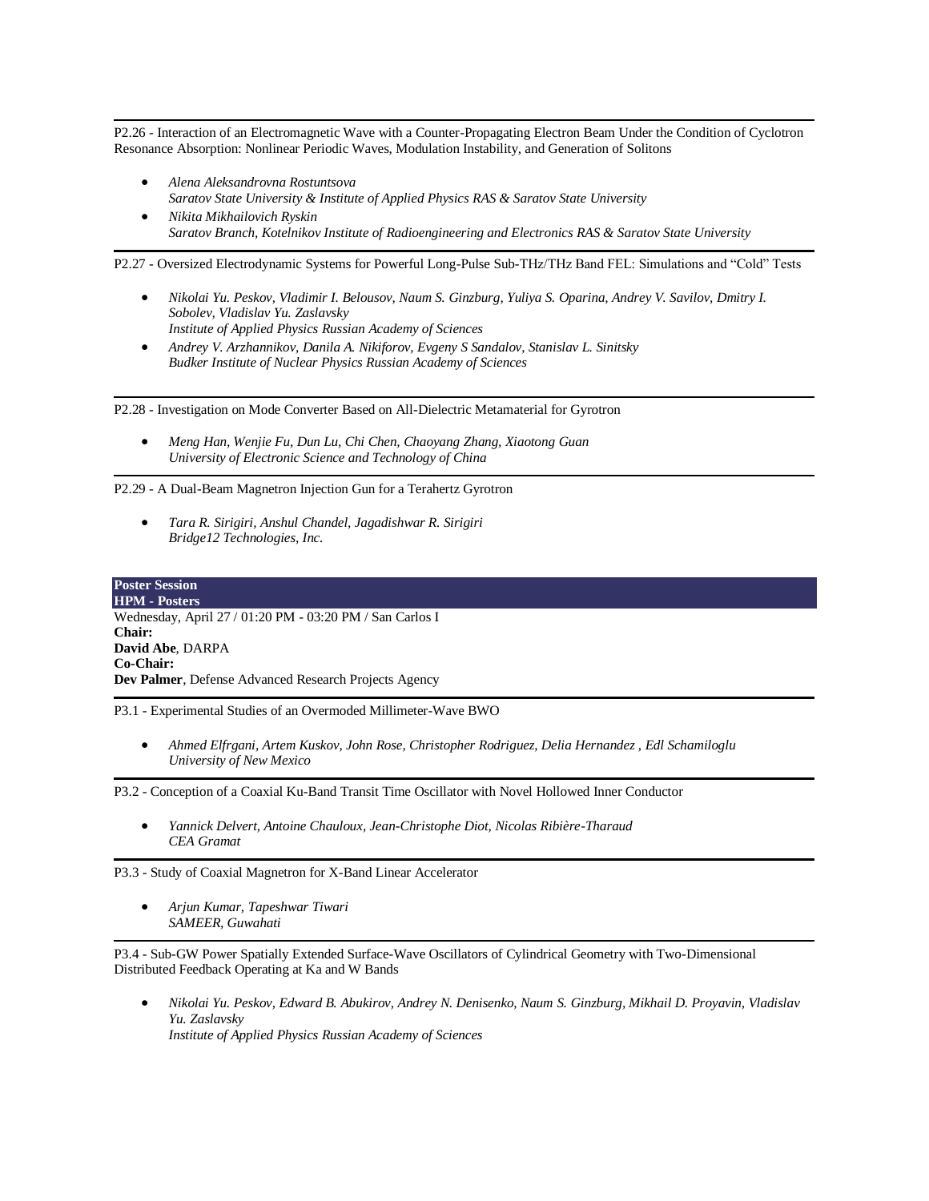P2.26 - Interaction of an Electromagnetic Wave with a Counter-Propagating Electron Beam Under the Condition of Cyclotron Resonance Absorption: Nonlinear Periodic Waves, Modulation Instability, and Generation of Solitons

- *Alena Aleksandrovna Rostuntsova*  
  *Saratov State University & Institute of Applied Physics RAS & Saratov State University*
- *Nikita Mikhailovich Ryskin*  
  *Saratov Branch, Kotelnikov Institute of Radioengineering and Electronics RAS & Saratov State University*

---

P2.27 - Oversized Electrodynamic Systems for Powerful Long-Pulse Sub-THz/THz Band FEL: Simulations and "Cold" Tests

- *Nikolai Yu. Peskov, Vladimir I. Belousov, Naum S. Ginzburg, Yuliya S. Oparina, Andrey V. Savilov, Dmitry I. Sobolev, Vladislav Yu. Zaslavsky*  
  *Institute of Applied Physics Russian Academy of Sciences*
- *Andrey V. Arzhannikov, Danila A. Nikiforov, Evgeny S Sandalov, Stanislav L. Sinitsky*  
  *Budker Institute of Nuclear Physics Russian Academy of Sciences*

---

P2.28 - Investigation on Mode Converter Based on All-Dielectric Metamaterial for Gyrotron

- *Meng Han, Wenjie Fu, Dun Lu, Chi Chen, Chaoyang Zhang, Xiaotong Guan*  
  *University of Electronic Science and Technology of China*

---

P2.29 - A Dual-Beam Magnetron Injection Gun for a Terahertz Gyrotron

- *Tara R. Sirigiri, Anshul Chandel, Jagadishwar R. Sirigiri*  
  *Bridge12 Technologies, Inc.*

## Poster Session
## HPM - Posters

Wednesday, April 27 / 01:20 PM - 03:20 PM / San Carlos I  
**Chair:**  
**David Abe**, DARPA  
**Co-Chair:**  
**Dev Palmer**, Defense Advanced Research Projects Agency

---

P3.1 - Experimental Studies of an Overmoded Millimeter-Wave BWO

- *Ahmed Elfrgani, Artem Kuskov, John Rose, Christopher Rodriguez, Delia Hernandez , Edl Schamiloglu*  
  *University of New Mexico*

---

P3.2 - Conception of a Coaxial Ku-Band Transit Time Oscillator with Novel Hollowed Inner Conductor

- *Yannick Delvert, Antoine Chauloux, Jean-Christophe Diot, Nicolas Ribière-Tharaud*  
  *CEA Gramat*

---

P3.3 - Study of Coaxial Magnetron for X-Band Linear Accelerator

- *Arjun Kumar, Tapeshwar Tiwari*  
  *SAMEER, Guwahati*

---

P3.4 - Sub-GW Power Spatially Extended Surface-Wave Oscillators of Cylindrical Geometry with Two-Dimensional Distributed Feedback Operating at Ka and W Bands

- *Nikolai Yu. Peskov, Edward B. Abukirov, Andrey N. Denisenko, Naum S. Ginzburg, Mikhail D. Proyavin, Vladislav Yu. Zaslavsky*  
  *Institute of Applied Physics Russian Academy of Sciences*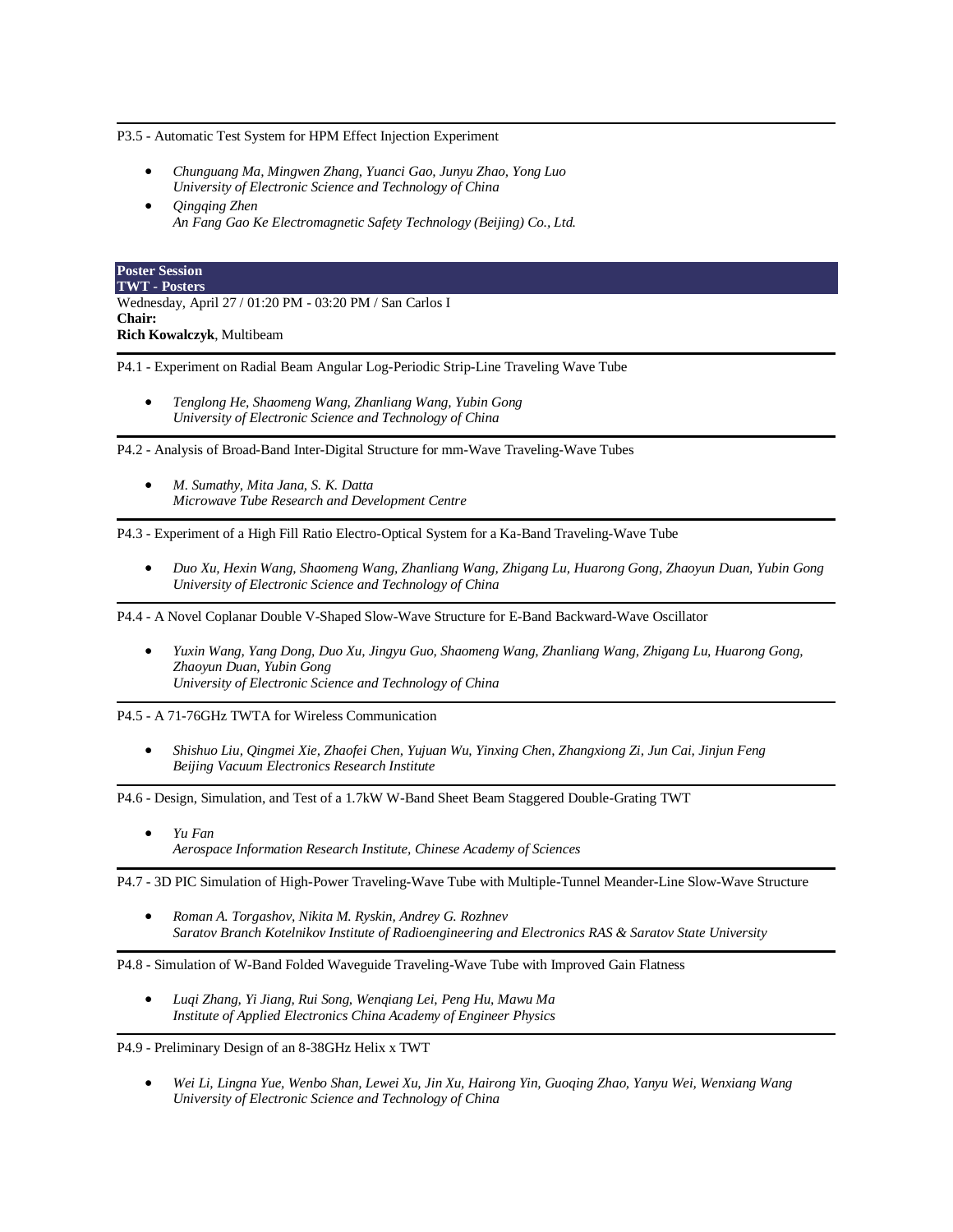P3.5 - Automatic Test System for HPM Effect Injection Experiment

- *Chunguang Ma, Mingwen Zhang, Yuanci Gao, Junyu Zhao, Yong Luo*
  *University of Electronic Science and Technology of China*
- *Qingqing Zhen*
  *An Fang Gao Ke Electromagnetic Safety Technology (Beijing) Co., Ltd.*

**Poster Session**
**TWT - Posters**

Wednesday, April 27 / 01:20 PM - 03:20 PM / San Carlos I
**Chair:**
**Rich Kowalczyk**, Multibeam

P4.1 - Experiment on Radial Beam Angular Log-Periodic Strip-Line Traveling Wave Tube

- *Tenglong He, Shaomeng Wang, Zhanliang Wang, Yubin Gong*
  *University of Electronic Science and Technology of China*

P4.2 - Analysis of Broad-Band Inter-Digital Structure for mm-Wave Traveling-Wave Tubes

- *M. Sumathy, Mita Jana, S. K. Datta*
  *Microwave Tube Research and Development Centre*

P4.3 - Experiment of a High Fill Ratio Electro-Optical System for a Ka-Band Traveling-Wave Tube

- *Duo Xu, Hexin Wang, Shaomeng Wang, Zhanliang Wang, Zhigang Lu, Huarong Gong, Zhaoyun Duan, Yubin Gong*
  *University of Electronic Science and Technology of China*

P4.4 - A Novel Coplanar Double V-Shaped Slow-Wave Structure for E-Band Backward-Wave Oscillator

- *Yuxin Wang, Yang Dong, Duo Xu, Jingyu Guo, Shaomeng Wang, Zhanliang Wang, Zhigang Lu, Huarong Gong, Zhaoyun Duan, Yubin Gong*
  *University of Electronic Science and Technology of China*

P4.5 - A 71-76GHz TWTA for Wireless Communication

- *Shishuo Liu, Qingmei Xie, Zhaofei Chen, Yujuan Wu, Yinxing Chen, Zhangxiong Zi, Jun Cai, Jinjun Feng*
  *Beijing Vacuum Electronics Research Institute*

P4.6 - Design, Simulation, and Test of a 1.7kW W-Band Sheet Beam Staggered Double-Grating TWT

- *Yu Fan*
  *Aerospace Information Research Institute, Chinese Academy of Sciences*

P4.7 - 3D PIC Simulation of High-Power Traveling-Wave Tube with Multiple-Tunnel Meander-Line Slow-Wave Structure

- *Roman A. Torgashov, Nikita M. Ryskin, Andrey G. Rozhnev*
  *Saratov Branch Kotelnikov Institute of Radioengineering and Electronics RAS & Saratov State University*

P4.8 - Simulation of W-Band Folded Waveguide Traveling-Wave Tube with Improved Gain Flatness

- *Luqi Zhang, Yi Jiang, Rui Song, Wenqiang Lei, Peng Hu, Mawu Ma*
  *Institute of Applied Electronics China Academy of Engineer Physics*

P4.9 - Preliminary Design of an 8-38GHz Helix x TWT

- *Wei Li, Lingna Yue, Wenbo Shan, Lewei Xu, Jin Xu, Hairong Yin, Guoqing Zhao, Yanyu Wei, Wenxiang Wang*
  *University of Electronic Science and Technology of China*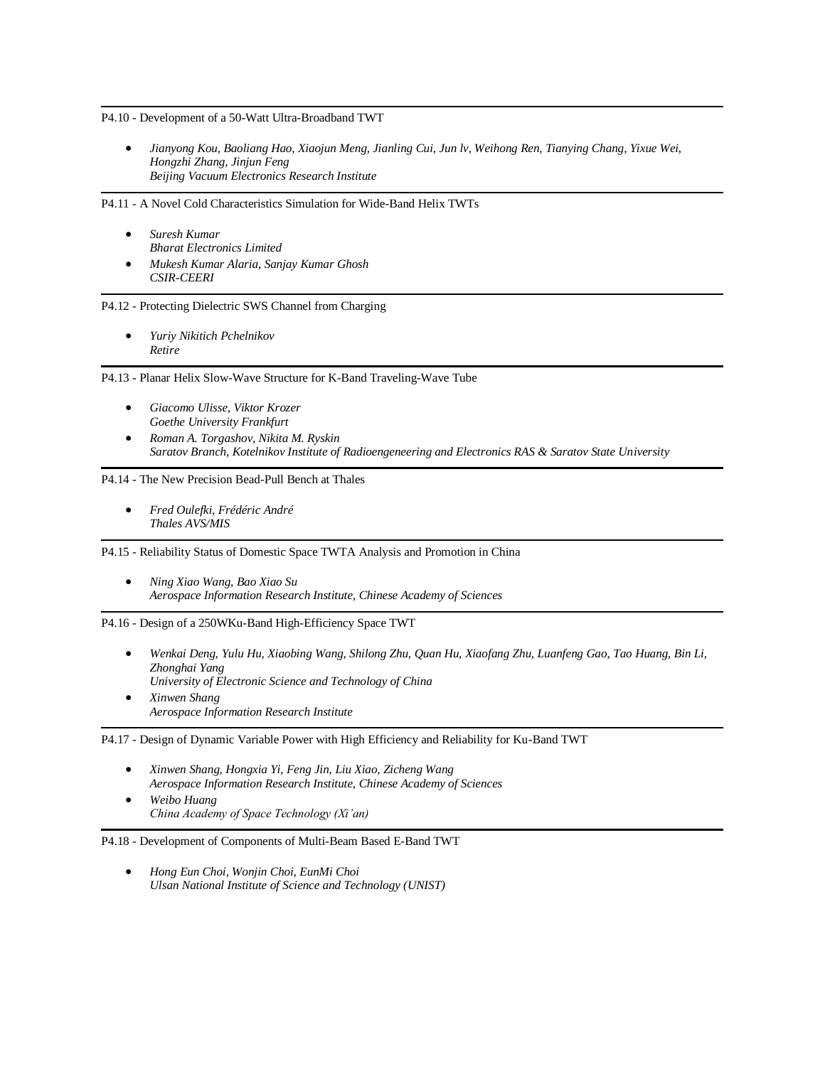P4.10 - Development of a 50-Watt Ultra-Broadband TWT

- *Jianyong Kou, Baoliang Hao, Xiaojun Meng, Jianling Cui, Jun lv, Weihong Ren, Tianying Chang, Yixue Wei, Hongzhi Zhang, Jinjun Feng*
  *Beijing Vacuum Electronics Research Institute*

---

P4.11 - A Novel Cold Characteristics Simulation for Wide-Band Helix TWTs

- *Suresh Kumar*
  *Bharat Electronics Limited*
- *Mukesh Kumar Alaria, Sanjay Kumar Ghosh*
  *CSIR-CEERI*

---

P4.12 - Protecting Dielectric SWS Channel from Charging

- *Yuriy Nikitich Pchelnikov*
  *Retire*

---

P4.13 - Planar Helix Slow-Wave Structure for K-Band Traveling-Wave Tube

- *Giacomo Ulisse, Viktor Krozer*
  *Goethe University Frankfurt*
- *Roman A. Torgashov, Nikita M. Ryskin*
  *Saratov Branch, Kotelnikov Institute of Radioengeneering and Electronics RAS & Saratov State University*

---

P4.14 - The New Precision Bead-Pull Bench at Thales

- *Fred Oulefki, Frédéric André*
  *Thales AVS/MIS*

---

P4.15 - Reliability Status of Domestic Space TWTA Analysis and Promotion in China

- *Ning Xiao Wang, Bao Xiao Su*
  *Aerospace Information Research Institute, Chinese Academy of Sciences*

---

P4.16 - Design of a 250WKu-Band High-Efficiency Space TWT

- *Wenkai Deng, Yulu Hu, Xiaobing Wang, Shilong Zhu, Quan Hu, Xiaofang Zhu, Luanfeng Gao, Tao Huang, Bin Li, Zhonghai Yang*
  *University of Electronic Science and Technology of China*
- *Xinwen Shang*
  *Aerospace Information Research Institute*

---

P4.17 - Design of Dynamic Variable Power with High Efficiency and Reliability for Ku-Band TWT

- *Xinwen Shang, Hongxia Yi, Feng Jin, Liu Xiao, Zicheng Wang*
  *Aerospace Information Research Institute, Chinese Academy of Sciences*
- *Weibo Huang*
  *China Academy of Space Technology (Xi'an)*

---

P4.18 - Development of Components of Multi-Beam Based E-Band TWT

- *Hong Eun Choi, Wonjin Choi, EunMi Choi*
  *Ulsan National Institute of Science and Technology (UNIST)*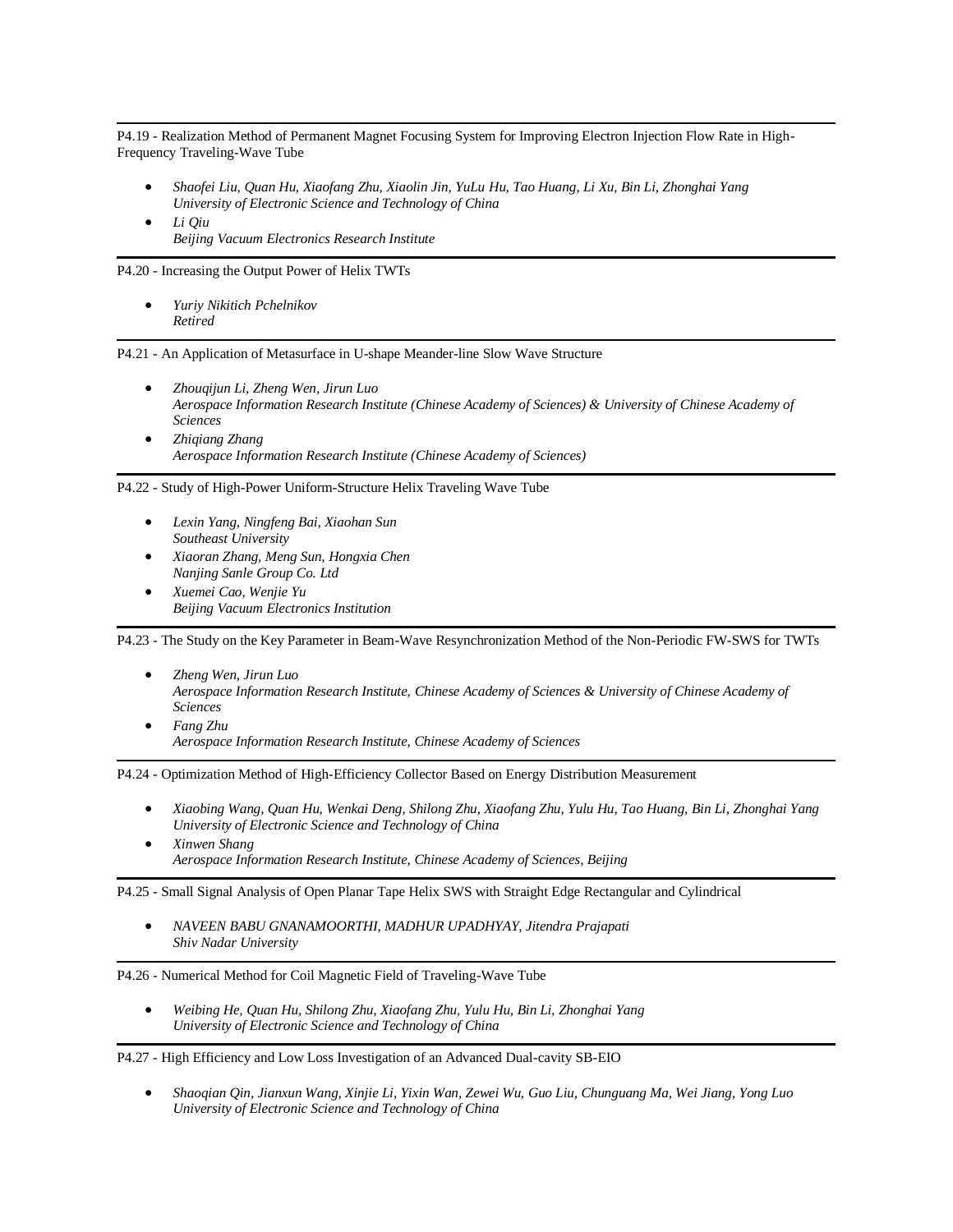---

P4.19 - Realization Method of Permanent Magnet Focusing System for Improving Electron Injection Flow Rate in High-Frequency Traveling-Wave Tube

- *Shaofei Liu, Quan Hu, Xiaofang Zhu, Xiaolin Jin, YuLu Hu, Tao Huang, Li Xu, Bin Li, Zhonghai Yang*
  *University of Electronic Science and Technology of China*
- *Li Qiu*
  *Beijing Vacuum Electronics Research Institute*

---

P4.20 - Increasing the Output Power of Helix TWTs

- *Yuriy Nikitich Pchelnikov*
  *Retired*

---

P4.21 - An Application of Metasurface in U-shape Meander-line Slow Wave Structure

- *Zhouqijun Li, Zheng Wen, Jirun Luo*
  *Aerospace Information Research Institute (Chinese Academy of Sciences) & University of Chinese Academy of Sciences*
- *Zhiqiang Zhang*
  *Aerospace Information Research Institute (Chinese Academy of Sciences)*

---

P4.22 - Study of High-Power Uniform-Structure Helix Traveling Wave Tube

- *Lexin Yang, Ningfeng Bai, Xiaohan Sun*
  *Southeast University*
- *Xiaoran Zhang, Meng Sun, Hongxia Chen*
  *Nanjing Sanle Group Co. Ltd*
- *Xuemei Cao, Wenjie Yu*
  *Beijing Vacuum Electronics Institution*

---

P4.23 - The Study on the Key Parameter in Beam-Wave Resynchronization Method of the Non-Periodic FW-SWS for TWTs

- *Zheng Wen, Jirun Luo*
  *Aerospace Information Research Institute, Chinese Academy of Sciences & University of Chinese Academy of Sciences*
- *Fang Zhu*
  *Aerospace Information Research Institute, Chinese Academy of Sciences*

---

P4.24 - Optimization Method of High-Efficiency Collector Based on Energy Distribution Measurement

- *Xiaobing Wang, Quan Hu, Wenkai Deng, Shilong Zhu, Xiaofang Zhu, Yulu Hu, Tao Huang, Bin Li, Zhonghai Yang*
  *University of Electronic Science and Technology of China*
- *Xinwen Shang*
  *Aerospace Information Research Institute, Chinese Academy of Sciences, Beijing*

---

P4.25 - Small Signal Analysis of Open Planar Tape Helix SWS with Straight Edge Rectangular and Cylindrical

- *NAVEEN BABU GNANAMOORTHI, MADHUR UPADHYAY, Jitendra Prajapati*
  *Shiv Nadar University*

---

P4.26 - Numerical Method for Coil Magnetic Field of Traveling-Wave Tube

- *Weibing He, Quan Hu, Shilong Zhu, Xiaofang Zhu, Yulu Hu, Bin Li, Zhonghai Yang*
  *University of Electronic Science and Technology of China*

---

P4.27 - High Efficiency and Low Loss Investigation of an Advanced Dual-cavity SB-EIO

- *Shaoqian Qin, Jianxun Wang, Xinjie Li, Yixin Wan, Zewei Wu, Guo Liu, Chunguang Ma, Wei Jiang, Yong Luo*
  *University of Electronic Science and Technology of China*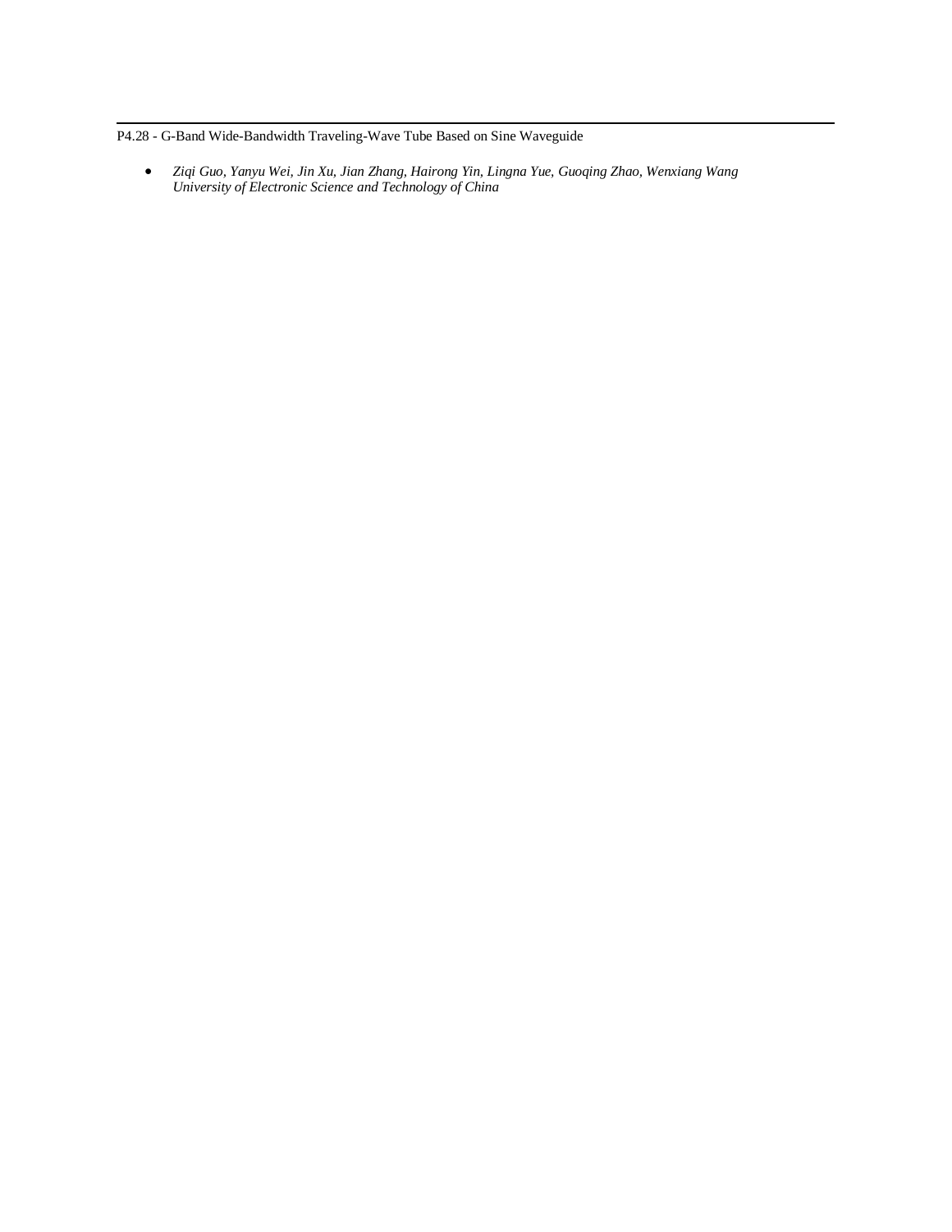P4.28 - G-Band Wide-Bandwidth Traveling-Wave Tube Based on Sine Waveguide

- *Ziqi Guo, Yanyu Wei, Jin Xu, Jian Zhang, Hairong Yin, Lingna Yue, Guoqing Zhao, Wenxiang Wang*
  *University of Electronic Science and Technology of China*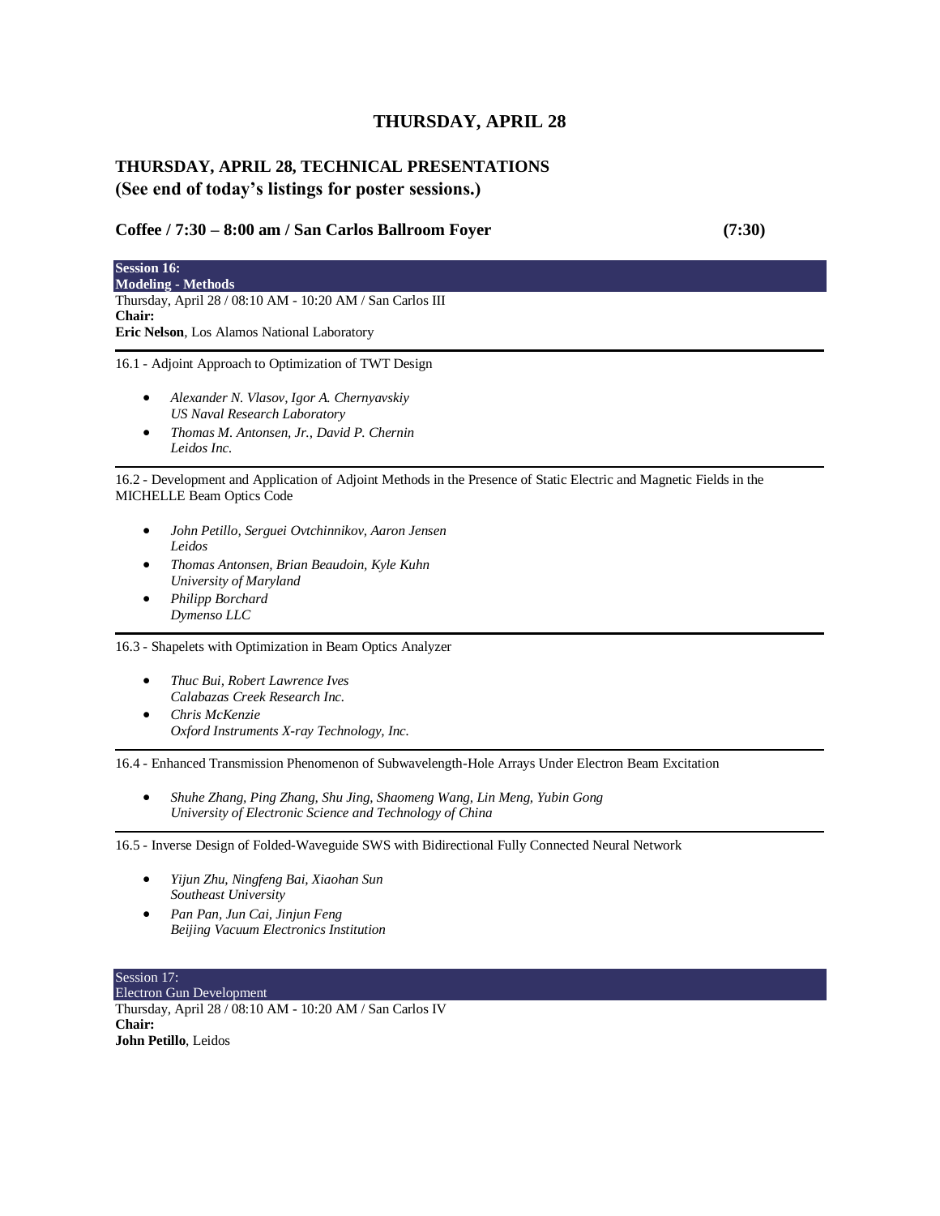# THURSDAY, APRIL 28

## THURSDAY, APRIL 28, TECHNICAL PRESENTATIONS
## (See end of today's listings for poster sessions.)

### Coffee / 7:30 – 8:00 am / San Carlos Ballroom Foyer (7:30)

**Session 16:**
**Modeling - Methods**

Thursday, April 28 / 08:10 AM - 10:20 AM / San Carlos III
**Chair:**
**Eric Nelson**, Los Alamos National Laboratory

---

16.1 - Adjoint Approach to Optimization of TWT Design

- *Alexander N. Vlasov, Igor A. Chernyavskiy*
  *US Naval Research Laboratory*
- *Thomas M. Antonsen, Jr., David P. Chernin*
  *Leidos Inc.*

---

16.2 - Development and Application of Adjoint Methods in the Presence of Static Electric and Magnetic Fields in the MICHELLE Beam Optics Code

- *John Petillo, Serguei Ovtchinnikov, Aaron Jensen*
  *Leidos*
- *Thomas Antonsen, Brian Beaudoin, Kyle Kuhn*
  *University of Maryland*
- *Philipp Borchard*
  *Dymenso LLC*

---

16.3 - Shapelets with Optimization in Beam Optics Analyzer

- *Thuc Bui, Robert Lawrence Ives*
  *Calabazas Creek Research Inc.*
- *Chris McKenzie*
  *Oxford Instruments X-ray Technology, Inc.*

---

16.4 - Enhanced Transmission Phenomenon of Subwavelength-Hole Arrays Under Electron Beam Excitation

- *Shuhe Zhang, Ping Zhang, Shu Jing, Shaomeng Wang, Lin Meng, Yubin Gong*
  *University of Electronic Science and Technology of China*

---

16.5 - Inverse Design of Folded-Waveguide SWS with Bidirectional Fully Connected Neural Network

- *Yijun Zhu, Ningfeng Bai, Xiaohan Sun*
  *Southeast University*
- *Pan Pan, Jun Cai, Jinjun Feng*
  *Beijing Vacuum Electronics Institution*

---

Session 17:
Electron Gun Development

Thursday, April 28 / 08:10 AM - 10:20 AM / San Carlos IV
**Chair:**
**John Petillo**, Leidos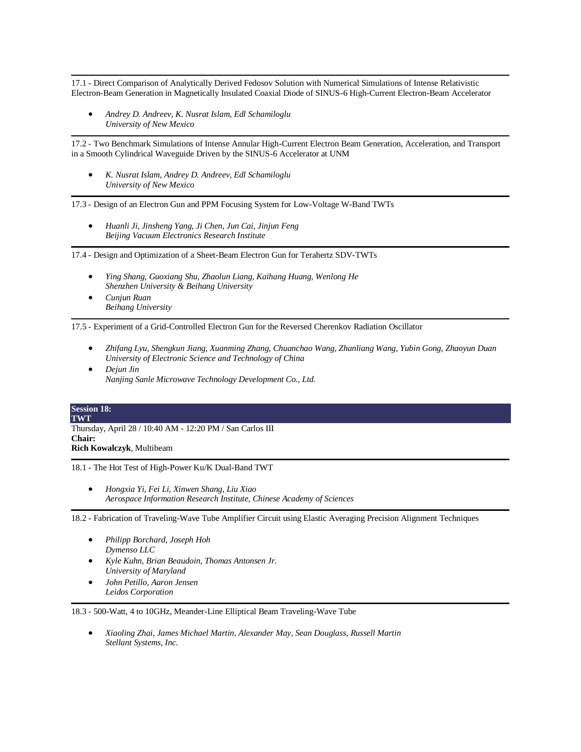17.1 - Direct Comparison of Analytically Derived Fedosov Solution with Numerical Simulations of Intense Relativistic Electron-Beam Generation in Magnetically Insulated Coaxial Diode of SINUS-6 High-Current Electron-Beam Accelerator

- *Andrey D. Andreev, K. Nusrat Islam, Edl Schamiloglu*
  *University of New Mexico*

---

17.2 - Two Benchmark Simulations of Intense Annular High-Current Electron Beam Generation, Acceleration, and Transport in a Smooth Cylindrical Waveguide Driven by the SINUS-6 Accelerator at UNM

- *K. Nusrat Islam, Andrey D. Andreev, Edl Schamiloglu*
  *University of New Mexico*

---

17.3 - Design of an Electron Gun and PPM Focusing System for Low-Voltage W-Band TWTs

- *Huanli Ji, Jinsheng Yang, Ji Chen, Jun Cai, Jinjun Feng*
  *Beijing Vacuum Electronics Research Institute*

---

17.4 - Design and Optimization of a Sheet-Beam Electron Gun for Terahertz SDV-TWTs

- *Ying Shang, Guoxiang Shu, Zhaolun Liang, Kaihang Huang, Wenlong He*
  *Shenzhen University & Beihang University*
- *Cunjun Ruan*
  *Beihang University*

---

17.5 - Experiment of a Grid-Controlled Electron Gun for the Reversed Cherenkov Radiation Oscillator

- *Zhifang Lyu, Shengkun Jiang, Xuanming Zhang, Chuanchao Wang, Zhanliang Wang, Yubin Gong, Zhaoyun Duan*
  *University of Electronic Science and Technology of China*
- *Dejun Jin*
  *Nanjing Sanle Microwave Technology Development Co., Ltd.*

## Session 18: TWT

Thursday, April 28 / 10:40 AM - 12:20 PM / San Carlos III

**Chair:**
**Rich Kowalczyk**, Multibeam

---

18.1 - The Hot Test of High-Power Ku/K Dual-Band TWT

- *Hongxia Yi, Fei Li, Xinwen Shang, Liu Xiao*
  *Aerospace Information Research Institute, Chinese Academy of Sciences*

---

18.2 - Fabrication of Traveling-Wave Tube Amplifier Circuit using Elastic Averaging Precision Alignment Techniques

- *Philipp Borchard, Joseph Hoh*
  *Dymenso LLC*
- *Kyle Kuhn, Brian Beaudoin, Thomas Antonsen Jr.*
  *University of Maryland*
- *John Petillo, Aaron Jensen*
  *Leidos Corporation*

---

18.3 - 500-Watt, 4 to 10GHz, Meander-Line Elliptical Beam Traveling-Wave Tube

- *Xiaoling Zhai, James Michael Martin, Alexander May, Sean Douglass, Russell Martin*
  *Stellant Systems, Inc.*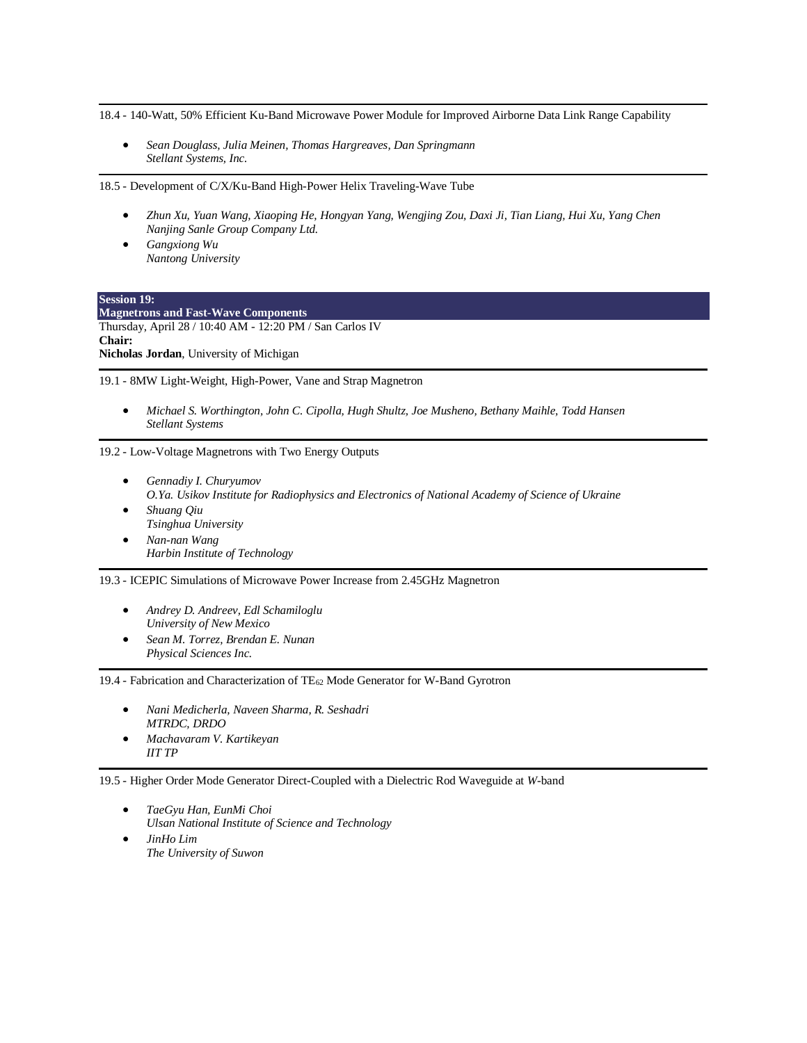18.4 - 140-Watt, 50% Efficient Ku-Band Microwave Power Module for Improved Airborne Data Link Range Capability

- *Sean Douglass, Julia Meinen, Thomas Hargreaves, Dan Springmann*
  *Stellant Systems, Inc.*

18.5 - Development of C/X/Ku-Band High-Power Helix Traveling-Wave Tube

- *Zhun Xu, Yuan Wang, Xiaoping He, Hongyan Yang, Wengjing Zou, Daxi Ji, Tian Liang, Hui Xu, Yang Chen*
  *Nanjing Sanle Group Company Ltd.*
- *Gangxiong Wu*
  *Nantong University*

## Session 19: Magnetrons and Fast-Wave Components

Thursday, April 28 / 10:40 AM - 12:20 PM / San Carlos IV

**Chair:**

**Nicholas Jordan**, University of Michigan

19.1 - 8MW Light-Weight, High-Power, Vane and Strap Magnetron

- *Michael S. Worthington, John C. Cipolla, Hugh Shultz, Joe Musheno, Bethany Maihle, Todd Hansen*
  *Stellant Systems*

19.2 - Low-Voltage Magnetrons with Two Energy Outputs

- *Gennadiy I. Churyumov*
  *O.Ya. Usikov Institute for Radiophysics and Electronics of National Academy of Science of Ukraine*
- *Shuang Qiu*
  *Tsinghua University*
- *Nan-nan Wang*
  *Harbin Institute of Technology*

19.3 - ICEPIC Simulations of Microwave Power Increase from 2.45GHz Magnetron

- *Andrey D. Andreev, Edl Schamiloglu*
  *University of New Mexico*
- *Sean M. Torrez, Brendan E. Nunan*
  *Physical Sciences Inc.*

19.4 - Fabrication and Characterization of $TE_{62}$ Mode Generator for W-Band Gyrotron

- *Nani Medicherla, Naveen Sharma, R. Seshadri*
  *MTRDC, DRDO*
- *Machavaram V. Kartikeyan*
  *IIT TP*

19.5 - Higher Order Mode Generator Direct-Coupled with a Dielectric Rod Waveguide at *W*-band

- *TaeGyu Han, EunMi Choi*
  *Ulsan National Institute of Science and Technology*
- *JinHo Lim*
  *The University of Suwon*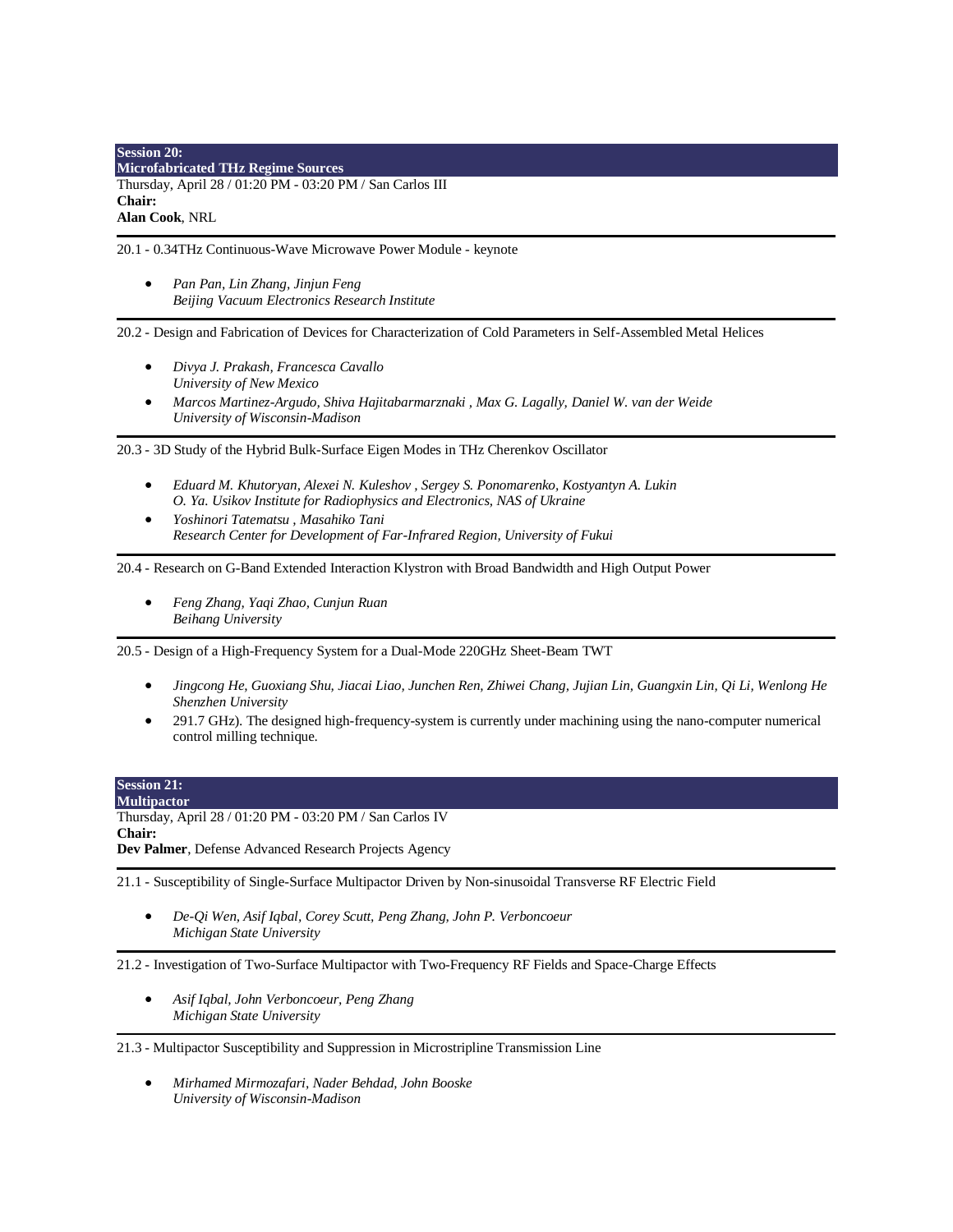## Session 20: Microfabricated THz Regime Sources

Thursday, April 28 / 01:20 PM - 03:20 PM / San Carlos III

**Chair:**

**Alan Cook**, NRL

---

20.1 - 0.34THz Continuous-Wave Microwave Power Module - keynote

- *Pan Pan, Lin Zhang, Jinjun Feng*
  *Beijing Vacuum Electronics Research Institute*

---

20.2 - Design and Fabrication of Devices for Characterization of Cold Parameters in Self-Assembled Metal Helices

- *Divya J. Prakash, Francesca Cavallo*
  *University of New Mexico*
- *Marcos Martinez-Argudo, Shiva Hajitabarmarznaki , Max G. Lagally, Daniel W. van der Weide*
  *University of Wisconsin-Madison*

---

20.3 - 3D Study of the Hybrid Bulk-Surface Eigen Modes in THz Cherenkov Oscillator

- *Eduard M. Khutoryan, Alexei N. Kuleshov , Sergey S. Ponomarenko, Kostyantyn A. Lukin*
  *O. Ya. Usikov Institute for Radiophysics and Electronics, NAS of Ukraine*
- *Yoshinori Tatematsu , Masahiko Tani*
  *Research Center for Development of Far-Infrared Region, University of Fukui*

---

20.4 - Research on G-Band Extended Interaction Klystron with Broad Bandwidth and High Output Power

- *Feng Zhang, Yaqi Zhao, Cunjun Ruan*
  *Beihang University*

---

20.5 - Design of a High-Frequency System for a Dual-Mode 220GHz Sheet-Beam TWT

- *Jingcong He, Guoxiang Shu, Jiacai Liao, Junchen Ren, Zhiwei Chang, Jujian Lin, Guangxin Lin, Qi Li, Wenlong He*
  *Shenzhen University*
- 291.7 GHz). The designed high-frequency-system is currently under machining using the nano-computer numerical control milling technique.

## Session 21: Multipactor

Thursday, April 28 / 01:20 PM - 03:20 PM / San Carlos IV

**Chair:**

**Dev Palmer**, Defense Advanced Research Projects Agency

---

21.1 - Susceptibility of Single-Surface Multipactor Driven by Non-sinusoidal Transverse RF Electric Field

- *De-Qi Wen, Asif Iqbal, Corey Scutt, Peng Zhang, John P. Verboncoeur*
  *Michigan State University*

---

21.2 - Investigation of Two-Surface Multipactor with Two-Frequency RF Fields and Space-Charge Effects

- *Asif Iqbal, John Verboncoeur, Peng Zhang*
  *Michigan State University*

---

21.3 - Multipactor Susceptibility and Suppression in Microstripline Transmission Line

- *Mirhamed Mirmozafari, Nader Behdad, John Booske*
  *University of Wisconsin-Madison*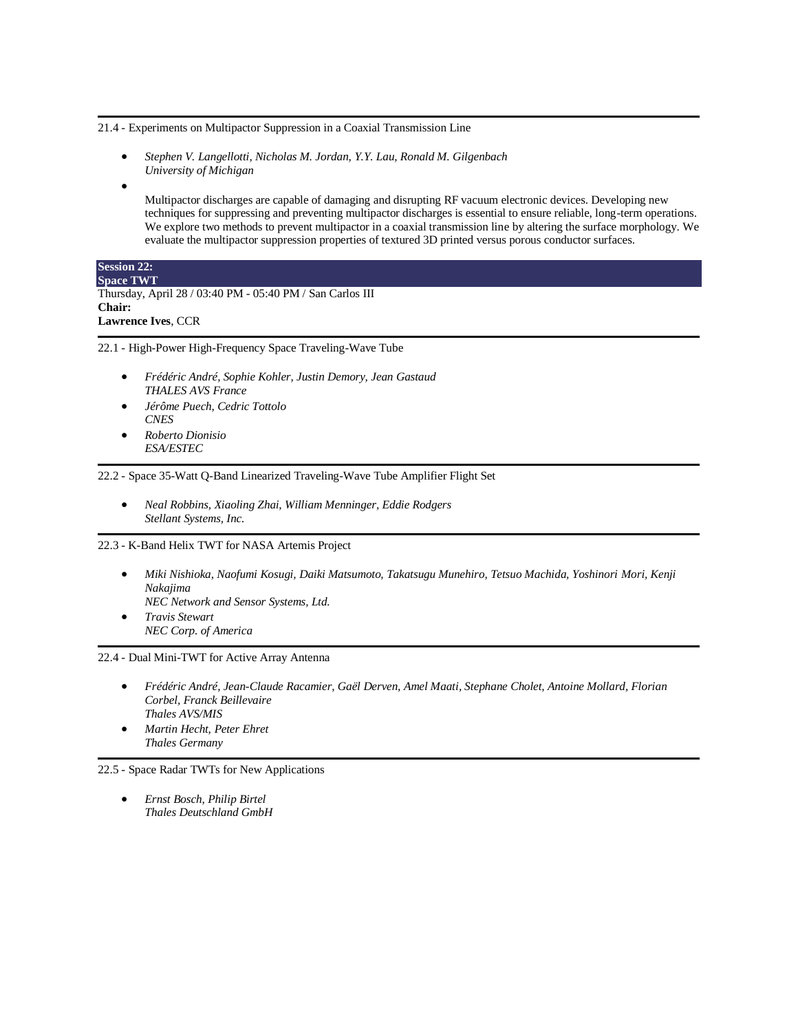---

21.4 - Experiments on Multipactor Suppression in a Coaxial Transmission Line

- *Stephen V. Langellotti, Nicholas M. Jordan, Y.Y. Lau, Ronald M. Gilgenbach*
  *University of Michigan*
- 

  Multipactor discharges are capable of damaging and disrupting RF vacuum electronic devices. Developing new techniques for suppressing and preventing multipactor discharges is essential to ensure reliable, long-term operations. We explore two methods to prevent multipactor in a coaxial transmission line by altering the surface morphology. We evaluate the multipactor suppression properties of textured 3D printed versus porous conductor surfaces.

## Session 22: Space TWT

Thursday, April 28 / 03:40 PM - 05:40 PM / San Carlos III
**Chair:**
**Lawrence Ives**, CCR

---

22.1 - High-Power High-Frequency Space Traveling-Wave Tube

- *Frédéric André, Sophie Kohler, Justin Demory, Jean Gastaud*
  *THALES AVS France*
- *Jérôme Puech, Cedric Tottolo*
  *CNES*
- *Roberto Dionisio*
  *ESA/ESTEC*

---

22.2 - Space 35-Watt Q-Band Linearized Traveling-Wave Tube Amplifier Flight Set

- *Neal Robbins, Xiaoling Zhai, William Menninger, Eddie Rodgers*
  *Stellant Systems, Inc.*

---

22.3 - K-Band Helix TWT for NASA Artemis Project

- *Miki Nishioka, Naofumi Kosugi, Daiki Matsumoto, Takatsugu Munehiro, Tetsuo Machida, Yoshinori Mori, Kenji Nakajima*
  *NEC Network and Sensor Systems, Ltd.*
- *Travis Stewart*
  *NEC Corp. of America*

---

22.4 - Dual Mini-TWT for Active Array Antenna

- *Frédéric André, Jean-Claude Racamier, Gaël Derven, Amel Maati, Stephane Cholet, Antoine Mollard, Florian Corbel, Franck Beillevaire*
  *Thales AVS/MIS*
- *Martin Hecht, Peter Ehret*
  *Thales Germany*

---

22.5 - Space Radar TWTs for New Applications

- *Ernst Bosch, Philip Birtel*
  *Thales Deutschland GmbH*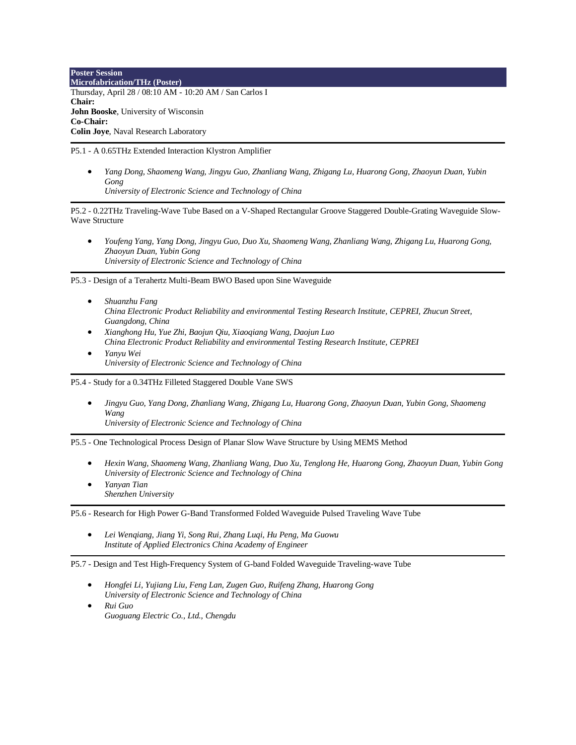**Poster Session**
**Microfabrication/THz (Poster)**

Thursday, April 28 / 08:10 AM - 10:20 AM / San Carlos I

**Chair:**
**John Booske**, University of Wisconsin

**Co-Chair:**
**Colin Joye**, Naval Research Laboratory

---

P5.1 - A 0.65THz Extended Interaction Klystron Amplifier

- *Yang Dong, Shaomeng Wang, Jingyu Guo, Zhanliang Wang, Zhigang Lu, Huarong Gong, Zhaoyun Duan, Yubin Gong*
  *University of Electronic Science and Technology of China*

---

P5.2 - 0.22THz Traveling-Wave Tube Based on a V-Shaped Rectangular Groove Staggered Double-Grating Waveguide Slow-Wave Structure

- *Youfeng Yang, Yang Dong, Jingyu Guo, Duo Xu, Shaomeng Wang, Zhanliang Wang, Zhigang Lu, Huarong Gong, Zhaoyun Duan, Yubin Gong*
  *University of Electronic Science and Technology of China*

---

P5.3 - Design of a Terahertz Multi-Beam BWO Based upon Sine Waveguide

- *Shuanzhu Fang*
  *China Electronic Product Reliability and environmental Testing Research Institute, CEPREI, Zhucun Street, Guangdong, China*
- *Xianghong Hu, Yue Zhi, Baojun Qiu, Xiaoqiang Wang, Daojun Luo*
  *China Electronic Product Reliability and environmental Testing Research Institute, CEPREI*
- *Yanyu Wei*
  *University of Electronic Science and Technology of China*

---

P5.4 - Study for a 0.34THz Filleted Staggered Double Vane SWS

- *Jingyu Guo, Yang Dong, Zhanliang Wang, Zhigang Lu, Huarong Gong, Zhaoyun Duan, Yubin Gong, Shaomeng Wang*
  *University of Electronic Science and Technology of China*

---

P5.5 - One Technological Process Design of Planar Slow Wave Structure by Using MEMS Method

- *Hexin Wang, Shaomeng Wang, Zhanliang Wang, Duo Xu, Tenglong He, Huarong Gong, Zhaoyun Duan, Yubin Gong*
  *University of Electronic Science and Technology of China*
- *Yanyan Tian*
  *Shenzhen University*

---

P5.6 - Research for High Power G-Band Transformed Folded Waveguide Pulsed Traveling Wave Tube

- *Lei Wenqiang, Jiang Yi, Song Rui, Zhang Luqi, Hu Peng, Ma Guowu*
  *Institute of Applied Electronics China Academy of Engineer*

---

P5.7 - Design and Test High-Frequency System of G-band Folded Waveguide Traveling-wave Tube

- *Hongfei Li, Yujiang Liu, Feng Lan, Zugen Guo, Ruifeng Zhang, Huarong Gong*
  *University of Electronic Science and Technology of China*
- *Rui Guo*
  *Guoguang Electric Co., Ltd., Chengdu*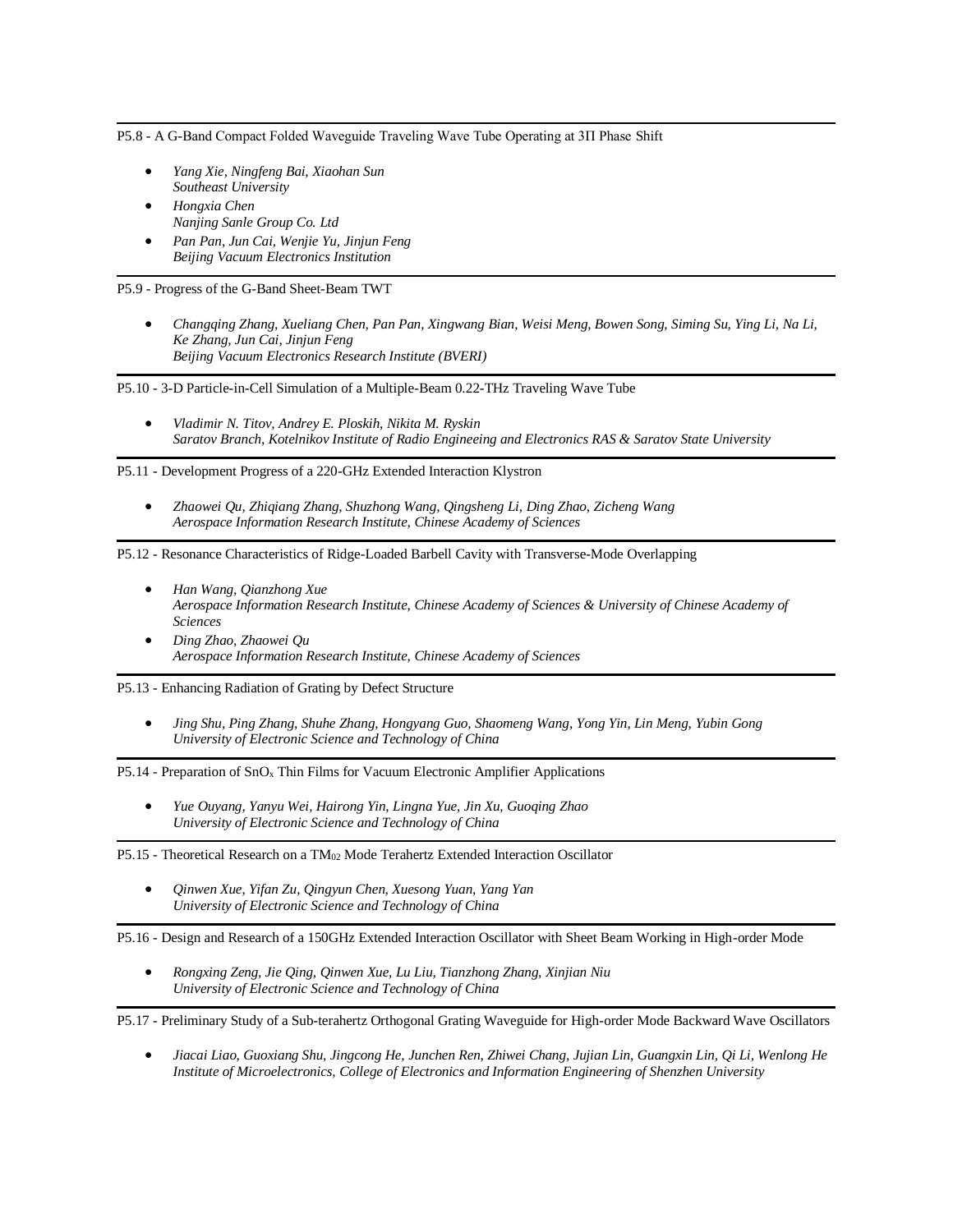P5.8 - A G-Band Compact Folded Waveguide Traveling Wave Tube Operating at 3Π Phase Shift

- *Yang Xie, Ningfeng Bai, Xiaohan Sun*
  *Southeast University*
- *Hongxia Chen*
  *Nanjing Sanle Group Co. Ltd*
- *Pan Pan, Jun Cai, Wenjie Yu, Jinjun Feng*
  *Beijing Vacuum Electronics Institution*

P5.9 - Progress of the G-Band Sheet-Beam TWT

- *Changqing Zhang, Xueliang Chen, Pan Pan, Xingwang Bian, Weisi Meng, Bowen Song, Siming Su, Ying Li, Na Li, Ke Zhang, Jun Cai, Jinjun Feng*
  *Beijing Vacuum Electronics Research Institute (BVERI)*

P5.10 - 3-D Particle-in-Cell Simulation of a Multiple-Beam 0.22-THz Traveling Wave Tube

- *Vladimir N. Titov, Andrey E. Ploskih, Nikita M. Ryskin*
  *Saratov Branch, Kotelnikov Institute of Radio Engineering and Electronics RAS & Saratov State University*

P5.11 - Development Progress of a 220-GHz Extended Interaction Klystron

- *Zhaowei Qu, Zhiqiang Zhang, Shuzhong Wang, Qingsheng Li, Ding Zhao, Zicheng Wang*
  *Aerospace Information Research Institute, Chinese Academy of Sciences*

P5.12 - Resonance Characteristics of Ridge-Loaded Barbell Cavity with Transverse-Mode Overlapping

- *Han Wang, Qianzhong Xue*
  *Aerospace Information Research Institute, Chinese Academy of Sciences & University of Chinese Academy of Sciences*
- *Ding Zhao, Zhaowei Qu*
  *Aerospace Information Research Institute, Chinese Academy of Sciences*

P5.13 - Enhancing Radiation of Grating by Defect Structure

- *Jing Shu, Ping Zhang, Shuhe Zhang, Hongyang Guo, Shaomeng Wang, Yong Yin, Lin Meng, Yubin Gong*
  *University of Electronic Science and Technology of China*

P5.14 - Preparation of $SnO_x$ Thin Films for Vacuum Electronic Amplifier Applications

- *Yue Ouyang, Yanyu Wei, Hairong Yin, Lingna Yue, Jin Xu, Guoqing Zhao*
  *University of Electronic Science and Technology of China*

P5.15 - Theoretical Research on a $TM_{02}$ Mode Terahertz Extended Interaction Oscillator

- *Qinwen Xue, Yifan Zu, Qingyun Chen, Xuesong Yuan, Yang Yan*
  *University of Electronic Science and Technology of China*

P5.16 - Design and Research of a 150GHz Extended Interaction Oscillator with Sheet Beam Working in High-order Mode

- *Rongxing Zeng, Jie Qing, Qinwen Xue, Lu Liu, Tianzhong Zhang, Xinjian Niu*
  *University of Electronic Science and Technology of China*

P5.17 - Preliminary Study of a Sub-terahertz Orthogonal Grating Waveguide for High-order Mode Backward Wave Oscillators

- *Jiacai Liao, Guoxiang Shu, Jingcong He, Junchen Ren, Zhiwei Chang, Jujian Lin, Guangxin Lin, Qi Li, Wenlong He*
  *Institute of Microelectronics, College of Electronics and Information Engineering of Shenzhen University*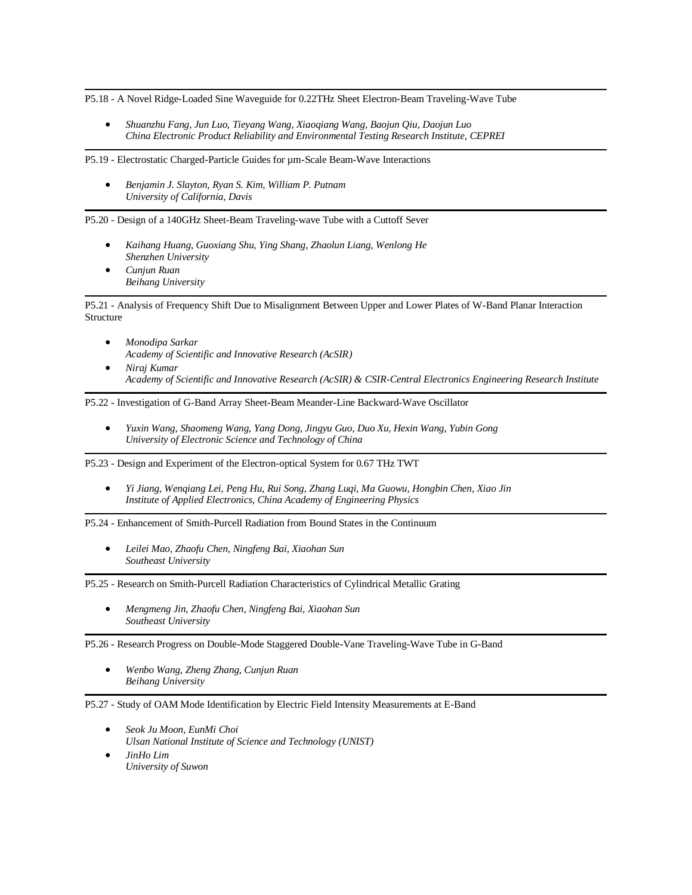---

P5.18 - A Novel Ridge-Loaded Sine Waveguide for 0.22THz Sheet Electron-Beam Traveling-Wave Tube

- *Shuanzhu Fang, Jun Luo, Tieyang Wang, Xiaoqiang Wang, Baojun Qiu, Daojun Luo*
  *China Electronic Product Reliability and Environmental Testing Research Institute, CEPREI*

---

P5.19 - Electrostatic Charged-Particle Guides for μm-Scale Beam-Wave Interactions

- *Benjamin J. Slayton, Ryan S. Kim, William P. Putnam*
  *University of California, Davis*

---

P5.20 - Design of a 140GHz Sheet-Beam Traveling-wave Tube with a Cuttoff Sever

- *Kaihang Huang, Guoxiang Shu, Ying Shang, Zhaolun Liang, Wenlong He*
  *Shenzhen University*
- *Cunjun Ruan*
  *Beihang University*

---

P5.21 - Analysis of Frequency Shift Due to Misalignment Between Upper and Lower Plates of W-Band Planar Interaction Structure

- *Monodipa Sarkar*
  *Academy of Scientific and Innovative Research (AcSIR)*
- *Niraj Kumar*
  *Academy of Scientific and Innovative Research (AcSIR) & CSIR-Central Electronics Engineering Research Institute*

---

P5.22 - Investigation of G-Band Array Sheet-Beam Meander-Line Backward-Wave Oscillator

- *Yuxin Wang, Shaomeng Wang, Yang Dong, Jingyu Guo, Duo Xu, Hexin Wang, Yubin Gong*
  *University of Electronic Science and Technology of China*

---

P5.23 - Design and Experiment of the Electron-optical System for 0.67 THz TWT

- *Yi Jiang, Wenqiang Lei, Peng Hu, Rui Song, Zhang Luqi, Ma Guowu, Hongbin Chen, Xiao Jin*
  *Institute of Applied Electronics, China Academy of Engineering Physics*

---

P5.24 - Enhancement of Smith-Purcell Radiation from Bound States in the Continuum

- *Leilei Mao, Zhaofu Chen, Ningfeng Bai, Xiaohan Sun*
  *Southeast University*

---

P5.25 - Research on Smith-Purcell Radiation Characteristics of Cylindrical Metallic Grating

- *Mengmeng Jin, Zhaofu Chen, Ningfeng Bai, Xiaohan Sun*
  *Southeast University*

---

P5.26 - Research Progress on Double-Mode Staggered Double-Vane Traveling-Wave Tube in G-Band

- *Wenbo Wang, Zheng Zhang, Cunjun Ruan*
  *Beihang University*

---

P5.27 - Study of OAM Mode Identification by Electric Field Intensity Measurements at E-Band

- *Seok Ju Moon, EunMi Choi*
  *Ulsan National Institute of Science and Technology (UNIST)*
- *JinHo Lim*
  *University of Suwon*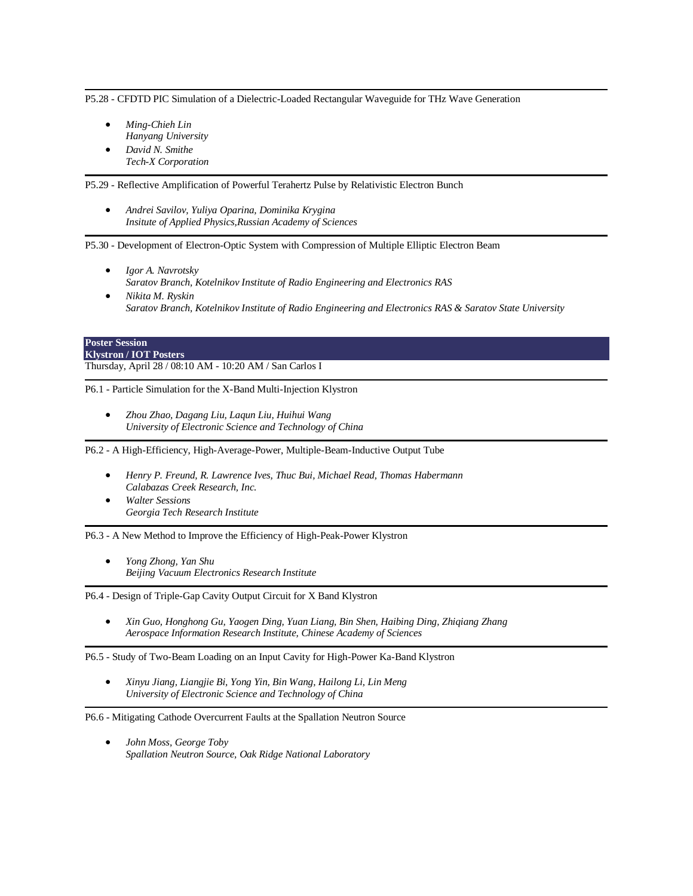P5.28 - CFDTD PIC Simulation of a Dielectric-Loaded Rectangular Waveguide for THz Wave Generation

- *Ming-Chieh Lin*
  *Hanyang University*
- *David N. Smithe*
  *Tech-X Corporation*

P5.29 - Reflective Amplification of Powerful Terahertz Pulse by Relativistic Electron Bunch

- *Andrei Savilov, Yuliya Oparina, Dominika Krygina*
  *Insitute of Applied Physics,Russian Academy of Sciences*

P5.30 - Development of Electron-Optic System with Compression of Multiple Elliptic Electron Beam

- *Igor A. Navrotsky*
  *Saratov Branch, Kotelnikov Institute of Radio Engineering and Electronics RAS*
- *Nikita M. Ryskin*
  *Saratov Branch, Kotelnikov Institute of Radio Engineering and Electronics RAS & Saratov State University*

## Poster Session
### Klystron / IOT Posters

Thursday, April 28 / 08:10 AM - 10:20 AM / San Carlos I

P6.1 - Particle Simulation for the X-Band Multi-Injection Klystron

- *Zhou Zhao, Dagang Liu, Laqun Liu, Huihui Wang*
  *University of Electronic Science and Technology of China*

P6.2 - A High-Efficiency, High-Average-Power, Multiple-Beam-Inductive Output Tube

- *Henry P. Freund, R. Lawrence Ives, Thuc Bui, Michael Read, Thomas Habermann*
  *Calabazas Creek Research, Inc.*
- *Walter Sessions*
  *Georgia Tech Research Institute*

P6.3 - A New Method to Improve the Efficiency of High-Peak-Power Klystron

- *Yong Zhong, Yan Shu*
  *Beijing Vacuum Electronics Research Institute*

P6.4 - Design of Triple-Gap Cavity Output Circuit for X Band Klystron

- *Xin Guo, Honghong Gu, Yaogen Ding, Yuan Liang, Bin Shen, Haibing Ding, Zhiqiang Zhang*
  *Aerospace Information Research Institute, Chinese Academy of Sciences*

P6.5 - Study of Two-Beam Loading on an Input Cavity for High-Power Ka-Band Klystron

- *Xinyu Jiang, Liangjie Bi, Yong Yin, Bin Wang, Hailong Li, Lin Meng*
  *University of Electronic Science and Technology of China*

P6.6 - Mitigating Cathode Overcurrent Faults at the Spallation Neutron Source

- *John Moss, George Toby*
  *Spallation Neutron Source, Oak Ridge National Laboratory*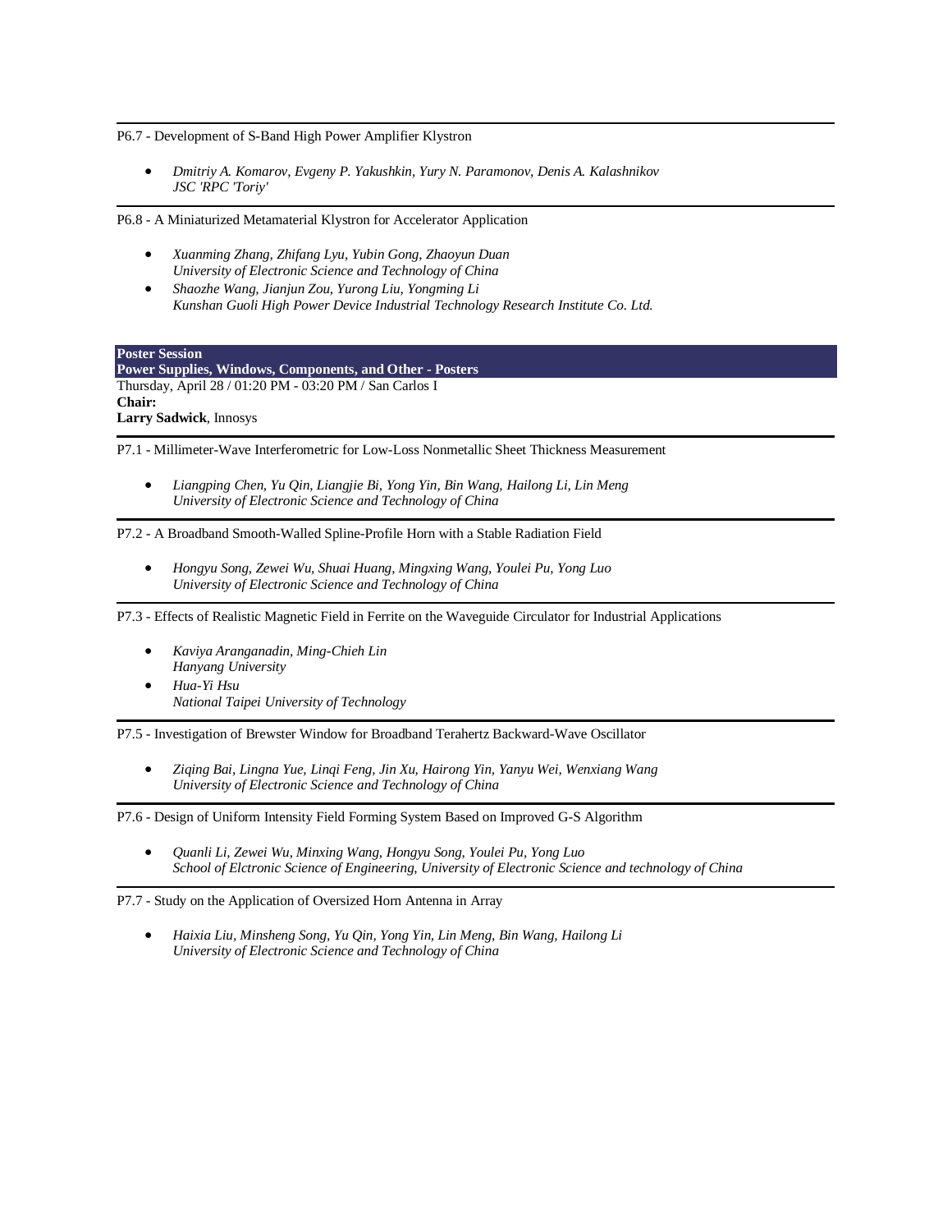P6.7 - Development of S-Band High Power Amplifier Klystron

- *Dmitriy A. Komarov, Evgeny P. Yakushkin, Yury N. Paramonov, Denis A. Kalashnikov*
  *JSC 'RPC 'Toriy'*

P6.8 - A Miniaturized Metamaterial Klystron for Accelerator Application

- *Xuanming Zhang, Zhifang Lyu, Yubin Gong, Zhaoyun Duan*
  *University of Electronic Science and Technology of China*
- *Shaozhe Wang, Jianjun Zou, Yurong Liu, Yongming Li*
  *Kunshan Guoli High Power Device Industrial Technology Research Institute Co. Ltd.*

**Poster Session**
**Power Supplies, Windows, Components, and Other - Posters**
Thursday, April 28 / 01:20 PM - 03:20 PM / San Carlos I
**Chair:**
**Larry Sadwick**, Innosys

P7.1 - Millimeter-Wave Interferometric for Low-Loss Nonmetallic Sheet Thickness Measurement

- *Liangping Chen, Yu Qin, Liangjie Bi, Yong Yin, Bin Wang, Hailong Li, Lin Meng*
  *University of Electronic Science and Technology of China*

P7.2 - A Broadband Smooth-Walled Spline-Profile Horn with a Stable Radiation Field

- *Hongyu Song, Zewei Wu, Shuai Huang, Mingxing Wang, Youlei Pu, Yong Luo*
  *University of Electronic Science and Technology of China*

P7.3 - Effects of Realistic Magnetic Field in Ferrite on the Waveguide Circulator for Industrial Applications

- *Kaviya Aranganadin, Ming-Chieh Lin*
  *Hanyang University*
- *Hua-Yi Hsu*
  *National Taipei University of Technology*

P7.5 - Investigation of Brewster Window for Broadband Terahertz Backward-Wave Oscillator

- *Ziqing Bai, Lingna Yue, Linqi Feng, Jin Xu, Hairong Yin, Yanyu Wei, Wenxiang Wang*
  *University of Electronic Science and Technology of China*

P7.6 - Design of Uniform Intensity Field Forming System Based on Improved G-S Algorithm

- *Quanli Li, Zewei Wu, Minxing Wang, Hongyu Song, Youlei Pu, Yong Luo*
  *School of Elctronic Science of Engineering, University of Electronic Science and technology of China*

P7.7 - Study on the Application of Oversized Horn Antenna in Array

- *Haixia Liu, Minsheng Song, Yu Qin, Yong Yin, Lin Meng, Bin Wang, Hailong Li*
  *University of Electronic Science and Technology of China*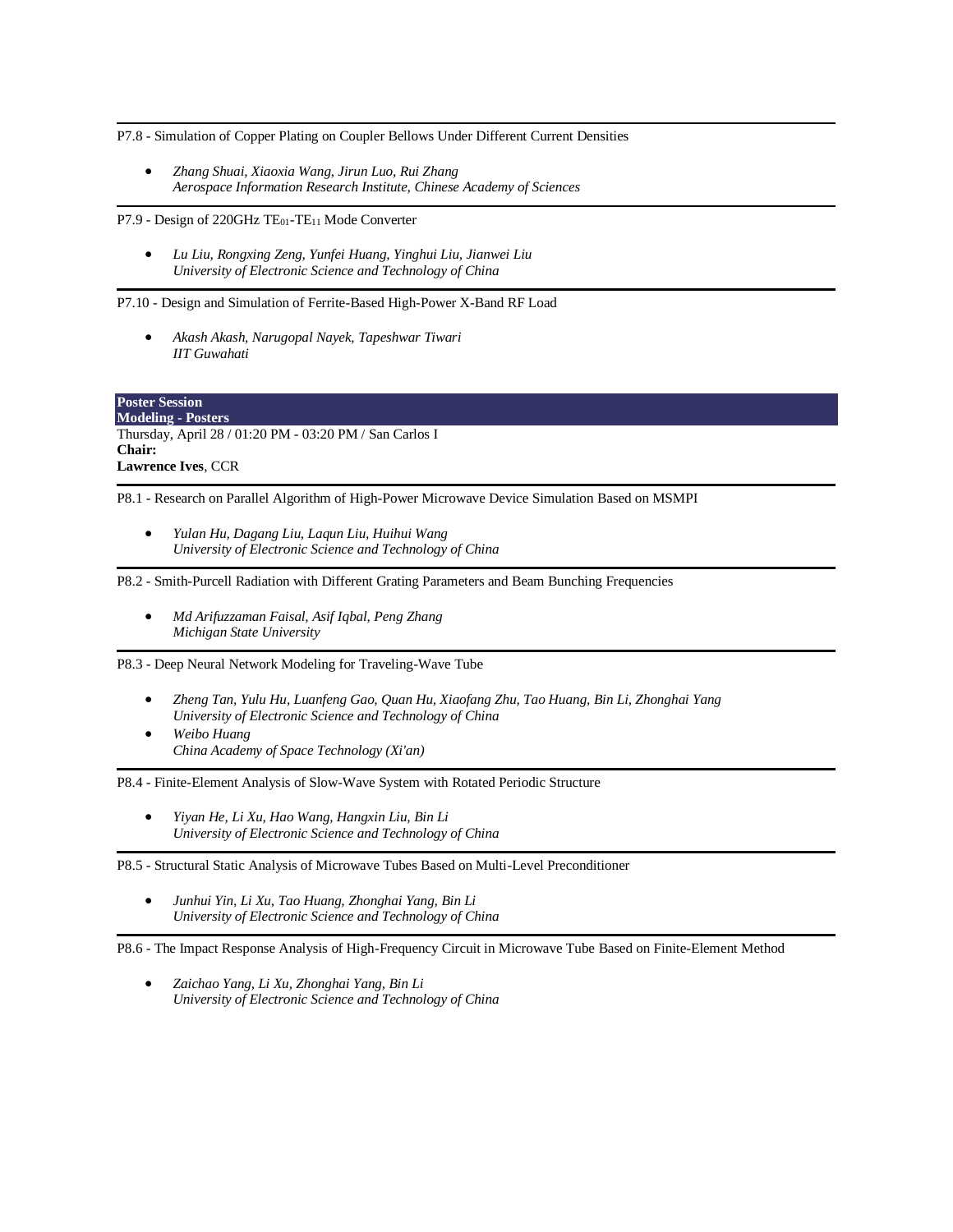P7.8 - Simulation of Copper Plating on Coupler Bellows Under Different Current Densities

- *Zhang Shuai, Xiaoxia Wang, Jirun Luo, Rui Zhang*
  *Aerospace Information Research Institute, Chinese Academy of Sciences*

P7.9 - Design of 220GHz $TE_{01}$-$TE_{11}$ Mode Converter

- *Lu Liu, Rongxing Zeng, Yunfei Huang, Yinghui Liu, Jianwei Liu*
  *University of Electronic Science and Technology of China*

P7.10 - Design and Simulation of Ferrite-Based High-Power X-Band RF Load

- *Akash Akash, Narugopal Nayek, Tapeshwar Tiwari*
  *IIT Guwahati*

## Poster Session
### Modeling - Posters

Thursday, April 28 / 01:20 PM - 03:20 PM / San Carlos I
**Chair:**
**Lawrence Ives**, CCR

P8.1 - Research on Parallel Algorithm of High-Power Microwave Device Simulation Based on MSMPI

- *Yulan Hu, Dagang Liu, Laqun Liu, Huihui Wang*
  *University of Electronic Science and Technology of China*

P8.2 - Smith-Purcell Radiation with Different Grating Parameters and Beam Bunching Frequencies

- *Md Arifuzzaman Faisal, Asif Iqbal, Peng Zhang*
  *Michigan State University*

P8.3 - Deep Neural Network Modeling for Traveling-Wave Tube

- *Zheng Tan, Yulu Hu, Luanfeng Gao, Quan Hu, Xiaofang Zhu, Tao Huang, Bin Li, Zhonghai Yang*
  *University of Electronic Science and Technology of China*
- *Weibo Huang*
  *China Academy of Space Technology (Xi'an)*

P8.4 - Finite-Element Analysis of Slow-Wave System with Rotated Periodic Structure

- *Yiyan He, Li Xu, Hao Wang, Hangxin Liu, Bin Li*
  *University of Electronic Science and Technology of China*

P8.5 - Structural Static Analysis of Microwave Tubes Based on Multi-Level Preconditioner

- *Junhui Yin, Li Xu, Tao Huang, Zhonghai Yang, Bin Li*
  *University of Electronic Science and Technology of China*

P8.6 - The Impact Response Analysis of High-Frequency Circuit in Microwave Tube Based on Finite-Element Method

- *Zaichao Yang, Li Xu, Zhonghai Yang, Bin Li*
  *University of Electronic Science and Technology of China*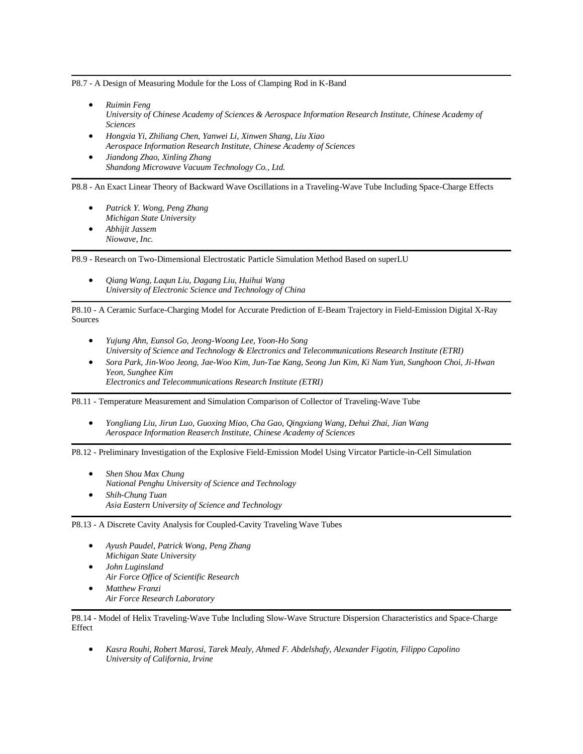---

P8.7 - A Design of Measuring Module for the Loss of Clamping Rod in K-Band

- *Ruimin Feng*
  *University of Chinese Academy of Sciences & Aerospace Information Research Institute, Chinese Academy of Sciences*
- *Hongxia Yi, Zhiliang Chen, Yanwei Li, Xinwen Shang, Liu Xiao*
  *Aerospace Information Research Institute, Chinese Academy of Sciences*
- *Jiandong Zhao, Xinling Zhang*
  *Shandong Microwave Vacuum Technology Co., Ltd.*

---

P8.8 - An Exact Linear Theory of Backward Wave Oscillations in a Traveling-Wave Tube Including Space-Charge Effects

- *Patrick Y. Wong, Peng Zhang*
  *Michigan State University*
- *Abhijit Jassem*
  *Niowave, Inc.*

---

P8.9 - Research on Two-Dimensional Electrostatic Particle Simulation Method Based on superLU

- *Qiang Wang, Laqun Liu, Dagang Liu, Huihui Wang*
  *University of Electronic Science and Technology of China*

---

P8.10 - A Ceramic Surface-Charging Model for Accurate Prediction of E-Beam Trajectory in Field-Emission Digital X-Ray Sources

- *Yujung Ahn, Eunsol Go, Jeong-Woong Lee, Yoon-Ho Song*
  *University of Science and Technology & Electronics and Telecommunications Research Institute (ETRI)*
- *Sora Park, Jin-Woo Jeong, Jae-Woo Kim, Jun-Tae Kang, Seong Jun Kim, Ki Nam Yun, Sunghoon Choi, Ji-Hwan Yeon, Sunghee Kim*
  *Electronics and Telecommunications Research Institute (ETRI)*

---

P8.11 - Temperature Measurement and Simulation Comparison of Collector of Traveling-Wave Tube

- *Yongliang Liu, Jirun Luo, Guoxing Miao, Cha Gao, Qingxiang Wang, Dehui Zhai, Jian Wang*
  *Aerospace Information Reaserch Institute, Chinese Academy of Sciences*

---

P8.12 - Preliminary Investigation of the Explosive Field-Emission Model Using Vircator Particle-in-Cell Simulation

- *Shen Shou Max Chung*
  *National Penghu University of Science and Technology*
- *Shih-Chung Tuan*
  *Asia Eastern University of Science and Technology*

---

P8.13 - A Discrete Cavity Analysis for Coupled-Cavity Traveling Wave Tubes

- *Ayush Paudel, Patrick Wong, Peng Zhang*
  *Michigan State University*
- *John Luginsland*
  *Air Force Office of Scientific Research*
- *Matthew Franzi*
  *Air Force Research Laboratory*

---

P8.14 - Model of Helix Traveling-Wave Tube Including Slow-Wave Structure Dispersion Characteristics and Space-Charge Effect

- *Kasra Rouhi, Robert Marosi, Tarek Mealy, Ahmed F. Abdelshafy, Alexander Figotin, Filippo Capolino*
  *University of California, Irvine*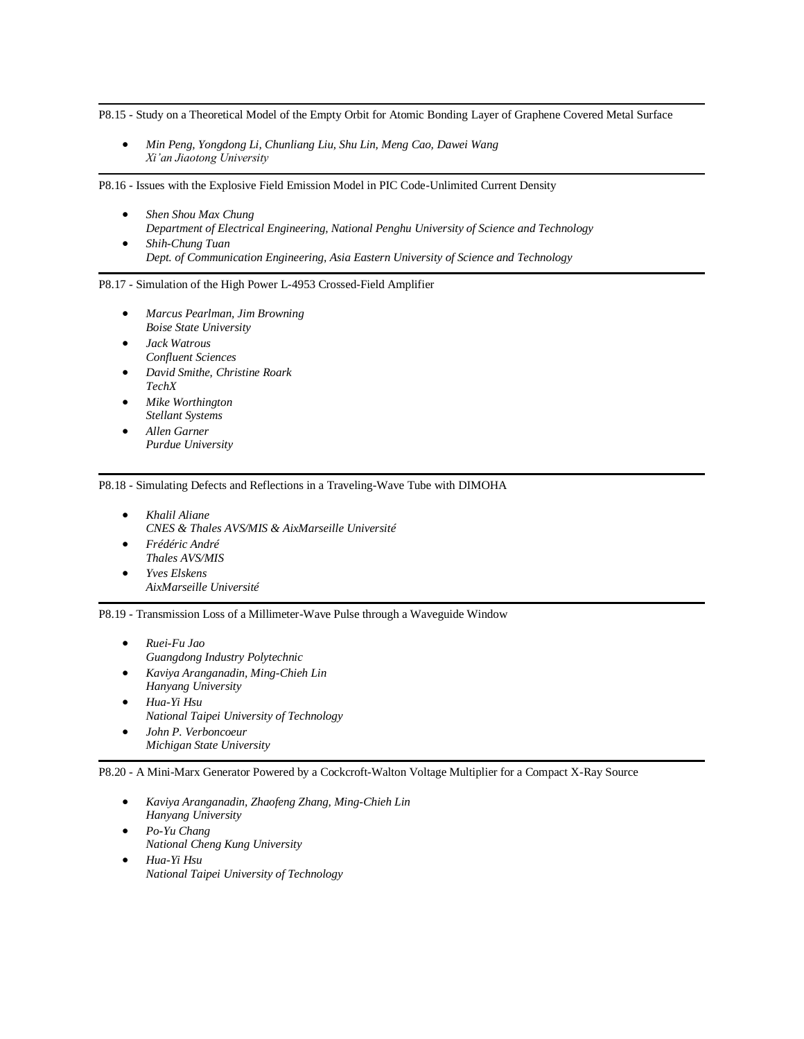---

P8.15 - Study on a Theoretical Model of the Empty Orbit for Atomic Bonding Layer of Graphene Covered Metal Surface

- *Min Peng, Yongdong Li, Chunliang Liu, Shu Lin, Meng Cao, Dawei Wang*
  *Xi'an Jiaotong University*

---

P8.16 - Issues with the Explosive Field Emission Model in PIC Code-Unlimited Current Density

- *Shen Shou Max Chung*
  *Department of Electrical Engineering, National Penghu University of Science and Technology*
- *Shih-Chung Tuan*
  *Dept. of Communication Engineering, Asia Eastern University of Science and Technology*

---

P8.17 - Simulation of the High Power L-4953 Crossed-Field Amplifier

- *Marcus Pearlman, Jim Browning*
  *Boise State University*
- *Jack Watrous*
  *Confluent Sciences*
- *David Smithe, Christine Roark*
  *TechX*
- *Mike Worthington*
  *Stellant Systems*
- *Allen Garner*
  *Purdue University*

---

P8.18 - Simulating Defects and Reflections in a Traveling-Wave Tube with DIMOHA

- *Khalil Aliane*
  *CNES & Thales AVS/MIS & AixMarseille Université*
- *Frédéric André*
  *Thales AVS/MIS*
- *Yves Elskens*
  *AixMarseille Université*

---

P8.19 - Transmission Loss of a Millimeter-Wave Pulse through a Waveguide Window

- *Ruei-Fu Jao*
  *Guangdong Industry Polytechnic*
- *Kaviya Aranganadin, Ming-Chieh Lin*
  *Hanyang University*
- *Hua-Yi Hsu*
  *National Taipei University of Technology*
- *John P. Verboncoeur*
  *Michigan State University*

---

P8.20 - A Mini-Marx Generator Powered by a Cockcroft-Walton Voltage Multiplier for a Compact X-Ray Source

- *Kaviya Aranganadin, Zhaofeng Zhang, Ming-Chieh Lin*
  *Hanyang University*
- *Po-Yu Chang*
  *National Cheng Kung University*
- *Hua-Yi Hsu*
  *National Taipei University of Technology*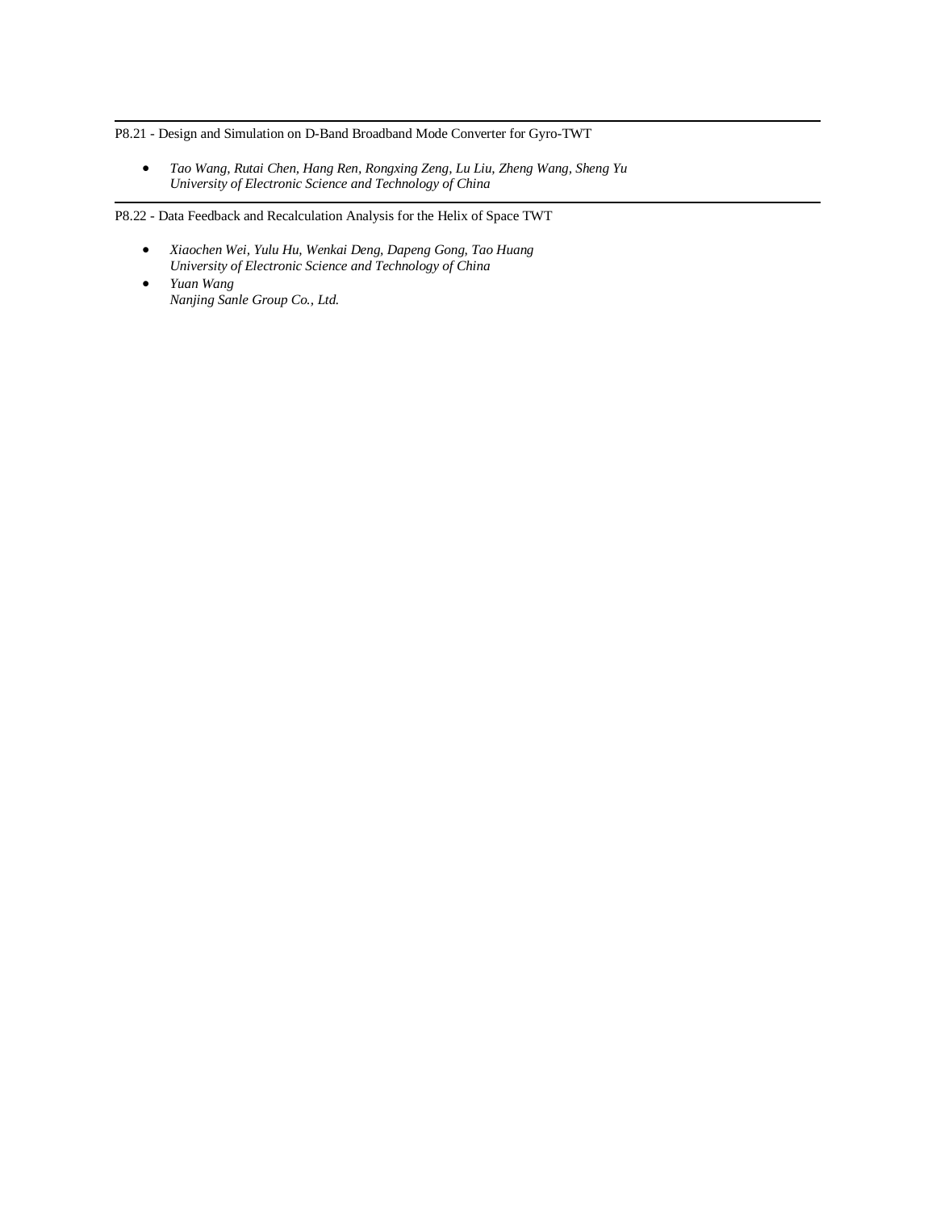---

P8.21 - Design and Simulation on D-Band Broadband Mode Converter for Gyro-TWT

- *Tao Wang, Rutai Chen, Hang Ren, Rongxing Zeng, Lu Liu, Zheng Wang, Sheng Yu*  
  *University of Electronic Science and Technology of China*

---

P8.22 - Data Feedback and Recalculation Analysis for the Helix of Space TWT

- *Xiaochen Wei, Yulu Hu, Wenkai Deng, Dapeng Gong, Tao Huang*  
  *University of Electronic Science and Technology of China*
- *Yuan Wang*  
  *Nanjing Sanle Group Co., Ltd.*